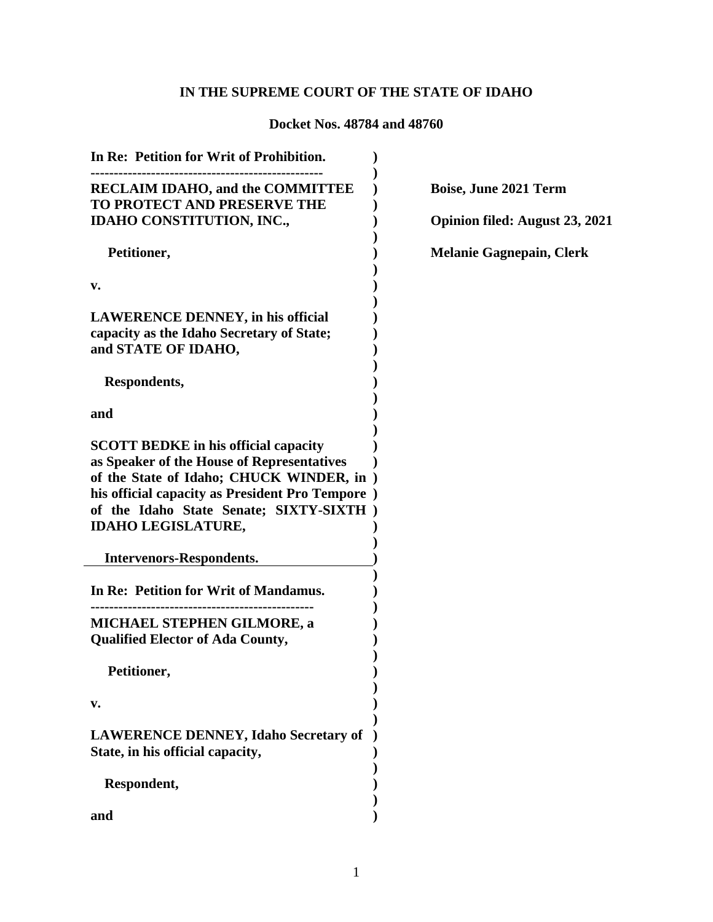# IN THE SUPREME COURT OF THE STATE OF IDAHO

**Docket Nos. 48784 and 48760**

**In Re: Petition for Writ of Prohibition.**

---

**RECLAIM IDAHO, and the COMMITTEE TO PROTECT AND PRESERVE THE IDAHO CONSTITUTION, INC.,**

**Petitioner,**

**v.**

**LAWERENCE DENNEY, in his official capacity as the Idaho Secretary of State; and STATE OF IDAHO,**

**Respondents,**

**and**

**SCOTT BEDKE in his official capacity as Speaker of the House of Representatives of the State of Idaho; CHUCK WINDER, in his official capacity as President Pro Tempore of the Idaho State Senate; SIXTY-SIXTH IDAHO LEGISLATURE,**

**Intervenors-Respondents.**

**In Re: Petition for Writ of Mandamus.**

---

**MICHAEL STEPHEN GILMORE, a Qualified Elector of Ada County,**

**Petitioner,**

**v.**

**LAWERENCE DENNEY, Idaho Secretary of State, in his official capacity,**

**Respondent,**

**and**

**Boise, June 2021 Term**

**Opinion filed: August 23, 2021**

**Melanie Gagnepain, Clerk**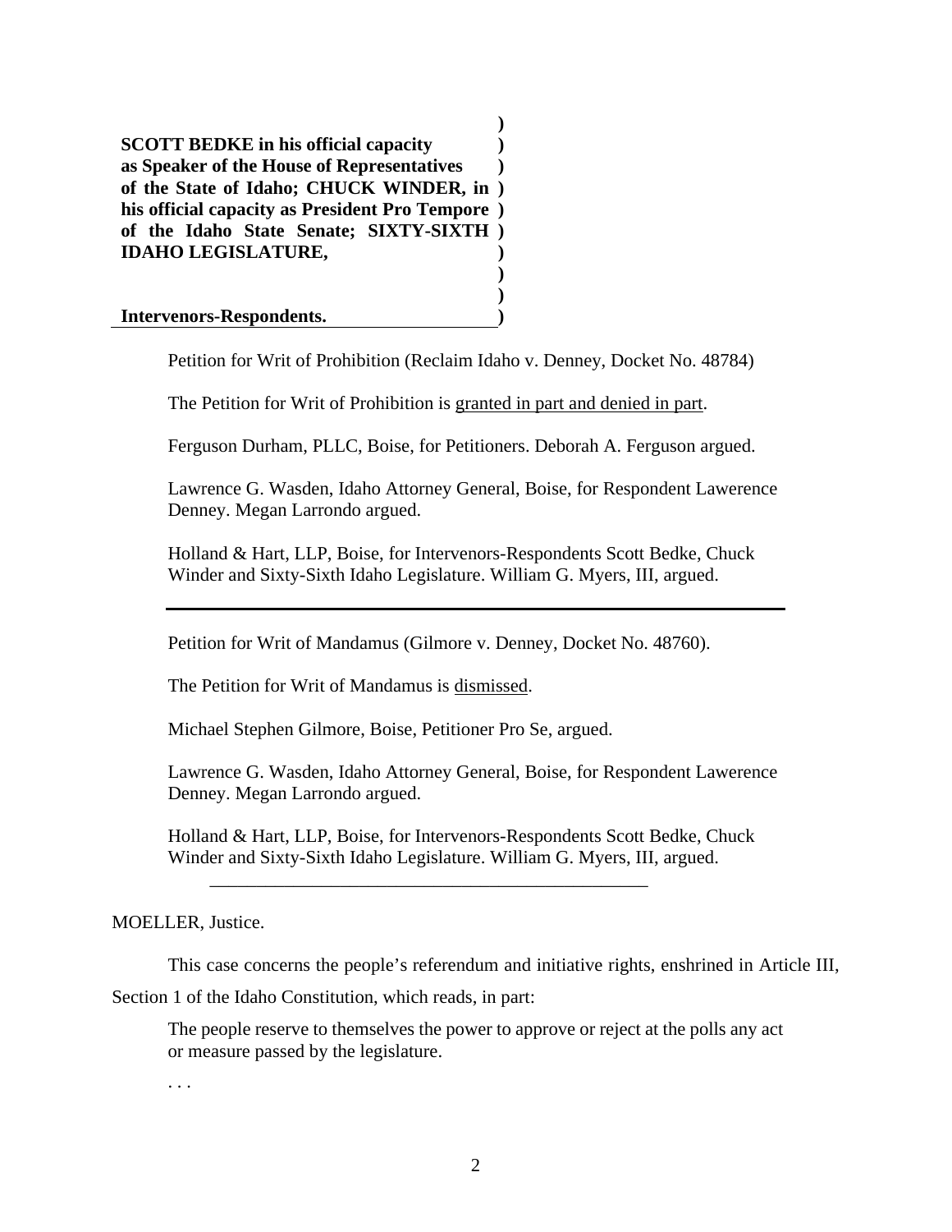**SCOTT BEDKE in his official capacity as Speaker of the House of Representatives of the State of Idaho; CHUCK WINDER, in his official capacity as President Pro Tempore of the Idaho State Senate; SIXTY-SIXTH IDAHO LEGISLATURE,**

**Intervenors-Respondents.**

Petition for Writ of Prohibition (Reclaim Idaho v. Denney, Docket No. 48784)

The Petition for Writ of Prohibition is granted in part and denied in part.

Ferguson Durham, PLLC, Boise, for Petitioners. Deborah A. Ferguson argued.

Lawrence G. Wasden, Idaho Attorney General, Boise, for Respondent Lawerence Denney. Megan Larrondo argued.

Holland & Hart, LLP, Boise, for Intervenors-Respondents Scott Bedke, Chuck Winder and Sixty-Sixth Idaho Legislature. William G. Myers, III, argued.

---

Petition for Writ of Mandamus (Gilmore v. Denney, Docket No. 48760).

The Petition for Writ of Mandamus is dismissed.

Michael Stephen Gilmore, Boise, Petitioner Pro Se, argued.

Lawrence G. Wasden, Idaho Attorney General, Boise, for Respondent Lawerence Denney. Megan Larrondo argued.

Holland & Hart, LLP, Boise, for Intervenors-Respondents Scott Bedke, Chuck Winder and Sixty-Sixth Idaho Legislature. William G. Myers, III, argued.

---

MOELLER, Justice.

This case concerns the people's referendum and initiative rights, enshrined in Article III, Section 1 of the Idaho Constitution, which reads, in part:

> The people reserve to themselves the power to approve or reject at the polls any act or measure passed by the legislature.
>
> . . .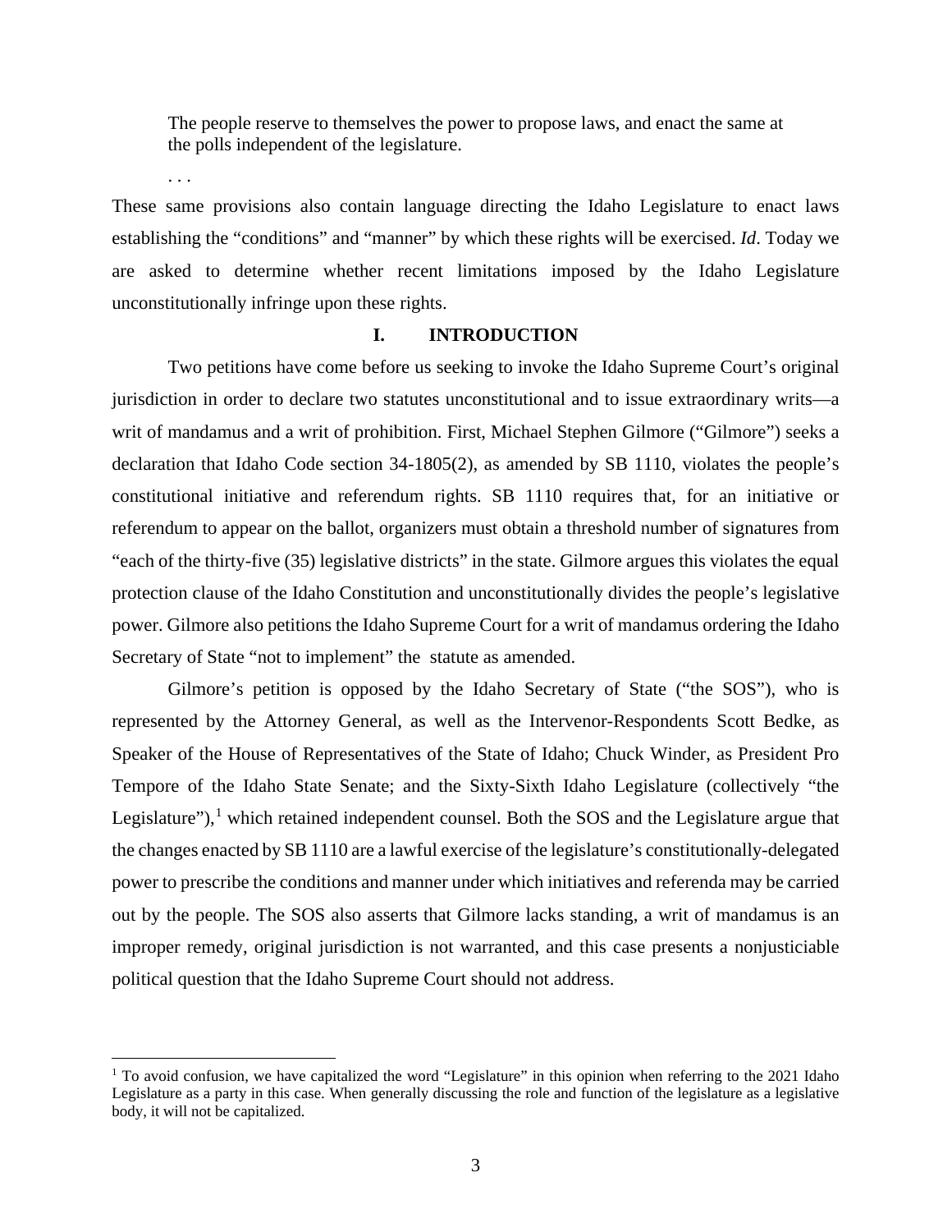> The people reserve to themselves the power to propose laws, and enact the same at the polls independent of the legislature.
>
> . . .

These same provisions also contain language directing the Idaho Legislature to enact laws establishing the "conditions" and "manner" by which these rights will be exercised. *Id*. Today we are asked to determine whether recent limitations imposed by the Idaho Legislature unconstitutionally infringe upon these rights.

## I. INTRODUCTION

Two petitions have come before us seeking to invoke the Idaho Supreme Court's original jurisdiction in order to declare two statutes unconstitutional and to issue extraordinary writs—a writ of mandamus and a writ of prohibition. First, Michael Stephen Gilmore ("Gilmore") seeks a declaration that Idaho Code section 34-1805(2), as amended by SB 1110, violates the people's constitutional initiative and referendum rights. SB 1110 requires that, for an initiative or referendum to appear on the ballot, organizers must obtain a threshold number of signatures from "each of the thirty-five (35) legislative districts" in the state. Gilmore argues this violates the equal protection clause of the Idaho Constitution and unconstitutionally divides the people's legislative power. Gilmore also petitions the Idaho Supreme Court for a writ of mandamus ordering the Idaho Secretary of State "not to implement" the statute as amended.

Gilmore's petition is opposed by the Idaho Secretary of State ("the SOS"), who is represented by the Attorney General, as well as the Intervenor-Respondents Scott Bedke, as Speaker of the House of Representatives of the State of Idaho; Chuck Winder, as President Pro Tempore of the Idaho State Senate; and the Sixty-Sixth Idaho Legislature (collectively "the Legislature"),[1] which retained independent counsel. Both the SOS and the Legislature argue that the changes enacted by SB 1110 are a lawful exercise of the legislature's constitutionally-delegated power to prescribe the conditions and manner under which initiatives and referenda may be carried out by the people. The SOS also asserts that Gilmore lacks standing, a writ of mandamus is an improper remedy, original jurisdiction is not warranted, and this case presents a nonjusticiable political question that the Idaho Supreme Court should not address.

---

[1] To avoid confusion, we have capitalized the word "Legislature" in this opinion when referring to the 2021 Idaho Legislature as a party in this case. When generally discussing the role and function of the legislature as a legislative body, it will not be capitalized.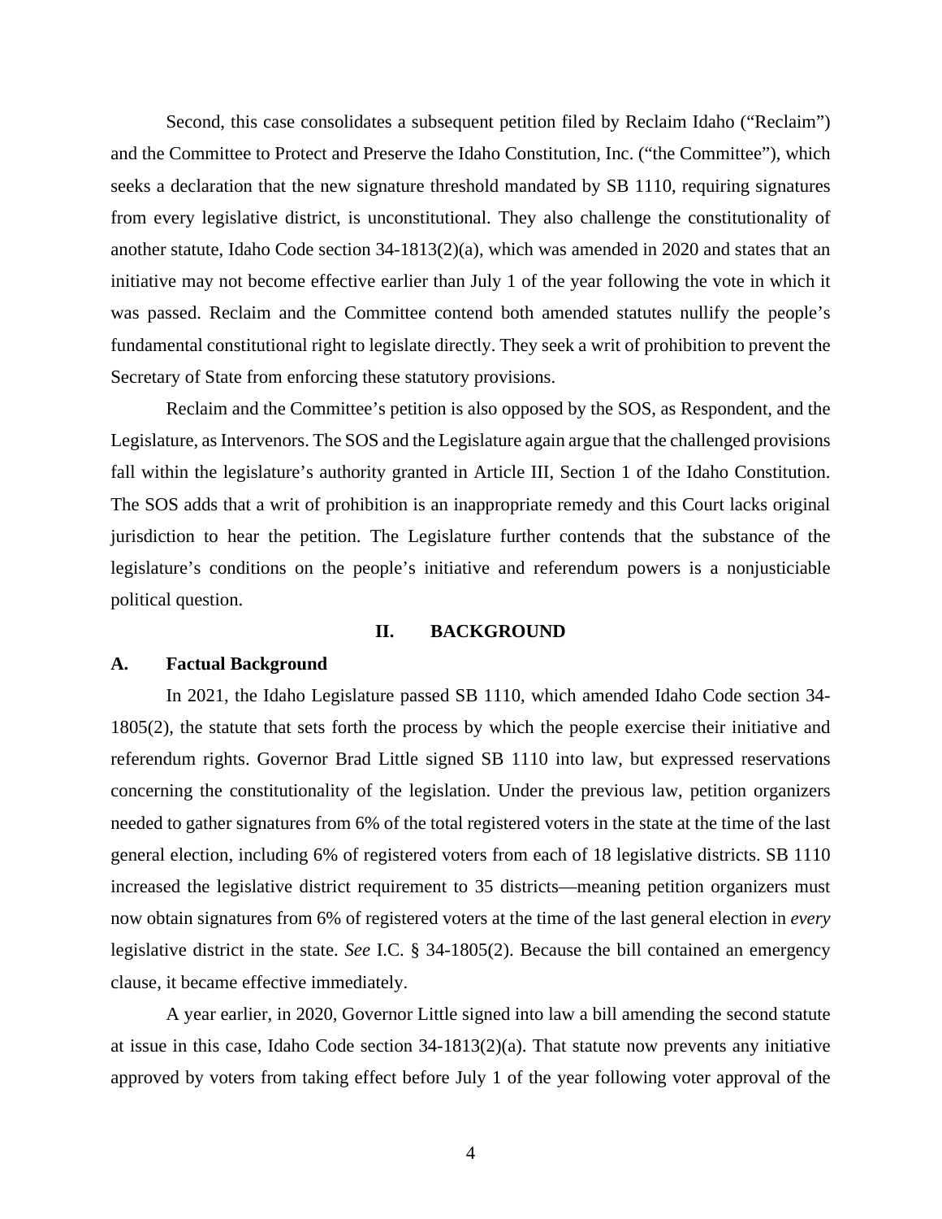Second, this case consolidates a subsequent petition filed by Reclaim Idaho ("Reclaim") and the Committee to Protect and Preserve the Idaho Constitution, Inc. ("the Committee"), which seeks a declaration that the new signature threshold mandated by SB 1110, requiring signatures from every legislative district, is unconstitutional. They also challenge the constitutionality of another statute, Idaho Code section 34-1813(2)(a), which was amended in 2020 and states that an initiative may not become effective earlier than July 1 of the year following the vote in which it was passed. Reclaim and the Committee contend both amended statutes nullify the people's fundamental constitutional right to legislate directly. They seek a writ of prohibition to prevent the Secretary of State from enforcing these statutory provisions.

Reclaim and the Committee's petition is also opposed by the SOS, as Respondent, and the Legislature, as Intervenors. The SOS and the Legislature again argue that the challenged provisions fall within the legislature's authority granted in Article III, Section 1 of the Idaho Constitution. The SOS adds that a writ of prohibition is an inappropriate remedy and this Court lacks original jurisdiction to hear the petition. The Legislature further contends that the substance of the legislature's conditions on the people's initiative and referendum powers is a nonjusticiable political question.

## II. BACKGROUND

### A. Factual Background

In 2021, the Idaho Legislature passed SB 1110, which amended Idaho Code section 34-1805(2), the statute that sets forth the process by which the people exercise their initiative and referendum rights. Governor Brad Little signed SB 1110 into law, but expressed reservations concerning the constitutionality of the legislation. Under the previous law, petition organizers needed to gather signatures from 6% of the total registered voters in the state at the time of the last general election, including 6% of registered voters from each of 18 legislative districts. SB 1110 increased the legislative district requirement to 35 districts—meaning petition organizers must now obtain signatures from 6% of registered voters at the time of the last general election in *every* legislative district in the state. *See* I.C. § 34-1805(2). Because the bill contained an emergency clause, it became effective immediately.

A year earlier, in 2020, Governor Little signed into law a bill amending the second statute at issue in this case, Idaho Code section 34-1813(2)(a). That statute now prevents any initiative approved by voters from taking effect before July 1 of the year following voter approval of the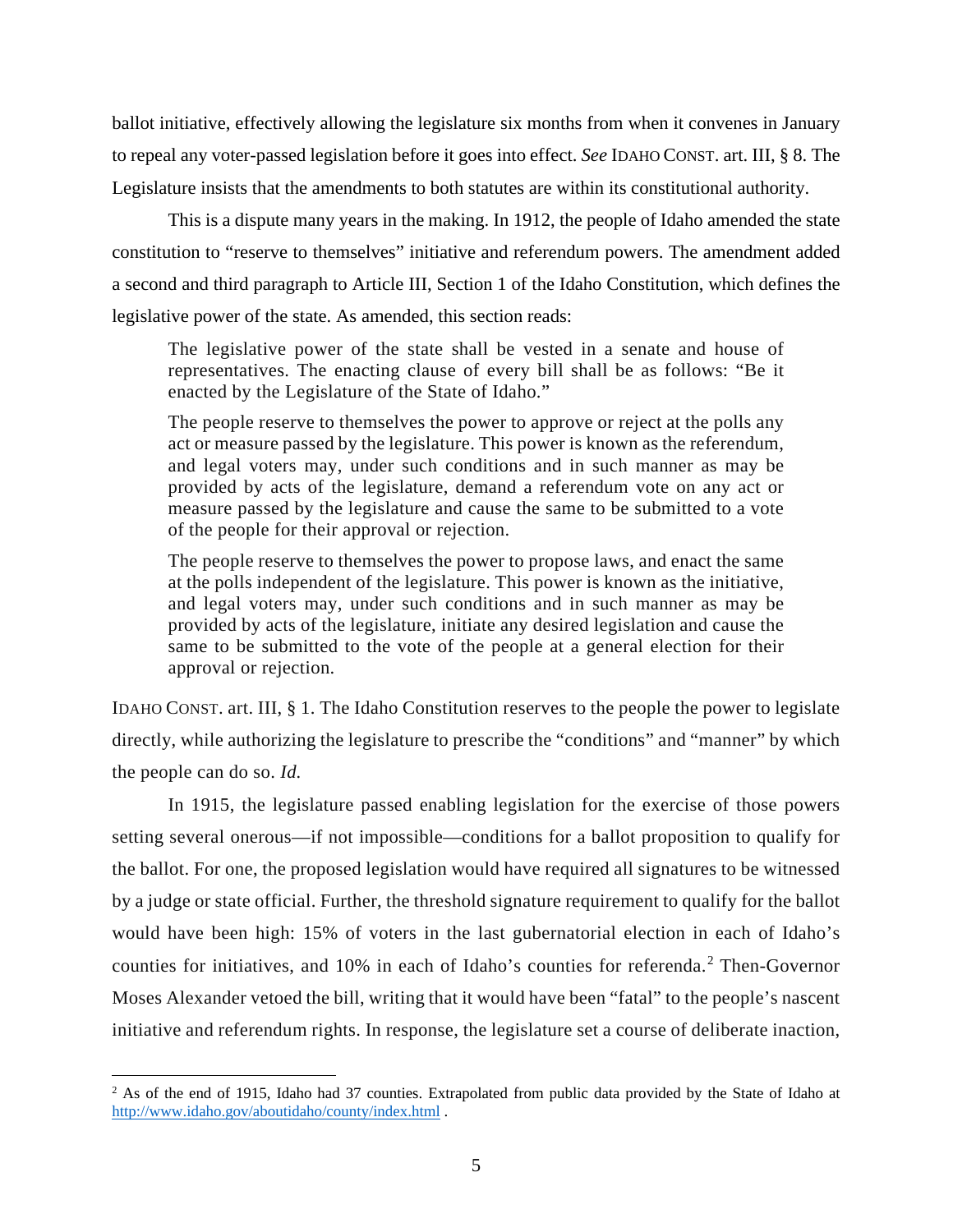ballot initiative, effectively allowing the legislature six months from when it convenes in January to repeal any voter-passed legislation before it goes into effect. *See* IDAHO CONST. art. III, § 8. The Legislature insists that the amendments to both statutes are within its constitutional authority.

This is a dispute many years in the making. In 1912, the people of Idaho amended the state constitution to "reserve to themselves" initiative and referendum powers. The amendment added a second and third paragraph to Article III, Section 1 of the Idaho Constitution, which defines the legislative power of the state. As amended, this section reads:

> The legislative power of the state shall be vested in a senate and house of representatives. The enacting clause of every bill shall be as follows: "Be it enacted by the Legislature of the State of Idaho."
>
> The people reserve to themselves the power to approve or reject at the polls any act or measure passed by the legislature. This power is known as the referendum, and legal voters may, under such conditions and in such manner as may be provided by acts of the legislature, demand a referendum vote on any act or measure passed by the legislature and cause the same to be submitted to a vote of the people for their approval or rejection.
>
> The people reserve to themselves the power to propose laws, and enact the same at the polls independent of the legislature. This power is known as the initiative, and legal voters may, under such conditions and in such manner as may be provided by acts of the legislature, initiate any desired legislation and cause the same to be submitted to the vote of the people at a general election for their approval or rejection.

IDAHO CONST. art. III, § 1. The Idaho Constitution reserves to the people the power to legislate directly, while authorizing the legislature to prescribe the "conditions" and "manner" by which the people can do so. *Id.*

In 1915, the legislature passed enabling legislation for the exercise of those powers setting several onerous—if not impossible—conditions for a ballot proposition to qualify for the ballot. For one, the proposed legislation would have required all signatures to be witnessed by a judge or state official. Further, the threshold signature requirement to qualify for the ballot would have been high: 15% of voters in the last gubernatorial election in each of Idaho's counties for initiatives, and 10% in each of Idaho's counties for referenda.[2] Then-Governor Moses Alexander vetoed the bill, writing that it would have been "fatal" to the people's nascent initiative and referendum rights. In response, the legislature set a course of deliberate inaction,

[2] As of the end of 1915, Idaho had 37 counties. Extrapolated from public data provided by the State of Idaho at http://www.idaho.gov/aboutidaho/county/index.html .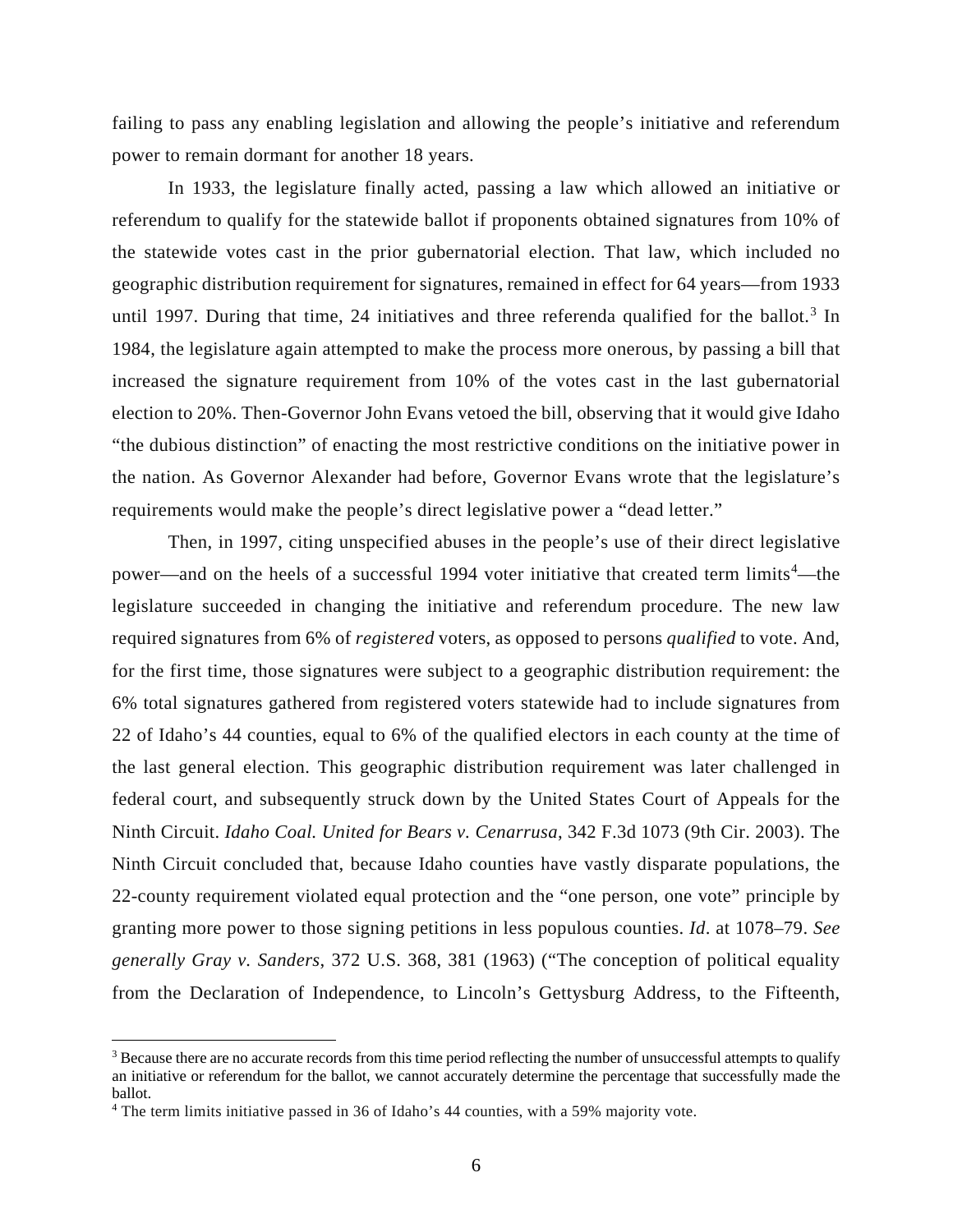failing to pass any enabling legislation and allowing the people's initiative and referendum power to remain dormant for another 18 years.

In 1933, the legislature finally acted, passing a law which allowed an initiative or referendum to qualify for the statewide ballot if proponents obtained signatures from 10% of the statewide votes cast in the prior gubernatorial election. That law, which included no geographic distribution requirement for signatures, remained in effect for 64 years—from 1933 until 1997. During that time, 24 initiatives and three referenda qualified for the ballot.[3] In 1984, the legislature again attempted to make the process more onerous, by passing a bill that increased the signature requirement from 10% of the votes cast in the last gubernatorial election to 20%. Then-Governor John Evans vetoed the bill, observing that it would give Idaho "the dubious distinction" of enacting the most restrictive conditions on the initiative power in the nation. As Governor Alexander had before, Governor Evans wrote that the legislature's requirements would make the people's direct legislative power a "dead letter."

Then, in 1997, citing unspecified abuses in the people's use of their direct legislative power—and on the heels of a successful 1994 voter initiative that created term limits[4]—the legislature succeeded in changing the initiative and referendum procedure. The new law required signatures from 6% of *registered* voters, as opposed to persons *qualified* to vote. And, for the first time, those signatures were subject to a geographic distribution requirement: the 6% total signatures gathered from registered voters statewide had to include signatures from 22 of Idaho's 44 counties, equal to 6% of the qualified electors in each county at the time of the last general election. This geographic distribution requirement was later challenged in federal court, and subsequently struck down by the United States Court of Appeals for the Ninth Circuit. *Idaho Coal. United for Bears v. Cenarrusa*, 342 F.3d 1073 (9th Cir. 2003). The Ninth Circuit concluded that, because Idaho counties have vastly disparate populations, the 22-county requirement violated equal protection and the "one person, one vote" principle by granting more power to those signing petitions in less populous counties. *Id*. at 1078–79. *See generally Gray v. Sanders*, 372 U.S. 368, 381 (1963) ("The conception of political equality from the Declaration of Independence, to Lincoln's Gettysburg Address, to the Fifteenth,

---

[3] Because there are no accurate records from this time period reflecting the number of unsuccessful attempts to qualify an initiative or referendum for the ballot, we cannot accurately determine the percentage that successfully made the ballot.

[4] The term limits initiative passed in 36 of Idaho's 44 counties, with a 59% majority vote.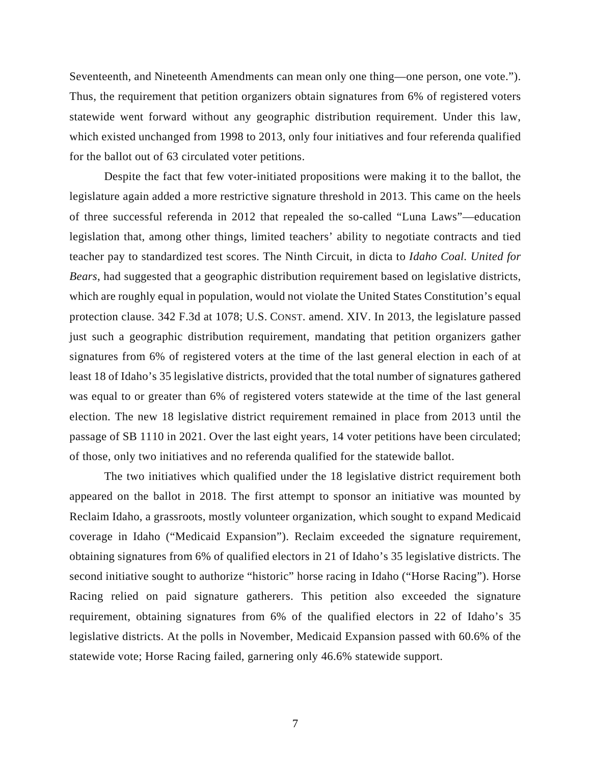Seventeenth, and Nineteenth Amendments can mean only one thing—one person, one vote."). Thus, the requirement that petition organizers obtain signatures from 6% of registered voters statewide went forward without any geographic distribution requirement. Under this law, which existed unchanged from 1998 to 2013, only four initiatives and four referenda qualified for the ballot out of 63 circulated voter petitions.

Despite the fact that few voter-initiated propositions were making it to the ballot, the legislature again added a more restrictive signature threshold in 2013. This came on the heels of three successful referenda in 2012 that repealed the so-called "Luna Laws"—education legislation that, among other things, limited teachers' ability to negotiate contracts and tied teacher pay to standardized test scores. The Ninth Circuit, in dicta to *Idaho Coal. United for Bears*, had suggested that a geographic distribution requirement based on legislative districts, which are roughly equal in population, would not violate the United States Constitution's equal protection clause. 342 F.3d at 1078; U.S. CONST. amend. XIV. In 2013, the legislature passed just such a geographic distribution requirement, mandating that petition organizers gather signatures from 6% of registered voters at the time of the last general election in each of at least 18 of Idaho's 35 legislative districts, provided that the total number of signatures gathered was equal to or greater than 6% of registered voters statewide at the time of the last general election. The new 18 legislative district requirement remained in place from 2013 until the passage of SB 1110 in 2021. Over the last eight years, 14 voter petitions have been circulated; of those, only two initiatives and no referenda qualified for the statewide ballot.

The two initiatives which qualified under the 18 legislative district requirement both appeared on the ballot in 2018. The first attempt to sponsor an initiative was mounted by Reclaim Idaho, a grassroots, mostly volunteer organization, which sought to expand Medicaid coverage in Idaho ("Medicaid Expansion"). Reclaim exceeded the signature requirement, obtaining signatures from 6% of qualified electors in 21 of Idaho's 35 legislative districts. The second initiative sought to authorize "historic" horse racing in Idaho ("Horse Racing"). Horse Racing relied on paid signature gatherers. This petition also exceeded the signature requirement, obtaining signatures from 6% of the qualified electors in 22 of Idaho's 35 legislative districts. At the polls in November, Medicaid Expansion passed with 60.6% of the statewide vote; Horse Racing failed, garnering only 46.6% statewide support.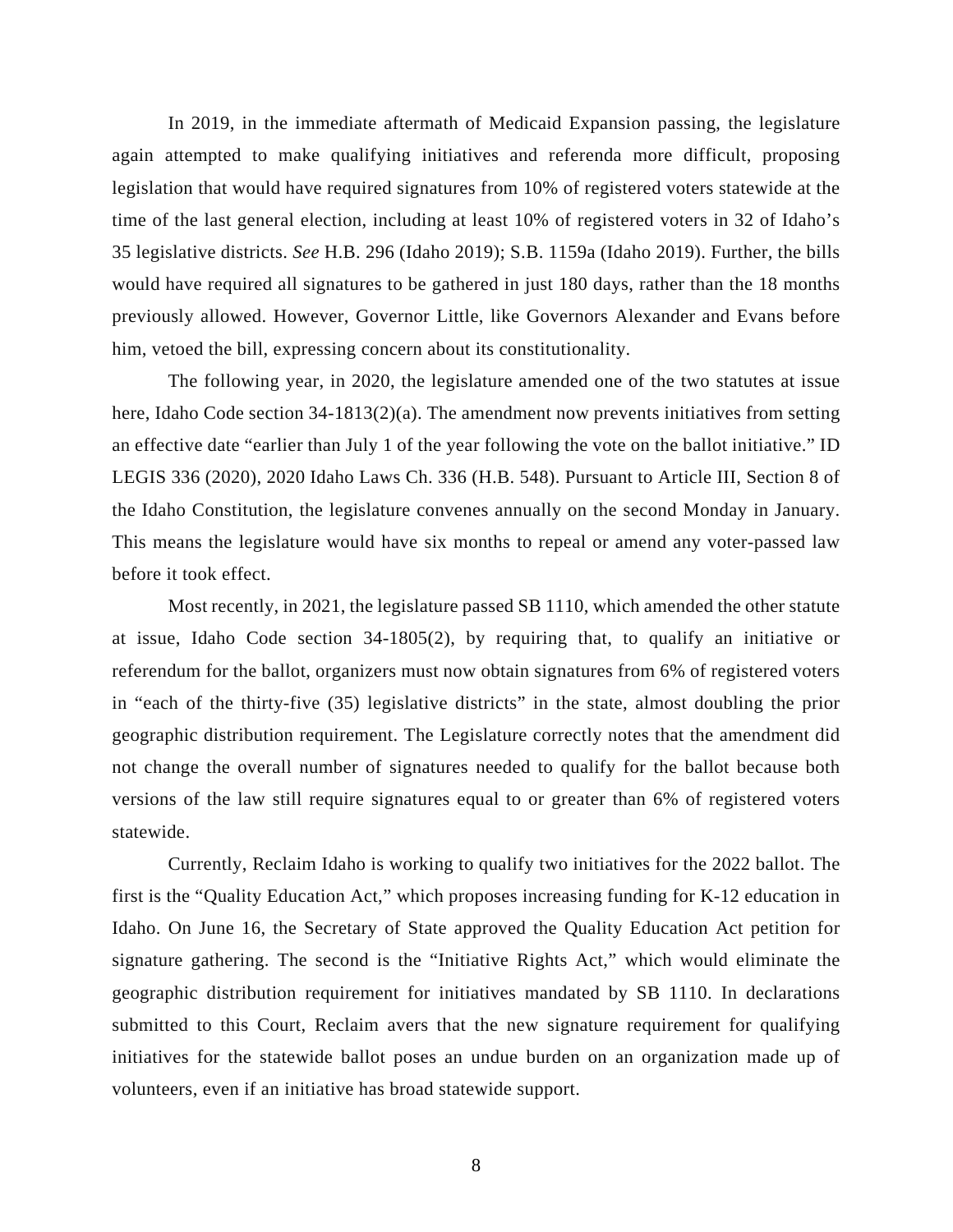In 2019, in the immediate aftermath of Medicaid Expansion passing, the legislature again attempted to make qualifying initiatives and referenda more difficult, proposing legislation that would have required signatures from 10% of registered voters statewide at the time of the last general election, including at least 10% of registered voters in 32 of Idaho's 35 legislative districts. *See* H.B. 296 (Idaho 2019); S.B. 1159a (Idaho 2019). Further, the bills would have required all signatures to be gathered in just 180 days, rather than the 18 months previously allowed. However, Governor Little, like Governors Alexander and Evans before him, vetoed the bill, expressing concern about its constitutionality.

The following year, in 2020, the legislature amended one of the two statutes at issue here, Idaho Code section 34-1813(2)(a). The amendment now prevents initiatives from setting an effective date "earlier than July 1 of the year following the vote on the ballot initiative." ID LEGIS 336 (2020), 2020 Idaho Laws Ch. 336 (H.B. 548). Pursuant to Article III, Section 8 of the Idaho Constitution, the legislature convenes annually on the second Monday in January. This means the legislature would have six months to repeal or amend any voter-passed law before it took effect.

Most recently, in 2021, the legislature passed SB 1110, which amended the other statute at issue, Idaho Code section 34-1805(2), by requiring that, to qualify an initiative or referendum for the ballot, organizers must now obtain signatures from 6% of registered voters in "each of the thirty-five (35) legislative districts" in the state, almost doubling the prior geographic distribution requirement. The Legislature correctly notes that the amendment did not change the overall number of signatures needed to qualify for the ballot because both versions of the law still require signatures equal to or greater than 6% of registered voters statewide.

Currently, Reclaim Idaho is working to qualify two initiatives for the 2022 ballot. The first is the "Quality Education Act," which proposes increasing funding for K-12 education in Idaho. On June 16, the Secretary of State approved the Quality Education Act petition for signature gathering. The second is the "Initiative Rights Act," which would eliminate the geographic distribution requirement for initiatives mandated by SB 1110. In declarations submitted to this Court, Reclaim avers that the new signature requirement for qualifying initiatives for the statewide ballot poses an undue burden on an organization made up of volunteers, even if an initiative has broad statewide support.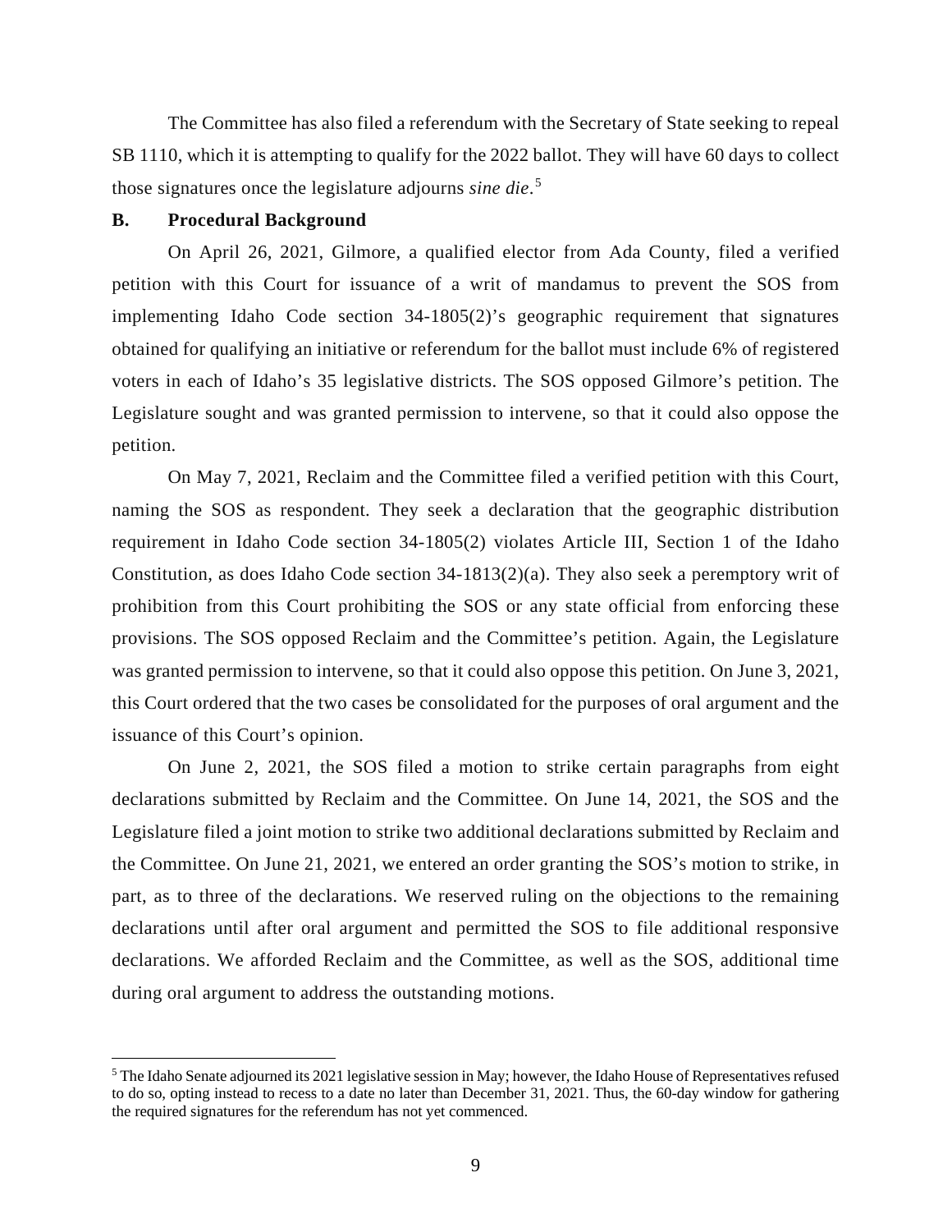The Committee has also filed a referendum with the Secretary of State seeking to repeal SB 1110, which it is attempting to qualify for the 2022 ballot. They will have 60 days to collect those signatures once the legislature adjourns *sine die*.[5]

### B. Procedural Background

On April 26, 2021, Gilmore, a qualified elector from Ada County, filed a verified petition with this Court for issuance of a writ of mandamus to prevent the SOS from implementing Idaho Code section 34-1805(2)'s geographic requirement that signatures obtained for qualifying an initiative or referendum for the ballot must include 6% of registered voters in each of Idaho's 35 legislative districts. The SOS opposed Gilmore's petition. The Legislature sought and was granted permission to intervene, so that it could also oppose the petition.

On May 7, 2021, Reclaim and the Committee filed a verified petition with this Court, naming the SOS as respondent. They seek a declaration that the geographic distribution requirement in Idaho Code section 34-1805(2) violates Article III, Section 1 of the Idaho Constitution, as does Idaho Code section 34-1813(2)(a). They also seek a peremptory writ of prohibition from this Court prohibiting the SOS or any state official from enforcing these provisions. The SOS opposed Reclaim and the Committee's petition. Again, the Legislature was granted permission to intervene, so that it could also oppose this petition. On June 3, 2021, this Court ordered that the two cases be consolidated for the purposes of oral argument and the issuance of this Court's opinion.

On June 2, 2021, the SOS filed a motion to strike certain paragraphs from eight declarations submitted by Reclaim and the Committee. On June 14, 2021, the SOS and the Legislature filed a joint motion to strike two additional declarations submitted by Reclaim and the Committee. On June 21, 2021, we entered an order granting the SOS's motion to strike, in part, as to three of the declarations. We reserved ruling on the objections to the remaining declarations until after oral argument and permitted the SOS to file additional responsive declarations. We afforded Reclaim and the Committee, as well as the SOS, additional time during oral argument to address the outstanding motions.

---

[5] The Idaho Senate adjourned its 2021 legislative session in May; however, the Idaho House of Representatives refused to do so, opting instead to recess to a date no later than December 31, 2021. Thus, the 60-day window for gathering the required signatures for the referendum has not yet commenced.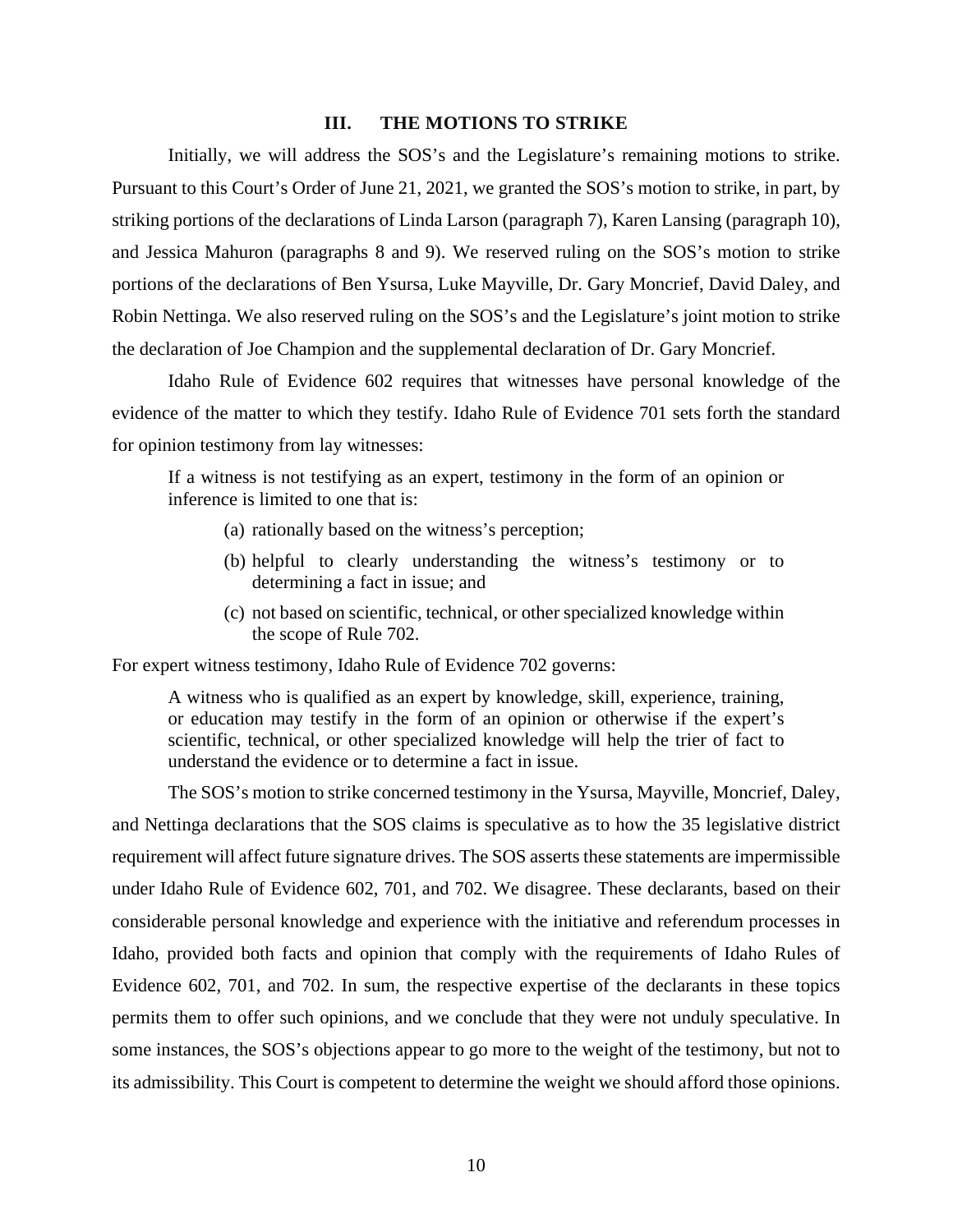## III. THE MOTIONS TO STRIKE

Initially, we will address the SOS's and the Legislature's remaining motions to strike. Pursuant to this Court's Order of June 21, 2021, we granted the SOS's motion to strike, in part, by striking portions of the declarations of Linda Larson (paragraph 7), Karen Lansing (paragraph 10), and Jessica Mahuron (paragraphs 8 and 9). We reserved ruling on the SOS's motion to strike portions of the declarations of Ben Ysursa, Luke Mayville, Dr. Gary Moncrief, David Daley, and Robin Nettinga. We also reserved ruling on the SOS's and the Legislature's joint motion to strike the declaration of Joe Champion and the supplemental declaration of Dr. Gary Moncrief.

Idaho Rule of Evidence 602 requires that witnesses have personal knowledge of the evidence of the matter to which they testify. Idaho Rule of Evidence 701 sets forth the standard for opinion testimony from lay witnesses:

> If a witness is not testifying as an expert, testimony in the form of an opinion or inference is limited to one that is:
>
> (a) rationally based on the witness's perception;
>
> (b) helpful to clearly understanding the witness's testimony or to determining a fact in issue; and
>
> (c) not based on scientific, technical, or other specialized knowledge within the scope of Rule 702.

For expert witness testimony, Idaho Rule of Evidence 702 governs:

> A witness who is qualified as an expert by knowledge, skill, experience, training, or education may testify in the form of an opinion or otherwise if the expert's scientific, technical, or other specialized knowledge will help the trier of fact to understand the evidence or to determine a fact in issue.

The SOS's motion to strike concerned testimony in the Ysursa, Mayville, Moncrief, Daley, and Nettinga declarations that the SOS claims is speculative as to how the 35 legislative district requirement will affect future signature drives. The SOS asserts these statements are impermissible under Idaho Rule of Evidence 602, 701, and 702. We disagree. These declarants, based on their considerable personal knowledge and experience with the initiative and referendum processes in Idaho, provided both facts and opinion that comply with the requirements of Idaho Rules of Evidence 602, 701, and 702. In sum, the respective expertise of the declarants in these topics permits them to offer such opinions, and we conclude that they were not unduly speculative. In some instances, the SOS's objections appear to go more to the weight of the testimony, but not to its admissibility. This Court is competent to determine the weight we should afford those opinions.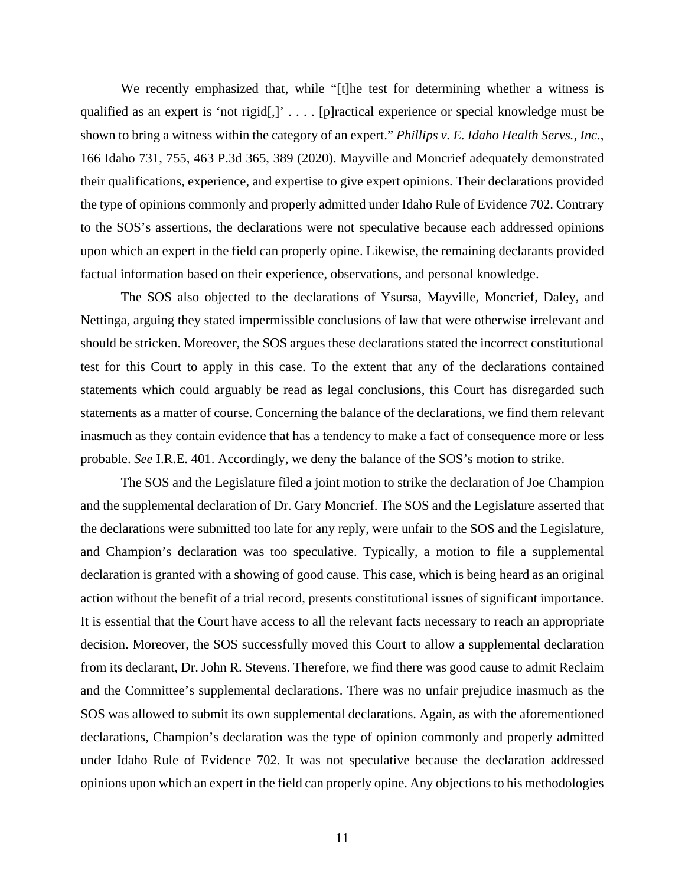We recently emphasized that, while "[t]he test for determining whether a witness is qualified as an expert is 'not rigid[,]' . . . . [p]ractical experience or special knowledge must be shown to bring a witness within the category of an expert." *Phillips v. E. Idaho Health Servs., Inc.*, 166 Idaho 731, 755, 463 P.3d 365, 389 (2020). Mayville and Moncrief adequately demonstrated their qualifications, experience, and expertise to give expert opinions. Their declarations provided the type of opinions commonly and properly admitted under Idaho Rule of Evidence 702. Contrary to the SOS's assertions, the declarations were not speculative because each addressed opinions upon which an expert in the field can properly opine. Likewise, the remaining declarants provided factual information based on their experience, observations, and personal knowledge.

The SOS also objected to the declarations of Ysursa, Mayville, Moncrief, Daley, and Nettinga, arguing they stated impermissible conclusions of law that were otherwise irrelevant and should be stricken. Moreover, the SOS argues these declarations stated the incorrect constitutional test for this Court to apply in this case. To the extent that any of the declarations contained statements which could arguably be read as legal conclusions, this Court has disregarded such statements as a matter of course. Concerning the balance of the declarations, we find them relevant inasmuch as they contain evidence that has a tendency to make a fact of consequence more or less probable. *See* I.R.E. 401. Accordingly, we deny the balance of the SOS's motion to strike.

The SOS and the Legislature filed a joint motion to strike the declaration of Joe Champion and the supplemental declaration of Dr. Gary Moncrief. The SOS and the Legislature asserted that the declarations were submitted too late for any reply, were unfair to the SOS and the Legislature, and Champion's declaration was too speculative. Typically, a motion to file a supplemental declaration is granted with a showing of good cause. This case, which is being heard as an original action without the benefit of a trial record, presents constitutional issues of significant importance. It is essential that the Court have access to all the relevant facts necessary to reach an appropriate decision. Moreover, the SOS successfully moved this Court to allow a supplemental declaration from its declarant, Dr. John R. Stevens. Therefore, we find there was good cause to admit Reclaim and the Committee's supplemental declarations. There was no unfair prejudice inasmuch as the SOS was allowed to submit its own supplemental declarations. Again, as with the aforementioned declarations, Champion's declaration was the type of opinion commonly and properly admitted under Idaho Rule of Evidence 702. It was not speculative because the declaration addressed opinions upon which an expert in the field can properly opine. Any objections to his methodologies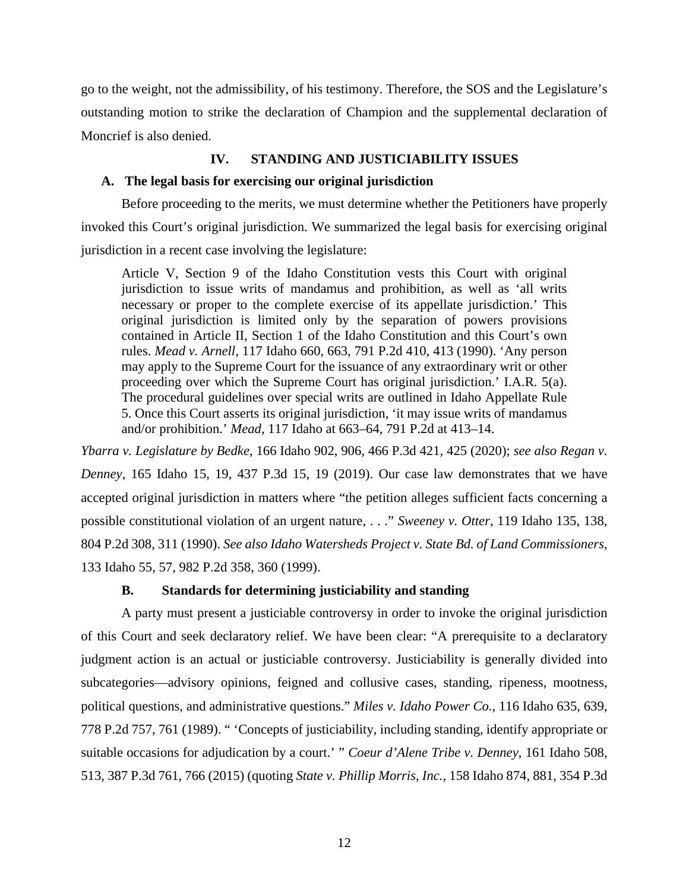go to the weight, not the admissibility, of his testimony. Therefore, the SOS and the Legislature's outstanding motion to strike the declaration of Champion and the supplemental declaration of Moncrief is also denied.

## IV. STANDING AND JUSTICIABILITY ISSUES

### A. The legal basis for exercising our original jurisdiction

Before proceeding to the merits, we must determine whether the Petitioners have properly invoked this Court's original jurisdiction. We summarized the legal basis for exercising original jurisdiction in a recent case involving the legislature:

> Article V, Section 9 of the Idaho Constitution vests this Court with original jurisdiction to issue writs of mandamus and prohibition, as well as 'all writs necessary or proper to the complete exercise of its appellate jurisdiction.' This original jurisdiction is limited only by the separation of powers provisions contained in Article II, Section 1 of the Idaho Constitution and this Court's own rules. *Mead v. Arnell*, 117 Idaho 660, 663, 791 P.2d 410, 413 (1990). 'Any person may apply to the Supreme Court for the issuance of any extraordinary writ or other proceeding over which the Supreme Court has original jurisdiction.' I.A.R. 5(a). The procedural guidelines over special writs are outlined in Idaho Appellate Rule 5. Once this Court asserts its original jurisdiction, 'it may issue writs of mandamus and/or prohibition.' *Mead*, 117 Idaho at 663–64, 791 P.2d at 413–14.

*Ybarra v. Legislature by Bedke*, 166 Idaho 902, 906, 466 P.3d 421, 425 (2020); *see also Regan v. Denney*, 165 Idaho 15, 19, 437 P.3d 15, 19 (2019). Our case law demonstrates that we have accepted original jurisdiction in matters where "the petition alleges sufficient facts concerning a possible constitutional violation of an urgent nature, . . ." *Sweeney v. Otter*, 119 Idaho 135, 138, 804 P.2d 308, 311 (1990). *See also Idaho Watersheds Project v. State Bd. of Land Commissioners*, 133 Idaho 55, 57, 982 P.2d 358, 360 (1999).

### B. Standards for determining justiciability and standing

A party must present a justiciable controversy in order to invoke the original jurisdiction of this Court and seek declaratory relief. We have been clear: "A prerequisite to a declaratory judgment action is an actual or justiciable controversy. Justiciability is generally divided into subcategories—advisory opinions, feigned and collusive cases, standing, ripeness, mootness, political questions, and administrative questions." *Miles v. Idaho Power Co.*, 116 Idaho 635, 639, 778 P.2d 757, 761 (1989). " 'Concepts of justiciability, including standing, identify appropriate or suitable occasions for adjudication by a court.' " *Coeur d'Alene Tribe v. Denney*, 161 Idaho 508, 513, 387 P.3d 761, 766 (2015) (quoting *State v. Phillip Morris, Inc.*, 158 Idaho 874, 881, 354 P.3d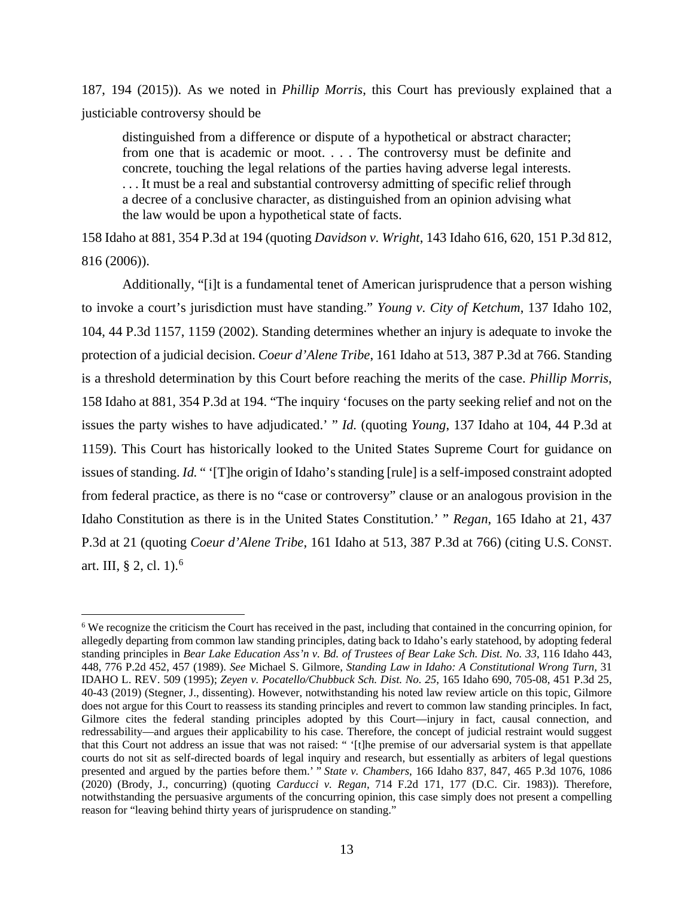187, 194 (2015)). As we noted in *Phillip Morris*, this Court has previously explained that a justiciable controversy should be

> distinguished from a difference or dispute of a hypothetical or abstract character; from one that is academic or moot. . . . The controversy must be definite and concrete, touching the legal relations of the parties having adverse legal interests. . . . It must be a real and substantial controversy admitting of specific relief through a decree of a conclusive character, as distinguished from an opinion advising what the law would be upon a hypothetical state of facts.

158 Idaho at 881, 354 P.3d at 194 (quoting *Davidson v. Wright*, 143 Idaho 616, 620, 151 P.3d 812, 816 (2006)).

Additionally, "[i]t is a fundamental tenet of American jurisprudence that a person wishing to invoke a court's jurisdiction must have standing." *Young v. City of Ketchum*, 137 Idaho 102, 104, 44 P.3d 1157, 1159 (2002). Standing determines whether an injury is adequate to invoke the protection of a judicial decision. *Coeur d'Alene Tribe*, 161 Idaho at 513, 387 P.3d at 766. Standing is a threshold determination by this Court before reaching the merits of the case. *Phillip Morris*, 158 Idaho at 881, 354 P.3d at 194. "The inquiry 'focuses on the party seeking relief and not on the issues the party wishes to have adjudicated.' " *Id.* (quoting *Young*, 137 Idaho at 104, 44 P.3d at 1159). This Court has historically looked to the United States Supreme Court for guidance on issues of standing. *Id.* " '[T]he origin of Idaho's standing [rule] is a self-imposed constraint adopted from federal practice, as there is no "case or controversy" clause or an analogous provision in the Idaho Constitution as there is in the United States Constitution.' " *Regan*, 165 Idaho at 21, 437 P.3d at 21 (quoting *Coeur d'Alene Tribe*, 161 Idaho at 513, 387 P.3d at 766) (citing U.S. CONST. art. III, § 2, cl. 1).[6]

---

[6] We recognize the criticism the Court has received in the past, including that contained in the concurring opinion, for allegedly departing from common law standing principles, dating back to Idaho's early statehood, by adopting federal standing principles in *Bear Lake Education Ass'n v. Bd. of Trustees of Bear Lake Sch. Dist. No. 33*, 116 Idaho 443, 448, 776 P.2d 452, 457 (1989). *See* Michael S. Gilmore, *Standing Law in Idaho: A Constitutional Wrong Turn*, 31 IDAHO L. REV. 509 (1995); *Zeyen v. Pocatello/Chubbuck Sch. Dist. No. 25*, 165 Idaho 690, 705-08, 451 P.3d 25, 40-43 (2019) (Stegner, J., dissenting). However, notwithstanding his noted law review article on this topic, Gilmore does not argue for this Court to reassess its standing principles and revert to common law standing principles. In fact, Gilmore cites the federal standing principles adopted by this Court—injury in fact, causal connection, and redressability—and argues their applicability to his case. Therefore, the concept of judicial restraint would suggest that this Court not address an issue that was not raised: " '[t]he premise of our adversarial system is that appellate courts do not sit as self-directed boards of legal inquiry and research, but essentially as arbiters of legal questions presented and argued by the parties before them.' " *State v. Chambers*, 166 Idaho 837, 847, 465 P.3d 1076, 1086 (2020) (Brody, J., concurring) (quoting *Carducci v. Regan*, 714 F.2d 171, 177 (D.C. Cir. 1983)). Therefore, notwithstanding the persuasive arguments of the concurring opinion, this case simply does not present a compelling reason for "leaving behind thirty years of jurisprudence on standing."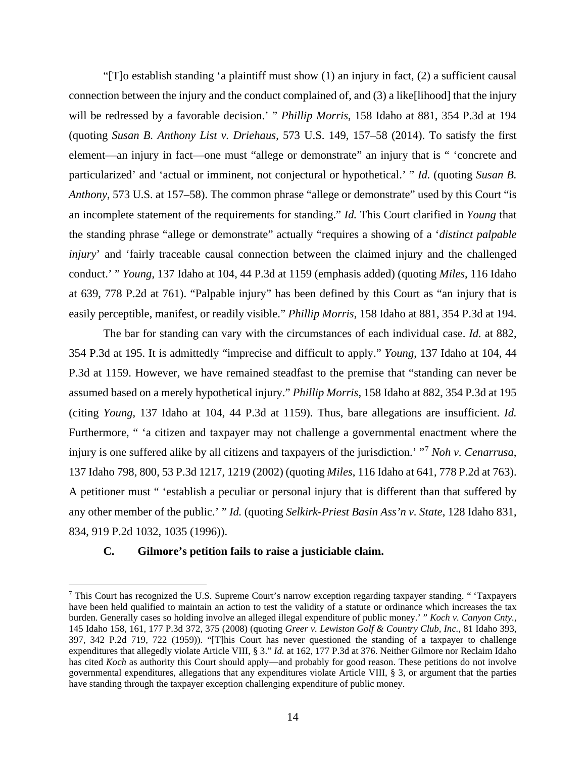"[T]o establish standing 'a plaintiff must show (1) an injury in fact, (2) a sufficient causal connection between the injury and the conduct complained of, and (3) a like[lihood] that the injury will be redressed by a favorable decision.' " *Phillip Morris*, 158 Idaho at 881, 354 P.3d at 194 (quoting *Susan B. Anthony List v. Driehaus*, 573 U.S. 149, 157–58 (2014). To satisfy the first element—an injury in fact—one must "allege or demonstrate" an injury that is " 'concrete and particularized' and 'actual or imminent, not conjectural or hypothetical.' " *Id.* (quoting *Susan B. Anthony*, 573 U.S. at 157–58). The common phrase "allege or demonstrate" used by this Court "is an incomplete statement of the requirements for standing." *Id.* This Court clarified in *Young* that the standing phrase "allege or demonstrate" actually "requires a showing of a '*distinct palpable injury*' and 'fairly traceable causal connection between the claimed injury and the challenged conduct.' " *Young*, 137 Idaho at 104, 44 P.3d at 1159 (emphasis added) (quoting *Miles*, 116 Idaho at 639, 778 P.2d at 761). "Palpable injury" has been defined by this Court as "an injury that is easily perceptible, manifest, or readily visible." *Phillip Morris*, 158 Idaho at 881, 354 P.3d at 194.

The bar for standing can vary with the circumstances of each individual case. *Id.* at 882, 354 P.3d at 195. It is admittedly "imprecise and difficult to apply." *Young*, 137 Idaho at 104, 44 P.3d at 1159. However, we have remained steadfast to the premise that "standing can never be assumed based on a merely hypothetical injury." *Phillip Morris*, 158 Idaho at 882, 354 P.3d at 195 (citing *Young*, 137 Idaho at 104, 44 P.3d at 1159). Thus, bare allegations are insufficient. *Id.* Furthermore, " 'a citizen and taxpayer may not challenge a governmental enactment where the injury is one suffered alike by all citizens and taxpayers of the jurisdiction.' "[7] *Noh v. Cenarrusa*, 137 Idaho 798, 800, 53 P.3d 1217, 1219 (2002) (quoting *Miles*, 116 Idaho at 641, 778 P.2d at 763). A petitioner must " 'establish a peculiar or personal injury that is different than that suffered by any other member of the public.' " *Id.* (quoting *Selkirk-Priest Basin Ass'n v. State*, 128 Idaho 831, 834, 919 P.2d 1032, 1035 (1996)).

### C. Gilmore's petition fails to raise a justiciable claim.

---

[7] This Court has recognized the U.S. Supreme Court's narrow exception regarding taxpayer standing. " 'Taxpayers have been held qualified to maintain an action to test the validity of a statute or ordinance which increases the tax burden. Generally cases so holding involve an alleged illegal expenditure of public money.' " *Koch v. Canyon Cnty.*, 145 Idaho 158, 161, 177 P.3d 372, 375 (2008) (quoting *Greer v. Lewiston Golf & Country Club, Inc.*, 81 Idaho 393, 397, 342 P.2d 719, 722 (1959)). "[T]his Court has never questioned the standing of a taxpayer to challenge expenditures that allegedly violate Article VIII, § 3." *Id.* at 162, 177 P.3d at 376. Neither Gilmore nor Reclaim Idaho has cited *Koch* as authority this Court should apply—and probably for good reason. These petitions do not involve governmental expenditures, allegations that any expenditures violate Article VIII, § 3, or argument that the parties have standing through the taxpayer exception challenging expenditure of public money.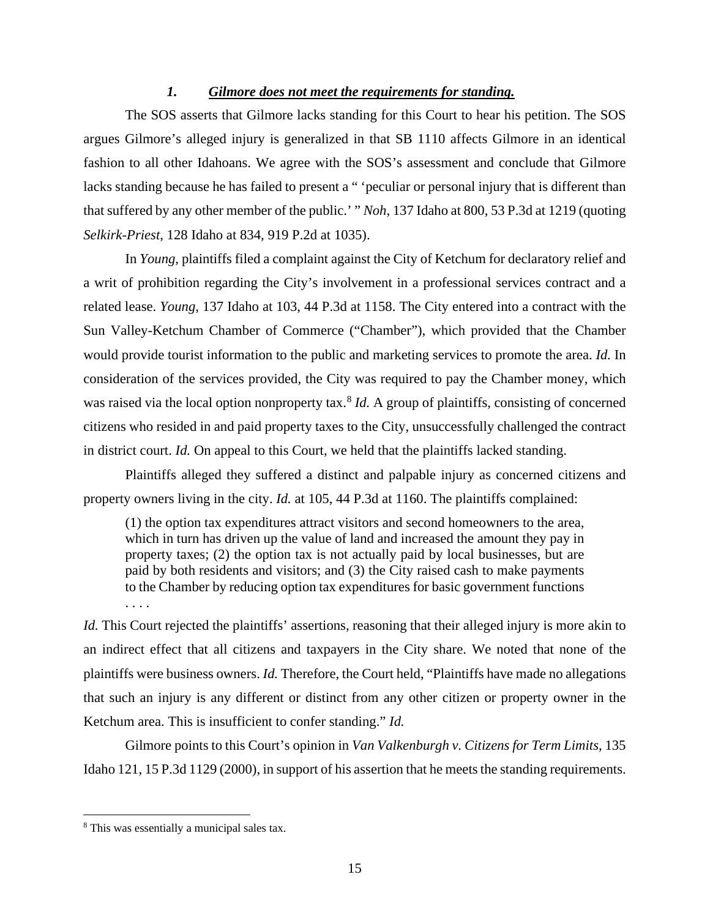### *1. Gilmore does not meet the requirements for standing.*

The SOS asserts that Gilmore lacks standing for this Court to hear his petition. The SOS argues Gilmore's alleged injury is generalized in that SB 1110 affects Gilmore in an identical fashion to all other Idahoans. We agree with the SOS's assessment and conclude that Gilmore lacks standing because he has failed to present a " 'peculiar or personal injury that is different than that suffered by any other member of the public.' " *Noh*, 137 Idaho at 800, 53 P.3d at 1219 (quoting *Selkirk-Priest*, 128 Idaho at 834, 919 P.2d at 1035).

In *Young*, plaintiffs filed a complaint against the City of Ketchum for declaratory relief and a writ of prohibition regarding the City's involvement in a professional services contract and a related lease. *Young*, 137 Idaho at 103, 44 P.3d at 1158. The City entered into a contract with the Sun Valley-Ketchum Chamber of Commerce ("Chamber"), which provided that the Chamber would provide tourist information to the public and marketing services to promote the area. *Id.* In consideration of the services provided, the City was required to pay the Chamber money, which was raised via the local option nonproperty tax.[8] *Id.* A group of plaintiffs, consisting of concerned citizens who resided in and paid property taxes to the City, unsuccessfully challenged the contract in district court. *Id.* On appeal to this Court, we held that the plaintiffs lacked standing.

Plaintiffs alleged they suffered a distinct and palpable injury as concerned citizens and property owners living in the city. *Id.* at 105, 44 P.3d at 1160. The plaintiffs complained:

> (1) the option tax expenditures attract visitors and second homeowners to the area, which in turn has driven up the value of land and increased the amount they pay in property taxes; (2) the option tax is not actually paid by local businesses, but are paid by both residents and visitors; and (3) the City raised cash to make payments to the Chamber by reducing option tax expenditures for basic government functions . . . .

*Id.* This Court rejected the plaintiffs' assertions, reasoning that their alleged injury is more akin to an indirect effect that all citizens and taxpayers in the City share. We noted that none of the plaintiffs were business owners. *Id.* Therefore, the Court held, "Plaintiffs have made no allegations that such an injury is any different or distinct from any other citizen or property owner in the Ketchum area. This is insufficient to confer standing." *Id.*

Gilmore points to this Court's opinion in *Van Valkenburgh v. Citizens for Term Limits*, 135 Idaho 121, 15 P.3d 1129 (2000), in support of his assertion that he meets the standing requirements.

---

[8] This was essentially a municipal sales tax.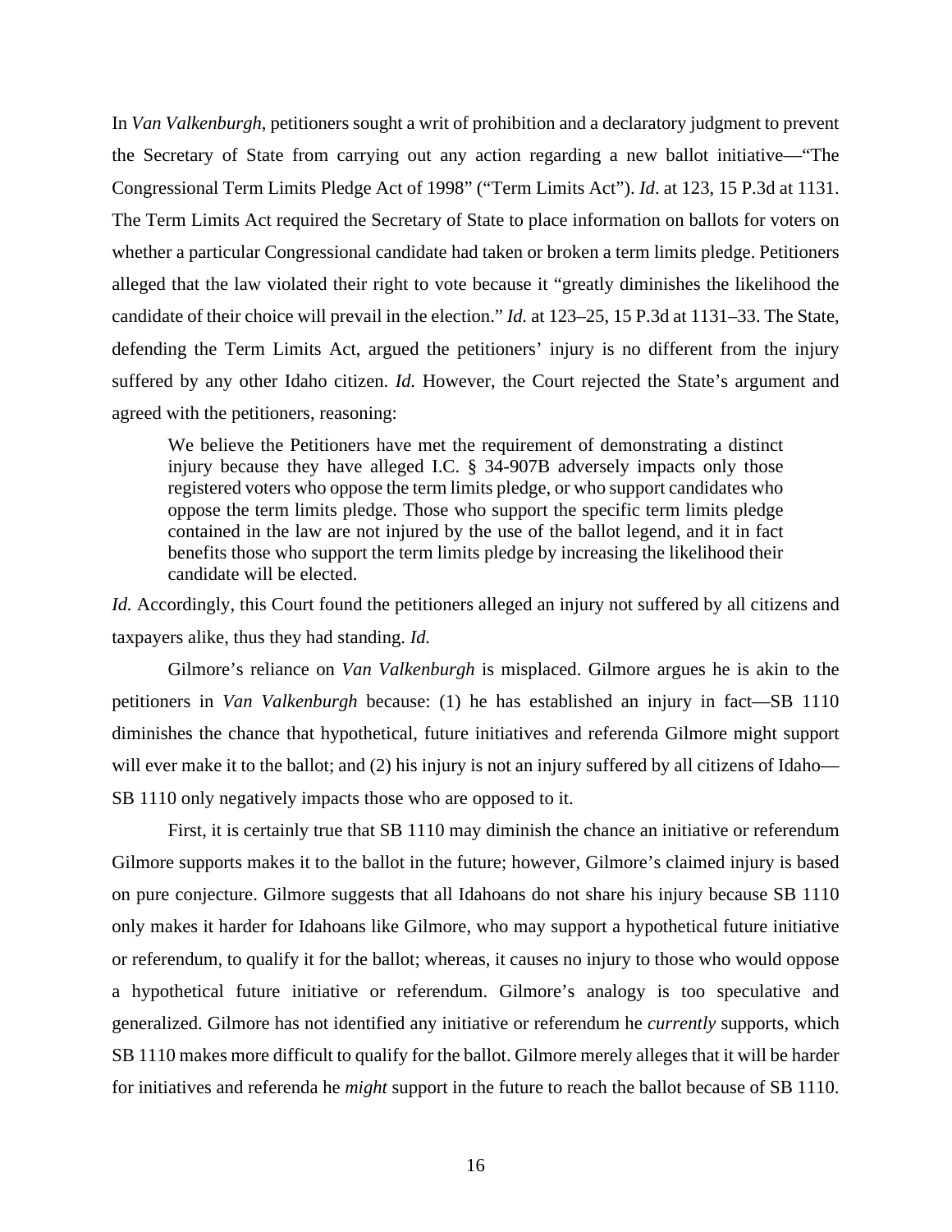In *Van Valkenburgh*, petitioners sought a writ of prohibition and a declaratory judgment to prevent the Secretary of State from carrying out any action regarding a new ballot initiative—"The Congressional Term Limits Pledge Act of 1998" ("Term Limits Act"). *Id*. at 123, 15 P.3d at 1131. The Term Limits Act required the Secretary of State to place information on ballots for voters on whether a particular Congressional candidate had taken or broken a term limits pledge. Petitioners alleged that the law violated their right to vote because it "greatly diminishes the likelihood the candidate of their choice will prevail in the election." *Id.* at 123–25, 15 P.3d at 1131–33. The State, defending the Term Limits Act, argued the petitioners' injury is no different from the injury suffered by any other Idaho citizen. *Id.* However, the Court rejected the State's argument and agreed with the petitioners, reasoning:

> We believe the Petitioners have met the requirement of demonstrating a distinct injury because they have alleged I.C. § 34-907B adversely impacts only those registered voters who oppose the term limits pledge, or who support candidates who oppose the term limits pledge. Those who support the specific term limits pledge contained in the law are not injured by the use of the ballot legend, and it in fact benefits those who support the term limits pledge by increasing the likelihood their candidate will be elected.

*Id.* Accordingly, this Court found the petitioners alleged an injury not suffered by all citizens and taxpayers alike, thus they had standing. *Id.*

Gilmore's reliance on *Van Valkenburgh* is misplaced. Gilmore argues he is akin to the petitioners in *Van Valkenburgh* because: (1) he has established an injury in fact—SB 1110 diminishes the chance that hypothetical, future initiatives and referenda Gilmore might support will ever make it to the ballot; and (2) his injury is not an injury suffered by all citizens of Idaho—SB 1110 only negatively impacts those who are opposed to it.

First, it is certainly true that SB 1110 may diminish the chance an initiative or referendum Gilmore supports makes it to the ballot in the future; however, Gilmore's claimed injury is based on pure conjecture. Gilmore suggests that all Idahoans do not share his injury because SB 1110 only makes it harder for Idahoans like Gilmore, who may support a hypothetical future initiative or referendum, to qualify it for the ballot; whereas, it causes no injury to those who would oppose a hypothetical future initiative or referendum. Gilmore's analogy is too speculative and generalized. Gilmore has not identified any initiative or referendum he *currently* supports, which SB 1110 makes more difficult to qualify for the ballot. Gilmore merely alleges that it will be harder for initiatives and referenda he *might* support in the future to reach the ballot because of SB 1110.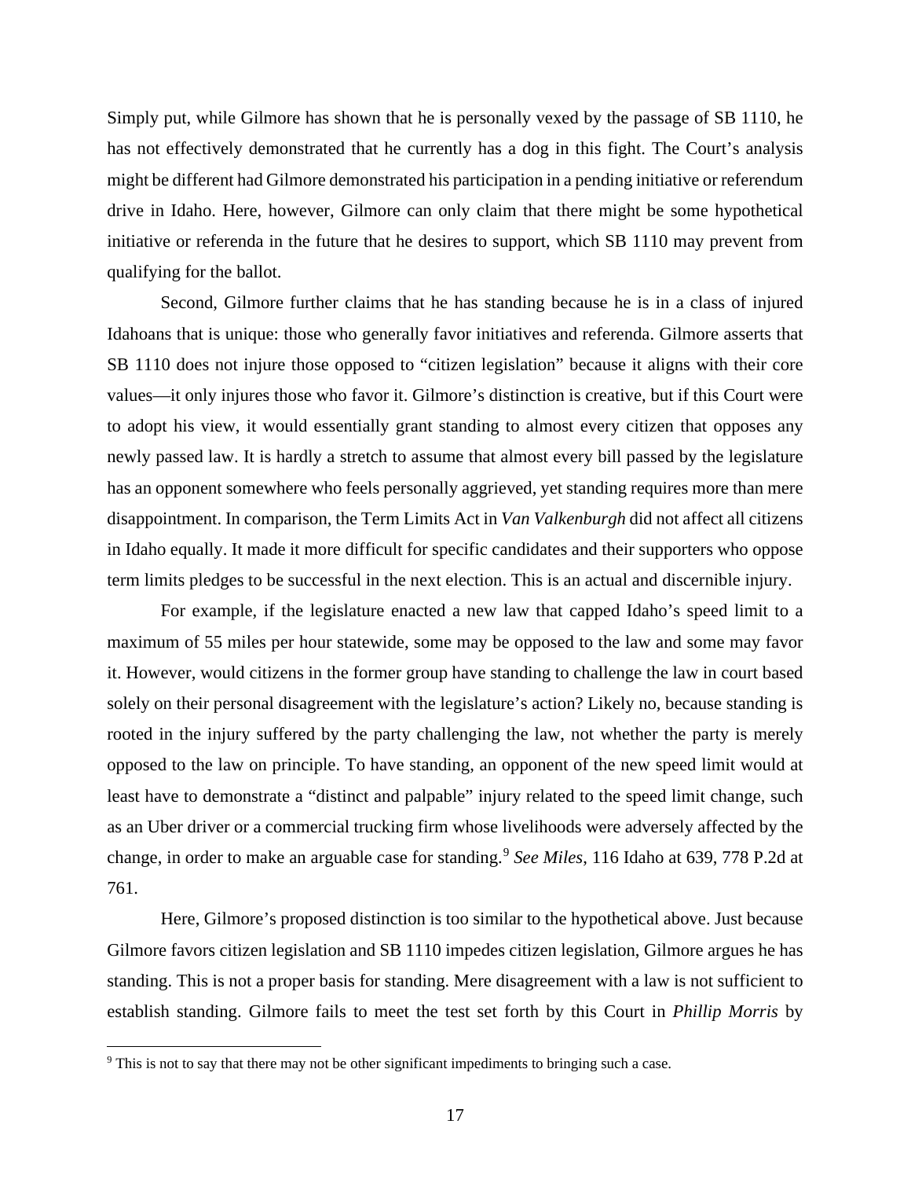Simply put, while Gilmore has shown that he is personally vexed by the passage of SB 1110, he has not effectively demonstrated that he currently has a dog in this fight. The Court's analysis might be different had Gilmore demonstrated his participation in a pending initiative or referendum drive in Idaho. Here, however, Gilmore can only claim that there might be some hypothetical initiative or referenda in the future that he desires to support, which SB 1110 may prevent from qualifying for the ballot.

Second, Gilmore further claims that he has standing because he is in a class of injured Idahoans that is unique: those who generally favor initiatives and referenda. Gilmore asserts that SB 1110 does not injure those opposed to "citizen legislation" because it aligns with their core values—it only injures those who favor it. Gilmore's distinction is creative, but if this Court were to adopt his view, it would essentially grant standing to almost every citizen that opposes any newly passed law. It is hardly a stretch to assume that almost every bill passed by the legislature has an opponent somewhere who feels personally aggrieved, yet standing requires more than mere disappointment. In comparison, the Term Limits Act in *Van Valkenburgh* did not affect all citizens in Idaho equally. It made it more difficult for specific candidates and their supporters who oppose term limits pledges to be successful in the next election. This is an actual and discernible injury.

For example, if the legislature enacted a new law that capped Idaho's speed limit to a maximum of 55 miles per hour statewide, some may be opposed to the law and some may favor it. However, would citizens in the former group have standing to challenge the law in court based solely on their personal disagreement with the legislature's action? Likely no, because standing is rooted in the injury suffered by the party challenging the law, not whether the party is merely opposed to the law on principle. To have standing, an opponent of the new speed limit would at least have to demonstrate a "distinct and palpable" injury related to the speed limit change, such as an Uber driver or a commercial trucking firm whose livelihoods were adversely affected by the change, in order to make an arguable case for standing.[9] *See Miles*, 116 Idaho at 639, 778 P.2d at 761.

Here, Gilmore's proposed distinction is too similar to the hypothetical above. Just because Gilmore favors citizen legislation and SB 1110 impedes citizen legislation, Gilmore argues he has standing. This is not a proper basis for standing. Mere disagreement with a law is not sufficient to establish standing. Gilmore fails to meet the test set forth by this Court in *Phillip Morris* by

[9] This is not to say that there may not be other significant impediments to bringing such a case.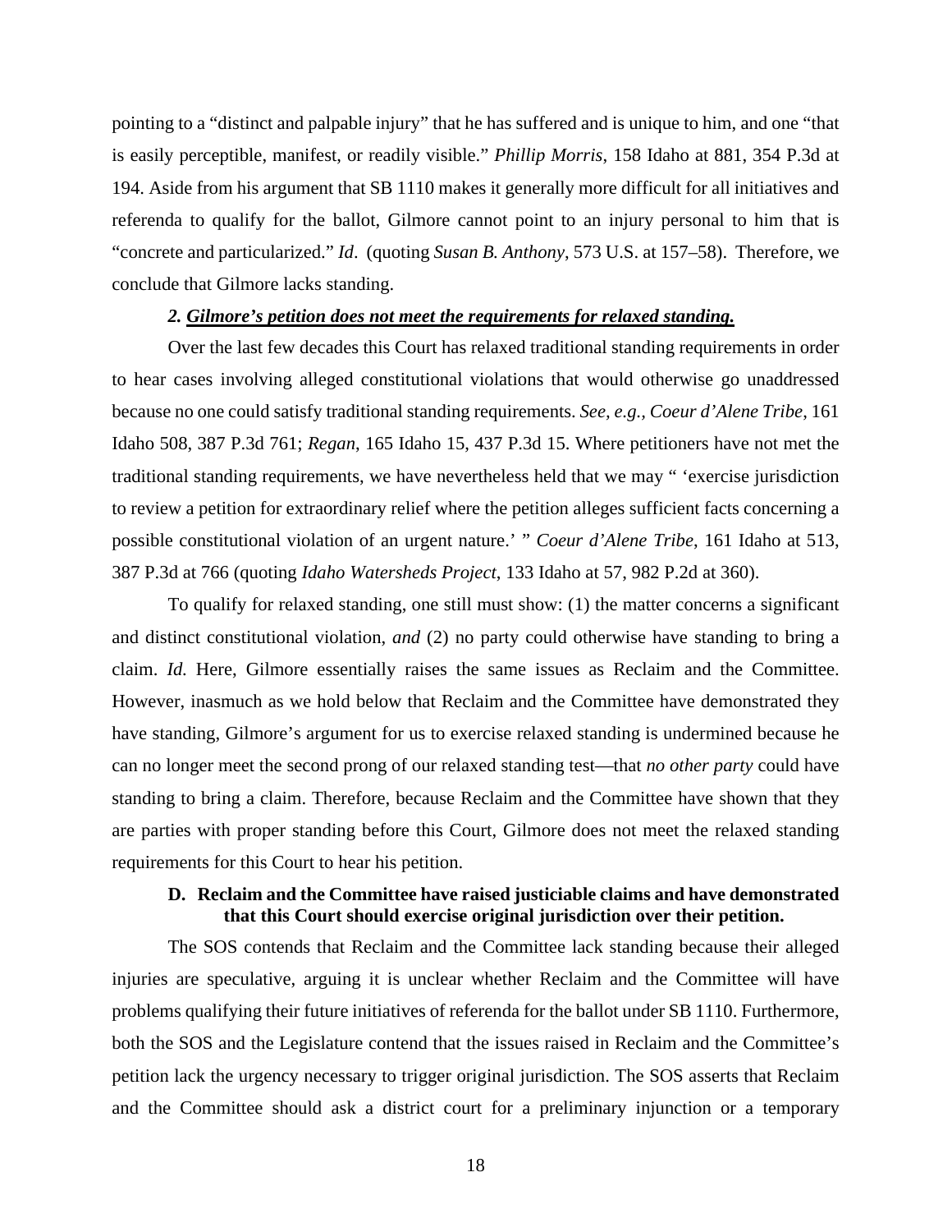pointing to a "distinct and palpable injury" that he has suffered and is unique to him, and one "that is easily perceptible, manifest, or readily visible." *Phillip Morris*, 158 Idaho at 881, 354 P.3d at 194. Aside from his argument that SB 1110 makes it generally more difficult for all initiatives and referenda to qualify for the ballot, Gilmore cannot point to an injury personal to him that is "concrete and particularized." *Id*. (quoting *Susan B. Anthony*, 573 U.S. at 157–58). Therefore, we conclude that Gilmore lacks standing.

### *2. Gilmore's petition does not meet the requirements for relaxed standing.*

Over the last few decades this Court has relaxed traditional standing requirements in order to hear cases involving alleged constitutional violations that would otherwise go unaddressed because no one could satisfy traditional standing requirements. *See, e.g., Coeur d'Alene Tribe*, 161 Idaho 508, 387 P.3d 761; *Regan*, 165 Idaho 15, 437 P.3d 15. Where petitioners have not met the traditional standing requirements, we have nevertheless held that we may " 'exercise jurisdiction to review a petition for extraordinary relief where the petition alleges sufficient facts concerning a possible constitutional violation of an urgent nature.' " *Coeur d'Alene Tribe*, 161 Idaho at 513, 387 P.3d at 766 (quoting *Idaho Watersheds Project*, 133 Idaho at 57, 982 P.2d at 360).

To qualify for relaxed standing, one still must show: (1) the matter concerns a significant and distinct constitutional violation, *and* (2) no party could otherwise have standing to bring a claim. *Id.* Here, Gilmore essentially raises the same issues as Reclaim and the Committee. However, inasmuch as we hold below that Reclaim and the Committee have demonstrated they have standing, Gilmore's argument for us to exercise relaxed standing is undermined because he can no longer meet the second prong of our relaxed standing test—that *no other party* could have standing to bring a claim. Therefore, because Reclaim and the Committee have shown that they are parties with proper standing before this Court, Gilmore does not meet the relaxed standing requirements for this Court to hear his petition.

## D. Reclaim and the Committee have raised justiciable claims and have demonstrated that this Court should exercise original jurisdiction over their petition.

The SOS contends that Reclaim and the Committee lack standing because their alleged injuries are speculative, arguing it is unclear whether Reclaim and the Committee will have problems qualifying their future initiatives of referenda for the ballot under SB 1110. Furthermore, both the SOS and the Legislature contend that the issues raised in Reclaim and the Committee's petition lack the urgency necessary to trigger original jurisdiction. The SOS asserts that Reclaim and the Committee should ask a district court for a preliminary injunction or a temporary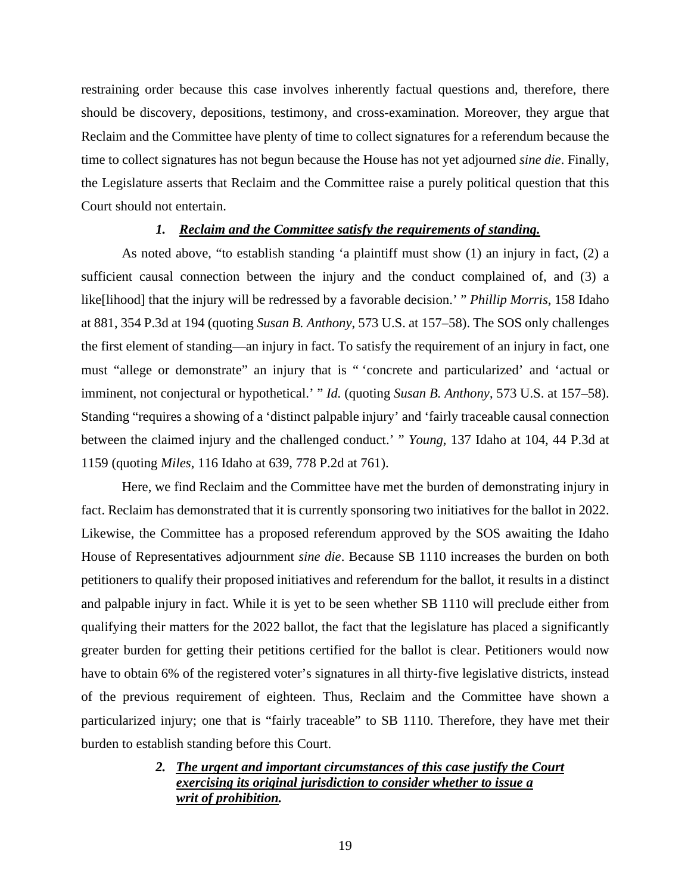restraining order because this case involves inherently factual questions and, therefore, there should be discovery, depositions, testimony, and cross-examination. Moreover, they argue that Reclaim and the Committee have plenty of time to collect signatures for a referendum because the time to collect signatures has not begun because the House has not yet adjourned *sine die*. Finally, the Legislature asserts that Reclaim and the Committee raise a purely political question that this Court should not entertain.

#### *1. Reclaim and the Committee satisfy the requirements of standing.*

As noted above, "to establish standing 'a plaintiff must show (1) an injury in fact, (2) a sufficient causal connection between the injury and the conduct complained of, and (3) a like[lihood] that the injury will be redressed by a favorable decision.' " *Phillip Morris*, 158 Idaho at 881, 354 P.3d at 194 (quoting *Susan B. Anthony*, 573 U.S. at 157–58). The SOS only challenges the first element of standing—an injury in fact. To satisfy the requirement of an injury in fact, one must "allege or demonstrate" an injury that is " 'concrete and particularized' and 'actual or imminent, not conjectural or hypothetical.' " *Id.* (quoting *Susan B. Anthony*, 573 U.S. at 157–58). Standing "requires a showing of a 'distinct palpable injury' and 'fairly traceable causal connection between the claimed injury and the challenged conduct.' " *Young*, 137 Idaho at 104, 44 P.3d at 1159 (quoting *Miles*, 116 Idaho at 639, 778 P.2d at 761).

Here, we find Reclaim and the Committee have met the burden of demonstrating injury in fact. Reclaim has demonstrated that it is currently sponsoring two initiatives for the ballot in 2022. Likewise, the Committee has a proposed referendum approved by the SOS awaiting the Idaho House of Representatives adjournment *sine die*. Because SB 1110 increases the burden on both petitioners to qualify their proposed initiatives and referendum for the ballot, it results in a distinct and palpable injury in fact. While it is yet to be seen whether SB 1110 will preclude either from qualifying their matters for the 2022 ballot, the fact that the legislature has placed a significantly greater burden for getting their petitions certified for the ballot is clear. Petitioners would now have to obtain 6% of the registered voter's signatures in all thirty-five legislative districts, instead of the previous requirement of eighteen. Thus, Reclaim and the Committee have shown a particularized injury; one that is "fairly traceable" to SB 1110. Therefore, they have met their burden to establish standing before this Court.

#### *2. The urgent and important circumstances of this case justify the Court exercising its original jurisdiction to consider whether to issue a writ of prohibition.*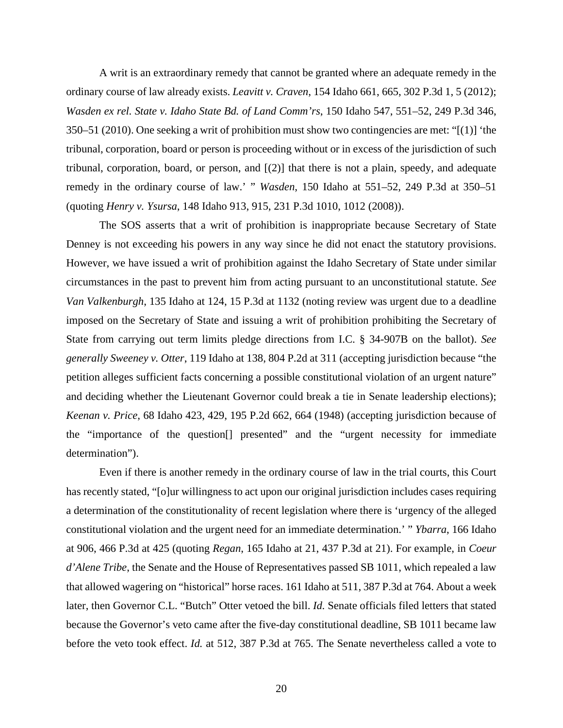A writ is an extraordinary remedy that cannot be granted where an adequate remedy in the ordinary course of law already exists. *Leavitt v. Craven*, 154 Idaho 661, 665, 302 P.3d 1, 5 (2012); *Wasden ex rel. State v. Idaho State Bd. of Land Comm'rs*, 150 Idaho 547, 551–52, 249 P.3d 346, 350–51 (2010). One seeking a writ of prohibition must show two contingencies are met: "[(1)] 'the tribunal, corporation, board or person is proceeding without or in excess of the jurisdiction of such tribunal, corporation, board, or person, and [(2)] that there is not a plain, speedy, and adequate remedy in the ordinary course of law.' " *Wasden*, 150 Idaho at 551–52, 249 P.3d at 350–51 (quoting *Henry v. Ysursa*, 148 Idaho 913, 915, 231 P.3d 1010, 1012 (2008)).

The SOS asserts that a writ of prohibition is inappropriate because Secretary of State Denney is not exceeding his powers in any way since he did not enact the statutory provisions. However, we have issued a writ of prohibition against the Idaho Secretary of State under similar circumstances in the past to prevent him from acting pursuant to an unconstitutional statute. *See Van Valkenburgh*, 135 Idaho at 124, 15 P.3d at 1132 (noting review was urgent due to a deadline imposed on the Secretary of State and issuing a writ of prohibition prohibiting the Secretary of State from carrying out term limits pledge directions from I.C. § 34-907B on the ballot). *See generally Sweeney v. Otter*, 119 Idaho at 138, 804 P.2d at 311 (accepting jurisdiction because "the petition alleges sufficient facts concerning a possible constitutional violation of an urgent nature" and deciding whether the Lieutenant Governor could break a tie in Senate leadership elections); *Keenan v. Price*, 68 Idaho 423, 429, 195 P.2d 662, 664 (1948) (accepting jurisdiction because of the "importance of the question[] presented" and the "urgent necessity for immediate determination").

Even if there is another remedy in the ordinary course of law in the trial courts, this Court has recently stated, "[o]ur willingness to act upon our original jurisdiction includes cases requiring a determination of the constitutionality of recent legislation where there is 'urgency of the alleged constitutional violation and the urgent need for an immediate determination.' " *Ybarra*, 166 Idaho at 906, 466 P.3d at 425 (quoting *Regan*, 165 Idaho at 21, 437 P.3d at 21). For example, in *Coeur d'Alene Tribe*, the Senate and the House of Representatives passed SB 1011, which repealed a law that allowed wagering on "historical" horse races. 161 Idaho at 511, 387 P.3d at 764. About a week later, then Governor C.L. "Butch" Otter vetoed the bill. *Id.* Senate officials filed letters that stated because the Governor's veto came after the five-day constitutional deadline, SB 1011 became law before the veto took effect. *Id.* at 512, 387 P.3d at 765. The Senate nevertheless called a vote to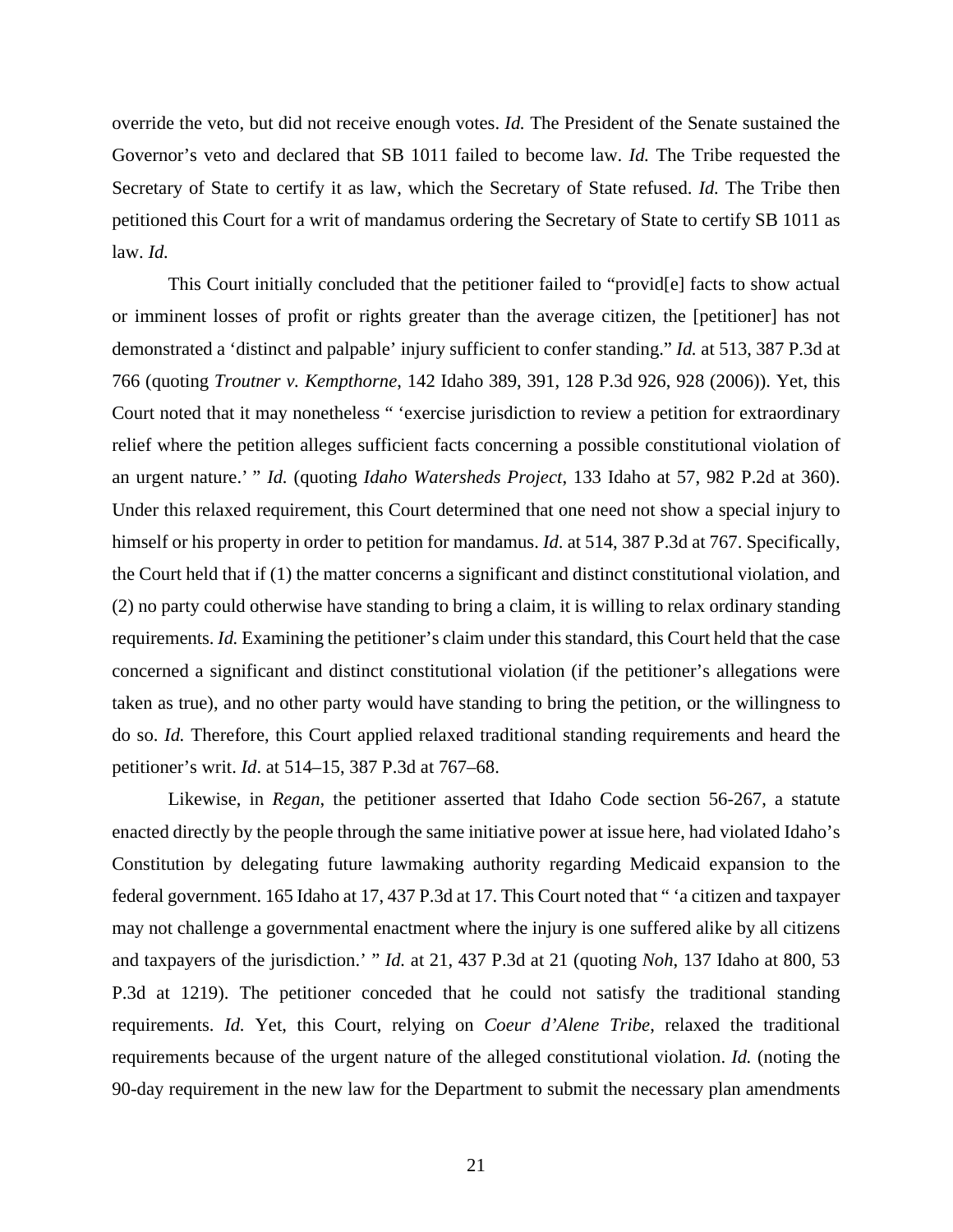override the veto, but did not receive enough votes. *Id.* The President of the Senate sustained the Governor's veto and declared that SB 1011 failed to become law. *Id.* The Tribe requested the Secretary of State to certify it as law, which the Secretary of State refused. *Id.* The Tribe then petitioned this Court for a writ of mandamus ordering the Secretary of State to certify SB 1011 as law. *Id.*

This Court initially concluded that the petitioner failed to "provid[e] facts to show actual or imminent losses of profit or rights greater than the average citizen, the [petitioner] has not demonstrated a 'distinct and palpable' injury sufficient to confer standing." *Id.* at 513, 387 P.3d at 766 (quoting *Troutner v. Kempthorne*, 142 Idaho 389, 391, 128 P.3d 926, 928 (2006)). Yet, this Court noted that it may nonetheless " 'exercise jurisdiction to review a petition for extraordinary relief where the petition alleges sufficient facts concerning a possible constitutional violation of an urgent nature.' " *Id.* (quoting *Idaho Watersheds Project*, 133 Idaho at 57, 982 P.2d at 360). Under this relaxed requirement, this Court determined that one need not show a special injury to himself or his property in order to petition for mandamus. *Id.* at 514, 387 P.3d at 767. Specifically, the Court held that if (1) the matter concerns a significant and distinct constitutional violation, and (2) no party could otherwise have standing to bring a claim, it is willing to relax ordinary standing requirements. *Id.* Examining the petitioner's claim under this standard, this Court held that the case concerned a significant and distinct constitutional violation (if the petitioner's allegations were taken as true), and no other party would have standing to bring the petition, or the willingness to do so. *Id.* Therefore, this Court applied relaxed traditional standing requirements and heard the petitioner's writ. *Id*. at 514–15, 387 P.3d at 767–68.

Likewise, in *Regan*, the petitioner asserted that Idaho Code section 56-267, a statute enacted directly by the people through the same initiative power at issue here, had violated Idaho's Constitution by delegating future lawmaking authority regarding Medicaid expansion to the federal government. 165 Idaho at 17, 437 P.3d at 17. This Court noted that " 'a citizen and taxpayer may not challenge a governmental enactment where the injury is one suffered alike by all citizens and taxpayers of the jurisdiction.' " *Id.* at 21, 437 P.3d at 21 (quoting *Noh*, 137 Idaho at 800, 53 P.3d at 1219). The petitioner conceded that he could not satisfy the traditional standing requirements. *Id.* Yet, this Court, relying on *Coeur d'Alene Tribe*, relaxed the traditional requirements because of the urgent nature of the alleged constitutional violation. *Id.* (noting the 90-day requirement in the new law for the Department to submit the necessary plan amendments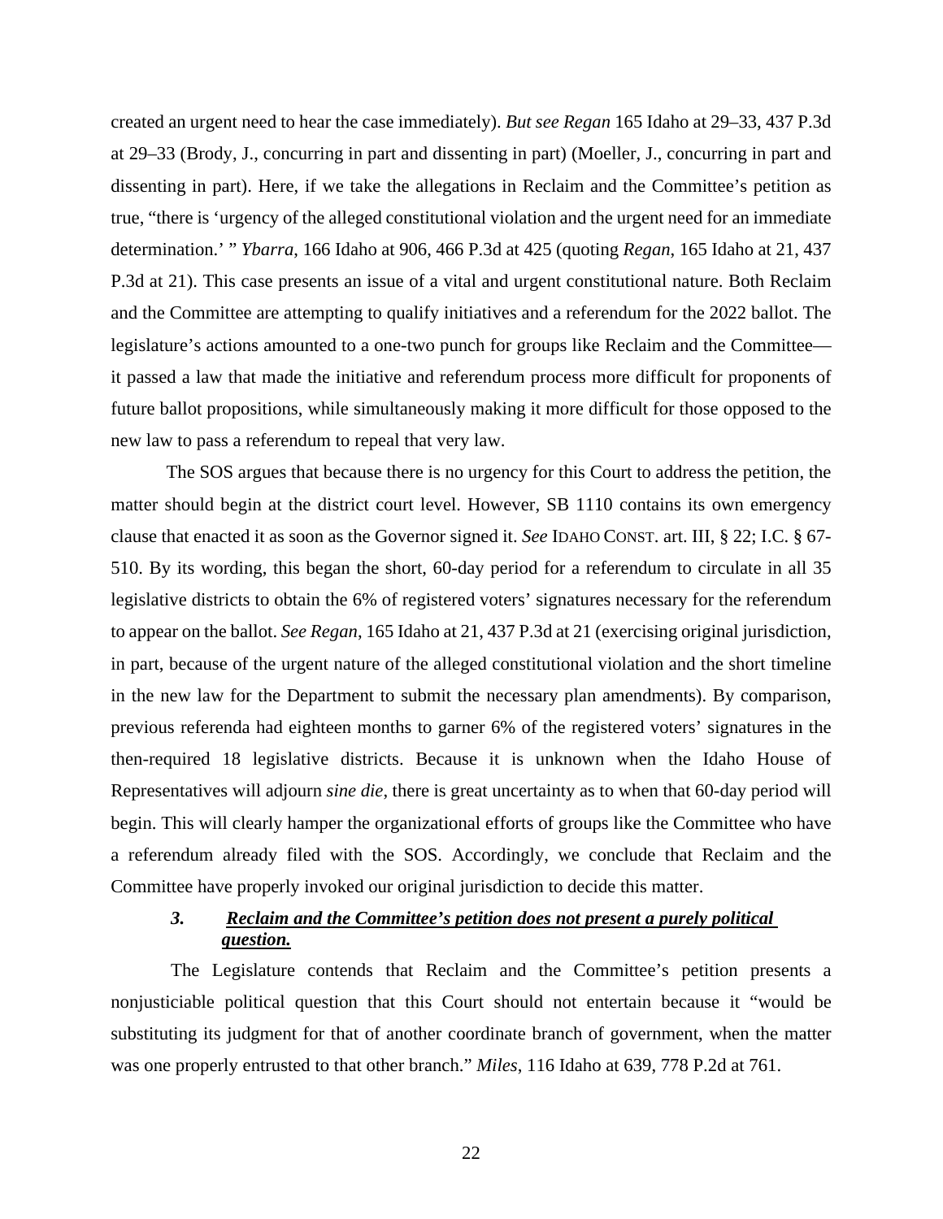created an urgent need to hear the case immediately). *But see Regan* 165 Idaho at 29–33, 437 P.3d at 29–33 (Brody, J., concurring in part and dissenting in part) (Moeller, J., concurring in part and dissenting in part). Here, if we take the allegations in Reclaim and the Committee's petition as true, "there is 'urgency of the alleged constitutional violation and the urgent need for an immediate determination.' " *Ybarra*, 166 Idaho at 906, 466 P.3d at 425 (quoting *Regan*, 165 Idaho at 21, 437 P.3d at 21). This case presents an issue of a vital and urgent constitutional nature. Both Reclaim and the Committee are attempting to qualify initiatives and a referendum for the 2022 ballot. The legislature's actions amounted to a one-two punch for groups like Reclaim and the Committee—it passed a law that made the initiative and referendum process more difficult for proponents of future ballot propositions, while simultaneously making it more difficult for those opposed to the new law to pass a referendum to repeal that very law.

The SOS argues that because there is no urgency for this Court to address the petition, the matter should begin at the district court level. However, SB 1110 contains its own emergency clause that enacted it as soon as the Governor signed it. *See* IDAHO CONST. art. III, § 22; I.C. § 67-510. By its wording, this began the short, 60-day period for a referendum to circulate in all 35 legislative districts to obtain the 6% of registered voters' signatures necessary for the referendum to appear on the ballot. *See Regan*, 165 Idaho at 21, 437 P.3d at 21 (exercising original jurisdiction, in part, because of the urgent nature of the alleged constitutional violation and the short timeline in the new law for the Department to submit the necessary plan amendments). By comparison, previous referenda had eighteen months to garner 6% of the registered voters' signatures in the then-required 18 legislative districts. Because it is unknown when the Idaho House of Representatives will adjourn *sine die*, there is great uncertainty as to when that 60-day period will begin. This will clearly hamper the organizational efforts of groups like the Committee who have a referendum already filed with the SOS. Accordingly, we conclude that Reclaim and the Committee have properly invoked our original jurisdiction to decide this matter.

### *3. Reclaim and the Committee's petition does not present a purely political question.*

The Legislature contends that Reclaim and the Committee's petition presents a nonjusticiable political question that this Court should not entertain because it "would be substituting its judgment for that of another coordinate branch of government, when the matter was one properly entrusted to that other branch." *Miles*, 116 Idaho at 639, 778 P.2d at 761.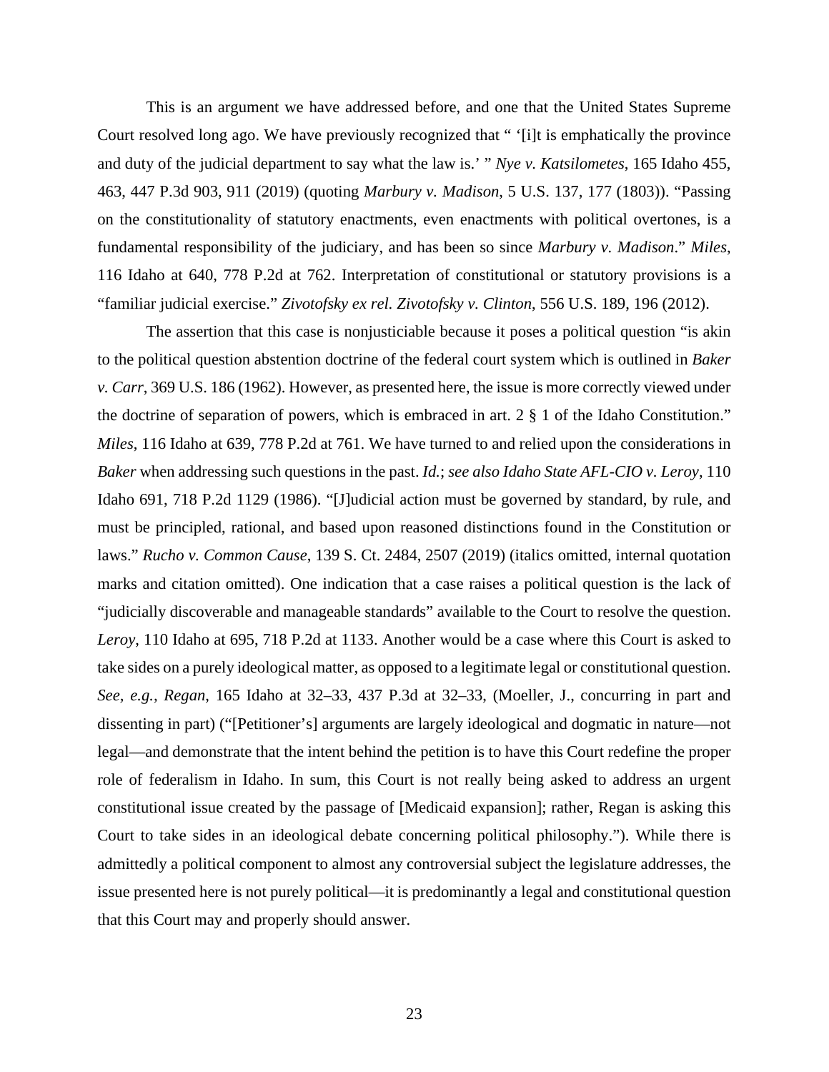This is an argument we have addressed before, and one that the United States Supreme Court resolved long ago. We have previously recognized that " '[i]t is emphatically the province and duty of the judicial department to say what the law is.' " *Nye v. Katsilometes*, 165 Idaho 455, 463, 447 P.3d 903, 911 (2019) (quoting *Marbury v. Madison*, 5 U.S. 137, 177 (1803)). "Passing on the constitutionality of statutory enactments, even enactments with political overtones, is a fundamental responsibility of the judiciary, and has been so since *Marbury v. Madison*." *Miles*, 116 Idaho at 640, 778 P.2d at 762. Interpretation of constitutional or statutory provisions is a "familiar judicial exercise." *Zivotofsky ex rel. Zivotofsky v. Clinton*, 556 U.S. 189, 196 (2012).

The assertion that this case is nonjusticiable because it poses a political question "is akin to the political question abstention doctrine of the federal court system which is outlined in *Baker v. Carr*, 369 U.S. 186 (1962). However, as presented here, the issue is more correctly viewed under the doctrine of separation of powers, which is embraced in art. 2 § 1 of the Idaho Constitution." *Miles*, 116 Idaho at 639, 778 P.2d at 761. We have turned to and relied upon the considerations in *Baker* when addressing such questions in the past. *Id.*; *see also Idaho State AFL-CIO v. Leroy*, 110 Idaho 691, 718 P.2d 1129 (1986). "[J]udicial action must be governed by standard, by rule, and must be principled, rational, and based upon reasoned distinctions found in the Constitution or laws." *Rucho v. Common Cause*, 139 S. Ct. 2484, 2507 (2019) (italics omitted, internal quotation marks and citation omitted). One indication that a case raises a political question is the lack of "judicially discoverable and manageable standards" available to the Court to resolve the question. *Leroy*, 110 Idaho at 695, 718 P.2d at 1133. Another would be a case where this Court is asked to take sides on a purely ideological matter, as opposed to a legitimate legal or constitutional question. *See, e.g.*, *Regan*, 165 Idaho at 32–33, 437 P.3d at 32–33, (Moeller, J., concurring in part and dissenting in part) ("[Petitioner's] arguments are largely ideological and dogmatic in nature—not legal—and demonstrate that the intent behind the petition is to have this Court redefine the proper role of federalism in Idaho. In sum, this Court is not really being asked to address an urgent constitutional issue created by the passage of [Medicaid expansion]; rather, Regan is asking this Court to take sides in an ideological debate concerning political philosophy."). While there is admittedly a political component to almost any controversial subject the legislature addresses, the issue presented here is not purely political—it is predominantly a legal and constitutional question that this Court may and properly should answer.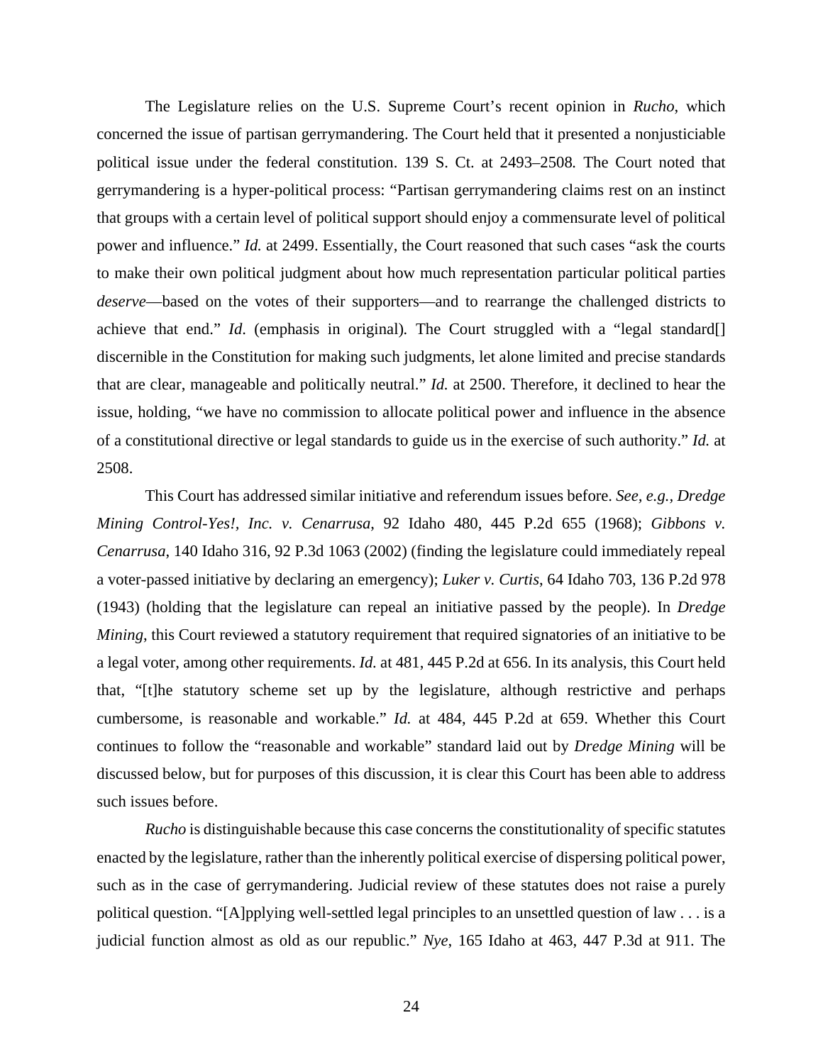The Legislature relies on the U.S. Supreme Court's recent opinion in *Rucho*, which concerned the issue of partisan gerrymandering. The Court held that it presented a nonjusticiable political issue under the federal constitution. 139 S. Ct. at 2493–2508*.* The Court noted that gerrymandering is a hyper-political process: "Partisan gerrymandering claims rest on an instinct that groups with a certain level of political support should enjoy a commensurate level of political power and influence." *Id.* at 2499. Essentially, the Court reasoned that such cases "ask the courts to make their own political judgment about how much representation particular political parties *deserve*—based on the votes of their supporters—and to rearrange the challenged districts to achieve that end." *Id*. (emphasis in original)*.* The Court struggled with a "legal standard[] discernible in the Constitution for making such judgments, let alone limited and precise standards that are clear, manageable and politically neutral." *Id.* at 2500. Therefore, it declined to hear the issue, holding, "we have no commission to allocate political power and influence in the absence of a constitutional directive or legal standards to guide us in the exercise of such authority." *Id.* at 2508.

This Court has addressed similar initiative and referendum issues before. *See, e.g., Dredge Mining Control-Yes!, Inc. v. Cenarrusa*, 92 Idaho 480, 445 P.2d 655 (1968); *Gibbons v. Cenarrusa*, 140 Idaho 316, 92 P.3d 1063 (2002) (finding the legislature could immediately repeal a voter-passed initiative by declaring an emergency); *Luker v. Curtis*, 64 Idaho 703, 136 P.2d 978 (1943) (holding that the legislature can repeal an initiative passed by the people). In *Dredge Mining*, this Court reviewed a statutory requirement that required signatories of an initiative to be a legal voter, among other requirements. *Id.* at 481, 445 P.2d at 656. In its analysis, this Court held that, "[t]he statutory scheme set up by the legislature, although restrictive and perhaps cumbersome, is reasonable and workable." *Id.* at 484, 445 P.2d at 659. Whether this Court continues to follow the "reasonable and workable" standard laid out by *Dredge Mining* will be discussed below, but for purposes of this discussion, it is clear this Court has been able to address such issues before.

*Rucho* is distinguishable because this case concerns the constitutionality of specific statutes enacted by the legislature, rather than the inherently political exercise of dispersing political power, such as in the case of gerrymandering. Judicial review of these statutes does not raise a purely political question. "[A]pplying well-settled legal principles to an unsettled question of law . . . is a judicial function almost as old as our republic." *Nye*, 165 Idaho at 463, 447 P.3d at 911. The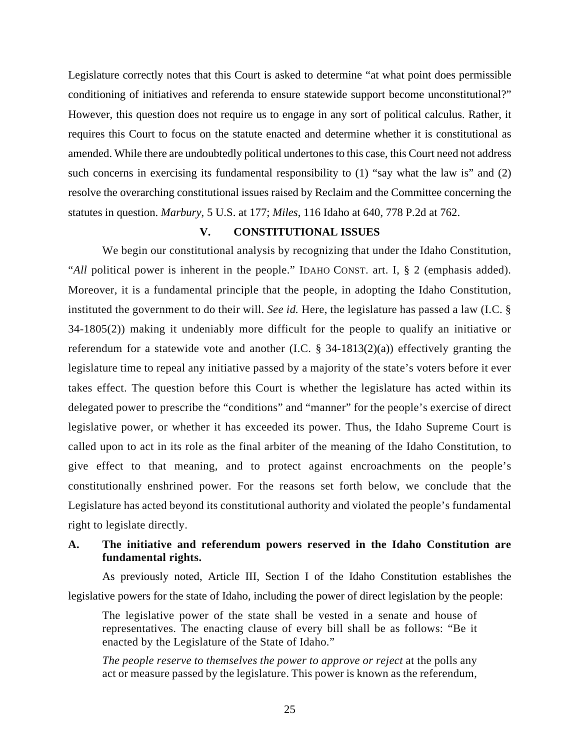Legislature correctly notes that this Court is asked to determine "at what point does permissible conditioning of initiatives and referenda to ensure statewide support become unconstitutional?" However, this question does not require us to engage in any sort of political calculus. Rather, it requires this Court to focus on the statute enacted and determine whether it is constitutional as amended. While there are undoubtedly political undertones to this case, this Court need not address such concerns in exercising its fundamental responsibility to (1) "say what the law is" and (2) resolve the overarching constitutional issues raised by Reclaim and the Committee concerning the statutes in question. *Marbury*, 5 U.S. at 177; *Miles*, 116 Idaho at 640, 778 P.2d at 762.

## V. CONSTITUTIONAL ISSUES

We begin our constitutional analysis by recognizing that under the Idaho Constitution, "*All* political power is inherent in the people." IDAHO CONST. art. I, § 2 (emphasis added). Moreover, it is a fundamental principle that the people, in adopting the Idaho Constitution, instituted the government to do their will. *See id.* Here, the legislature has passed a law (I.C. § 34-1805(2)) making it undeniably more difficult for the people to qualify an initiative or referendum for a statewide vote and another (I.C. § 34-1813(2)(a)) effectively granting the legislature time to repeal any initiative passed by a majority of the state's voters before it ever takes effect. The question before this Court is whether the legislature has acted within its delegated power to prescribe the "conditions" and "manner" for the people's exercise of direct legislative power, or whether it has exceeded its power. Thus, the Idaho Supreme Court is called upon to act in its role as the final arbiter of the meaning of the Idaho Constitution, to give effect to that meaning, and to protect against encroachments on the people's constitutionally enshrined power. For the reasons set forth below, we conclude that the Legislature has acted beyond its constitutional authority and violated the people's fundamental right to legislate directly.

### A. The initiative and referendum powers reserved in the Idaho Constitution are fundamental rights.

As previously noted, Article III, Section I of the Idaho Constitution establishes the legislative powers for the state of Idaho, including the power of direct legislation by the people:

> The legislative power of the state shall be vested in a senate and house of representatives. The enacting clause of every bill shall be as follows: "Be it enacted by the Legislature of the State of Idaho."
>
> *The people reserve to themselves the power to approve or reject* at the polls any act or measure passed by the legislature. This power is known as the referendum,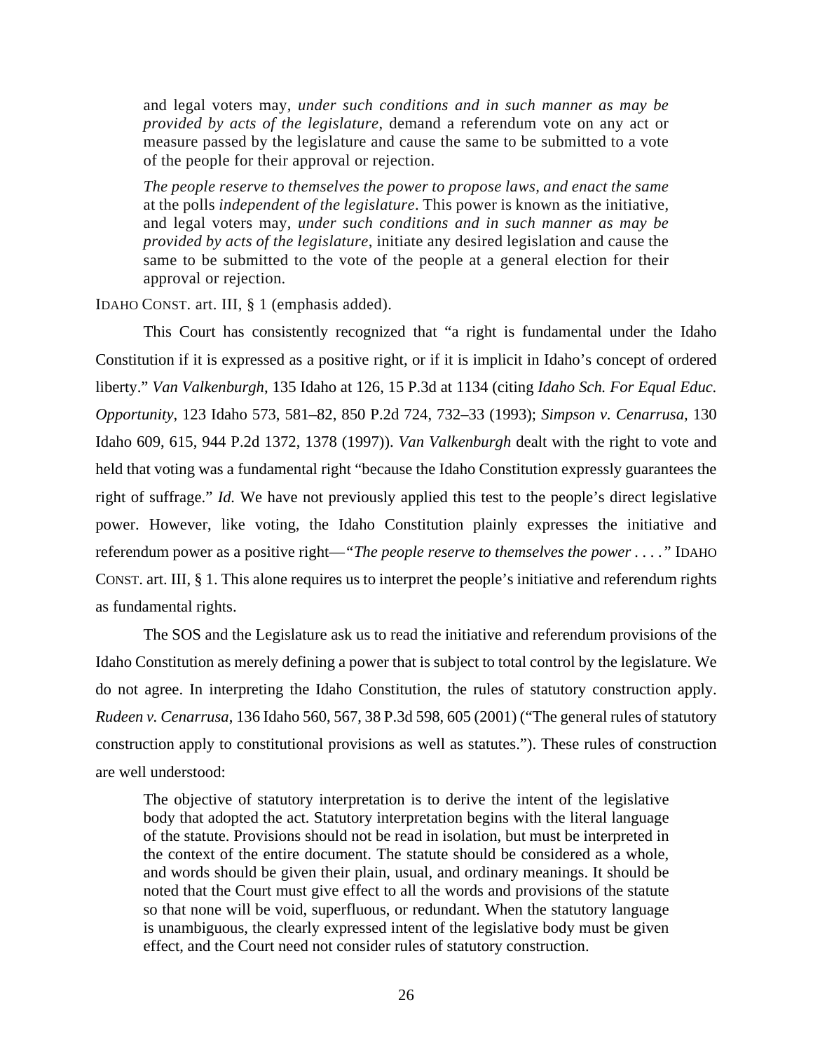> and legal voters may, *under such conditions and in such manner as may be provided by acts of the legislature*, demand a referendum vote on any act or measure passed by the legislature and cause the same to be submitted to a vote of the people for their approval or rejection.
>
> *The people reserve to themselves the power to propose laws, and enact the same* at the polls *independent of the legislature*. This power is known as the initiative, and legal voters may, *under such conditions and in such manner as may be provided by acts of the legislature*, initiate any desired legislation and cause the same to be submitted to the vote of the people at a general election for their approval or rejection.

IDAHO CONST. art. III, § 1 (emphasis added).

This Court has consistently recognized that "a right is fundamental under the Idaho Constitution if it is expressed as a positive right, or if it is implicit in Idaho's concept of ordered liberty." *Van Valkenburgh*, 135 Idaho at 126, 15 P.3d at 1134 (citing *Idaho Sch. For Equal Educ. Opportunity*, 123 Idaho 573, 581–82, 850 P.2d 724, 732–33 (1993); *Simpson v. Cenarrusa*, 130 Idaho 609, 615, 944 P.2d 1372, 1378 (1997)). *Van Valkenburgh* dealt with the right to vote and held that voting was a fundamental right "because the Idaho Constitution expressly guarantees the right of suffrage." *Id.* We have not previously applied this test to the people's direct legislative power. However, like voting, the Idaho Constitution plainly expresses the initiative and referendum power as a positive right—*"The people reserve to themselves the power . . . ."* IDAHO CONST. art. III, § 1. This alone requires us to interpret the people's initiative and referendum rights as fundamental rights.

The SOS and the Legislature ask us to read the initiative and referendum provisions of the Idaho Constitution as merely defining a power that is subject to total control by the legislature. We do not agree. In interpreting the Idaho Constitution, the rules of statutory construction apply. *Rudeen v. Cenarrusa*, 136 Idaho 560, 567, 38 P.3d 598, 605 (2001) ("The general rules of statutory construction apply to constitutional provisions as well as statutes."). These rules of construction are well understood:

> The objective of statutory interpretation is to derive the intent of the legislative body that adopted the act. Statutory interpretation begins with the literal language of the statute. Provisions should not be read in isolation, but must be interpreted in the context of the entire document. The statute should be considered as a whole, and words should be given their plain, usual, and ordinary meanings. It should be noted that the Court must give effect to all the words and provisions of the statute so that none will be void, superfluous, or redundant. When the statutory language is unambiguous, the clearly expressed intent of the legislative body must be given effect, and the Court need not consider rules of statutory construction.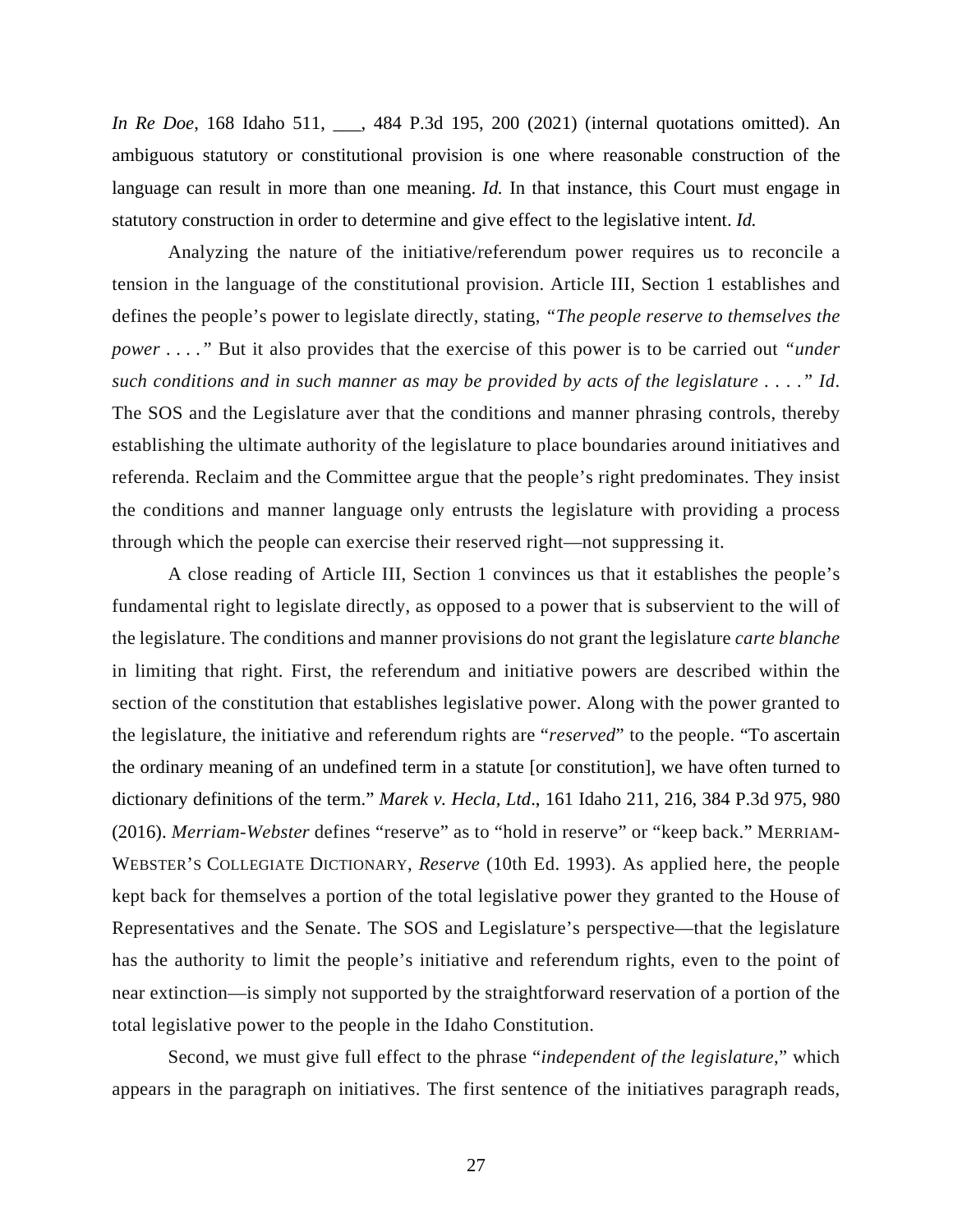*In Re Doe*, 168 Idaho 511, ___, 484 P.3d 195, 200 (2021) (internal quotations omitted). An ambiguous statutory or constitutional provision is one where reasonable construction of the language can result in more than one meaning. *Id.* In that instance, this Court must engage in statutory construction in order to determine and give effect to the legislative intent. *Id.*

Analyzing the nature of the initiative/referendum power requires us to reconcile a tension in the language of the constitutional provision. Article III, Section 1 establishes and defines the people's power to legislate directly, stating, *"The people reserve to themselves the power . . . ."* But it also provides that the exercise of this power is to be carried out *"under such conditions and in such manner as may be provided by acts of the legislature . . . ." Id*. The SOS and the Legislature aver that the conditions and manner phrasing controls, thereby establishing the ultimate authority of the legislature to place boundaries around initiatives and referenda. Reclaim and the Committee argue that the people's right predominates. They insist the conditions and manner language only entrusts the legislature with providing a process through which the people can exercise their reserved right—not suppressing it.

A close reading of Article III, Section 1 convinces us that it establishes the people's fundamental right to legislate directly, as opposed to a power that is subservient to the will of the legislature. The conditions and manner provisions do not grant the legislature *carte blanche* in limiting that right. First, the referendum and initiative powers are described within the section of the constitution that establishes legislative power. Along with the power granted to the legislature, the initiative and referendum rights are "*reserved*" to the people. "To ascertain the ordinary meaning of an undefined term in a statute [or constitution], we have often turned to dictionary definitions of the term." *Marek v. Hecla, Ltd*., 161 Idaho 211, 216, 384 P.3d 975, 980 (2016). *Merriam-Webster* defines "reserve" as to "hold in reserve" or "keep back." MERRIAM-WEBSTER'S COLLEGIATE DICTIONARY, *Reserve* (10th Ed. 1993). As applied here, the people kept back for themselves a portion of the total legislative power they granted to the House of Representatives and the Senate. The SOS and Legislature's perspective—that the legislature has the authority to limit the people's initiative and referendum rights, even to the point of near extinction—is simply not supported by the straightforward reservation of a portion of the total legislative power to the people in the Idaho Constitution.

Second, we must give full effect to the phrase "*independent of the legislature*," which appears in the paragraph on initiatives. The first sentence of the initiatives paragraph reads,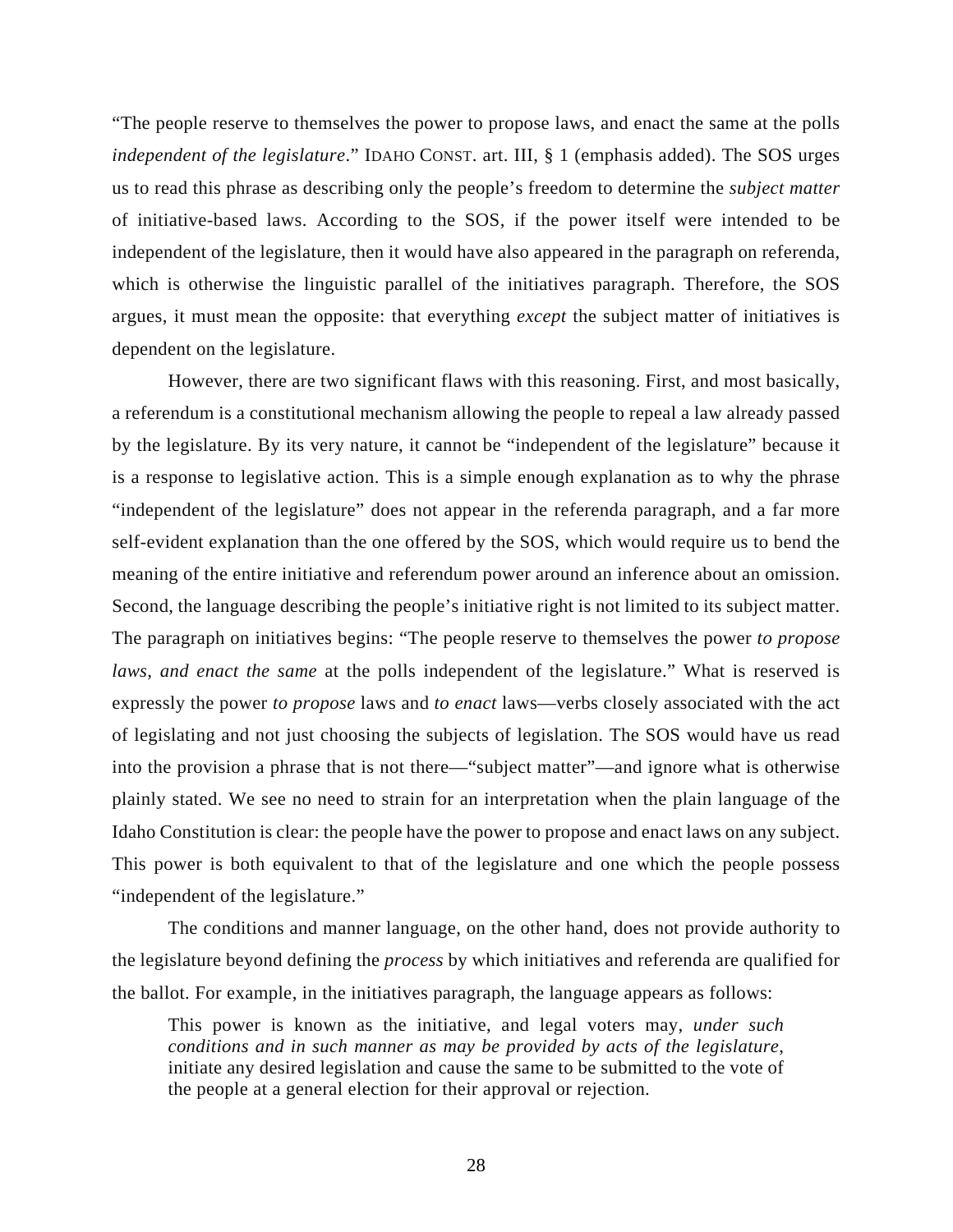"The people reserve to themselves the power to propose laws, and enact the same at the polls *independent of the legislature*." IDAHO CONST. art. III, § 1 (emphasis added). The SOS urges us to read this phrase as describing only the people's freedom to determine the *subject matter* of initiative-based laws. According to the SOS, if the power itself were intended to be independent of the legislature, then it would have also appeared in the paragraph on referenda, which is otherwise the linguistic parallel of the initiatives paragraph. Therefore, the SOS argues, it must mean the opposite: that everything *except* the subject matter of initiatives is dependent on the legislature.

However, there are two significant flaws with this reasoning. First, and most basically, a referendum is a constitutional mechanism allowing the people to repeal a law already passed by the legislature. By its very nature, it cannot be "independent of the legislature" because it is a response to legislative action. This is a simple enough explanation as to why the phrase "independent of the legislature" does not appear in the referenda paragraph, and a far more self-evident explanation than the one offered by the SOS, which would require us to bend the meaning of the entire initiative and referendum power around an inference about an omission. Second, the language describing the people's initiative right is not limited to its subject matter. The paragraph on initiatives begins: "The people reserve to themselves the power *to propose laws, and enact the same* at the polls independent of the legislature." What is reserved is expressly the power *to propose* laws and *to enact* laws—verbs closely associated with the act of legislating and not just choosing the subjects of legislation. The SOS would have us read into the provision a phrase that is not there—"subject matter"—and ignore what is otherwise plainly stated. We see no need to strain for an interpretation when the plain language of the Idaho Constitution is clear: the people have the power to propose and enact laws on any subject. This power is both equivalent to that of the legislature and one which the people possess "independent of the legislature."

The conditions and manner language, on the other hand, does not provide authority to the legislature beyond defining the *process* by which initiatives and referenda are qualified for the ballot. For example, in the initiatives paragraph, the language appears as follows:

> This power is known as the initiative, and legal voters may, *under such conditions and in such manner as may be provided by acts of the legislature*, initiate any desired legislation and cause the same to be submitted to the vote of the people at a general election for their approval or rejection.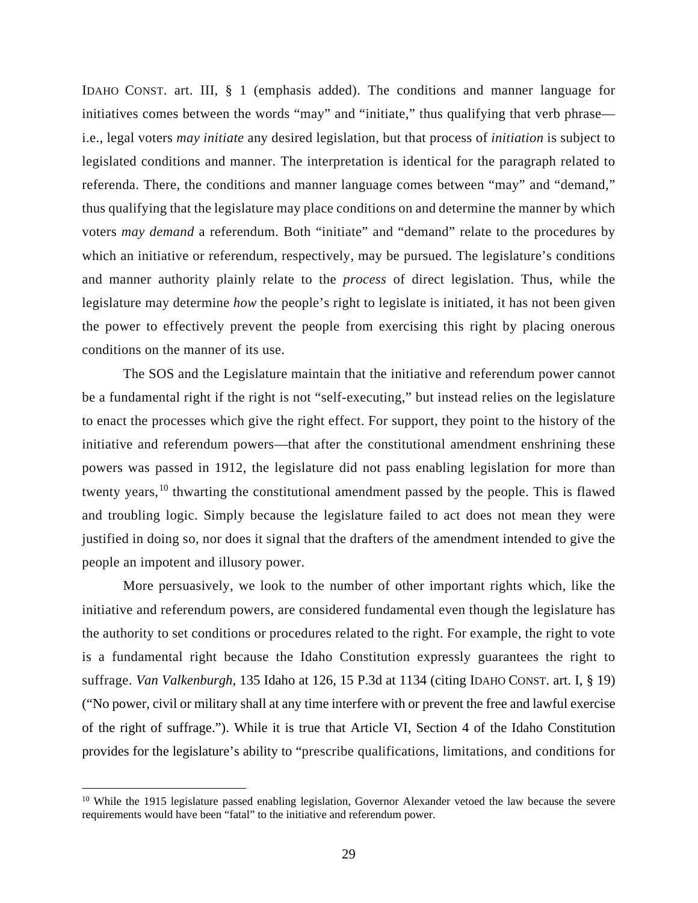IDAHO CONST. art. III, § 1 (emphasis added). The conditions and manner language for initiatives comes between the words "may" and "initiate," thus qualifying that verb phrase—i.e., legal voters *may initiate* any desired legislation, but that process of *initiation* is subject to legislated conditions and manner. The interpretation is identical for the paragraph related to referenda. There, the conditions and manner language comes between "may" and "demand," thus qualifying that the legislature may place conditions on and determine the manner by which voters *may demand* a referendum. Both "initiate" and "demand" relate to the procedures by which an initiative or referendum, respectively, may be pursued. The legislature's conditions and manner authority plainly relate to the *process* of direct legislation. Thus, while the legislature may determine *how* the people's right to legislate is initiated, it has not been given the power to effectively prevent the people from exercising this right by placing onerous conditions on the manner of its use.

The SOS and the Legislature maintain that the initiative and referendum power cannot be a fundamental right if the right is not "self-executing," but instead relies on the legislature to enact the processes which give the right effect. For support, they point to the history of the initiative and referendum powers—that after the constitutional amendment enshrining these powers was passed in 1912, the legislature did not pass enabling legislation for more than twenty years,[10] thwarting the constitutional amendment passed by the people. This is flawed and troubling logic. Simply because the legislature failed to act does not mean they were justified in doing so, nor does it signal that the drafters of the amendment intended to give the people an impotent and illusory power.

More persuasively, we look to the number of other important rights which, like the initiative and referendum powers, are considered fundamental even though the legislature has the authority to set conditions or procedures related to the right. For example, the right to vote is a fundamental right because the Idaho Constitution expressly guarantees the right to suffrage. *Van Valkenburgh*, 135 Idaho at 126, 15 P.3d at 1134 (citing IDAHO CONST. art. I, § 19) ("No power, civil or military shall at any time interfere with or prevent the free and lawful exercise of the right of suffrage."). While it is true that Article VI, Section 4 of the Idaho Constitution provides for the legislature's ability to "prescribe qualifications, limitations, and conditions for

---

[10] While the 1915 legislature passed enabling legislation, Governor Alexander vetoed the law because the severe requirements would have been "fatal" to the initiative and referendum power.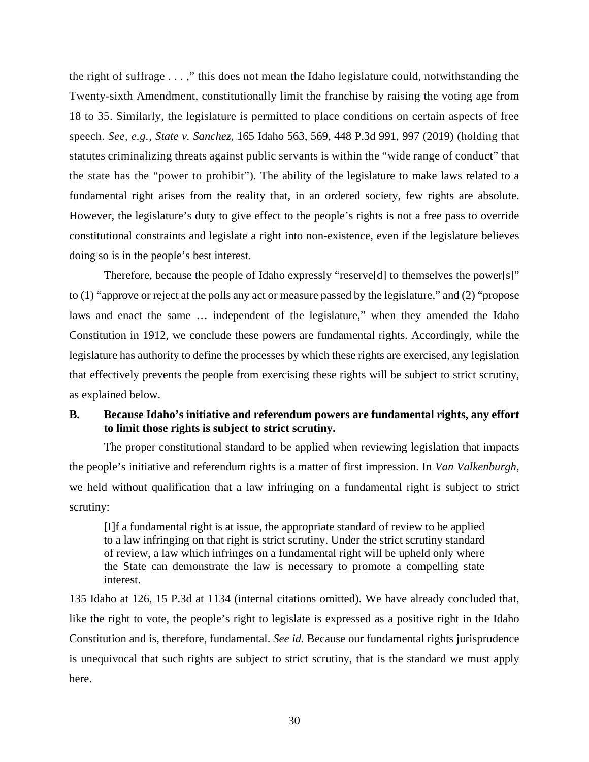the right of suffrage . . . ," this does not mean the Idaho legislature could, notwithstanding the Twenty-sixth Amendment, constitutionally limit the franchise by raising the voting age from 18 to 35. Similarly, the legislature is permitted to place conditions on certain aspects of free speech. *See, e.g., State v. Sanchez*, 165 Idaho 563, 569, 448 P.3d 991, 997 (2019) (holding that statutes criminalizing threats against public servants is within the "wide range of conduct" that the state has the "power to prohibit"). The ability of the legislature to make laws related to a fundamental right arises from the reality that, in an ordered society, few rights are absolute. However, the legislature's duty to give effect to the people's rights is not a free pass to override constitutional constraints and legislate a right into non-existence, even if the legislature believes doing so is in the people's best interest.

Therefore, because the people of Idaho expressly "reserve[d] to themselves the power[s]" to (1) "approve or reject at the polls any act or measure passed by the legislature," and (2) "propose laws and enact the same … independent of the legislature," when they amended the Idaho Constitution in 1912, we conclude these powers are fundamental rights. Accordingly, while the legislature has authority to define the processes by which these rights are exercised, any legislation that effectively prevents the people from exercising these rights will be subject to strict scrutiny, as explained below.

### B. Because Idaho's initiative and referendum powers are fundamental rights, any effort to limit those rights is subject to strict scrutiny.

The proper constitutional standard to be applied when reviewing legislation that impacts the people's initiative and referendum rights is a matter of first impression. In *Van Valkenburgh*, we held without qualification that a law infringing on a fundamental right is subject to strict scrutiny:

> [I]f a fundamental right is at issue, the appropriate standard of review to be applied to a law infringing on that right is strict scrutiny. Under the strict scrutiny standard of review, a law which infringes on a fundamental right will be upheld only where the State can demonstrate the law is necessary to promote a compelling state interest.

135 Idaho at 126, 15 P.3d at 1134 (internal citations omitted). We have already concluded that, like the right to vote, the people's right to legislate is expressed as a positive right in the Idaho Constitution and is, therefore, fundamental. *See id.* Because our fundamental rights jurisprudence is unequivocal that such rights are subject to strict scrutiny, that is the standard we must apply here.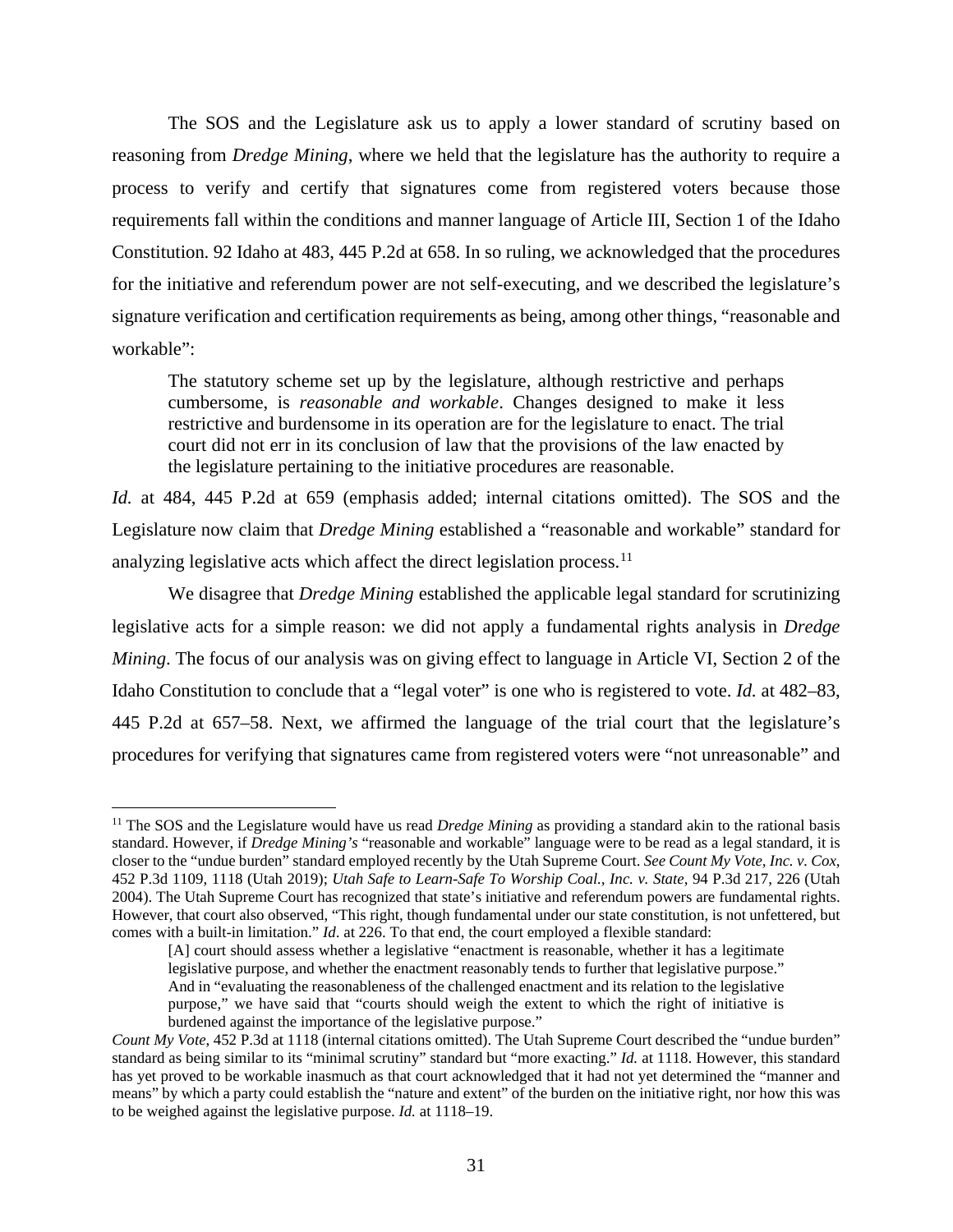The SOS and the Legislature ask us to apply a lower standard of scrutiny based on reasoning from *Dredge Mining*, where we held that the legislature has the authority to require a process to verify and certify that signatures come from registered voters because those requirements fall within the conditions and manner language of Article III, Section 1 of the Idaho Constitution. 92 Idaho at 483, 445 P.2d at 658. In so ruling, we acknowledged that the procedures for the initiative and referendum power are not self-executing, and we described the legislature's signature verification and certification requirements as being, among other things, "reasonable and workable":

> The statutory scheme set up by the legislature, although restrictive and perhaps cumbersome, is *reasonable and workable*. Changes designed to make it less restrictive and burdensome in its operation are for the legislature to enact. The trial court did not err in its conclusion of law that the provisions of the law enacted by the legislature pertaining to the initiative procedures are reasonable.

*Id.* at 484, 445 P.2d at 659 (emphasis added; internal citations omitted). The SOS and the Legislature now claim that *Dredge Mining* established a "reasonable and workable" standard for analyzing legislative acts which affect the direct legislation process.[11]

We disagree that *Dredge Mining* established the applicable legal standard for scrutinizing legislative acts for a simple reason: we did not apply a fundamental rights analysis in *Dredge Mining*. The focus of our analysis was on giving effect to language in Article VI, Section 2 of the Idaho Constitution to conclude that a "legal voter" is one who is registered to vote. *Id.* at 482–83, 445 P.2d at 657–58. Next, we affirmed the language of the trial court that the legislature's procedures for verifying that signatures came from registered voters were "not unreasonable" and

---

[11] The SOS and the Legislature would have us read *Dredge Mining* as providing a standard akin to the rational basis standard. However, if *Dredge Mining's* "reasonable and workable" language were to be read as a legal standard, it is closer to the "undue burden" standard employed recently by the Utah Supreme Court. *See Count My Vote, Inc. v. Cox*, 452 P.3d 1109, 1118 (Utah 2019); *Utah Safe to Learn-Safe To Worship Coal., Inc. v. State*, 94 P.3d 217, 226 (Utah 2004). The Utah Supreme Court has recognized that state's initiative and referendum powers are fundamental rights. However, that court also observed, "This right, though fundamental under our state constitution, is not unfettered, but comes with a built-in limitation." *Id.* at 226. To that end, the court employed a flexible standard:

> [A] court should assess whether a legislative "enactment is reasonable, whether it has a legitimate legislative purpose, and whether the enactment reasonably tends to further that legislative purpose." And in "evaluating the reasonableness of the challenged enactment and its relation to the legislative purpose," we have said that "courts should weigh the extent to which the right of initiative is burdened against the importance of the legislative purpose."

*Count My Vote*, 452 P.3d at 1118 (internal citations omitted). The Utah Supreme Court described the "undue burden" standard as being similar to its "minimal scrutiny" standard but "more exacting." *Id.* at 1118. However, this standard has yet proved to be workable inasmuch as that court acknowledged that it had not yet determined the "manner and means" by which a party could establish the "nature and extent" of the burden on the initiative right, nor how this was to be weighed against the legislative purpose. *Id.* at 1118–19.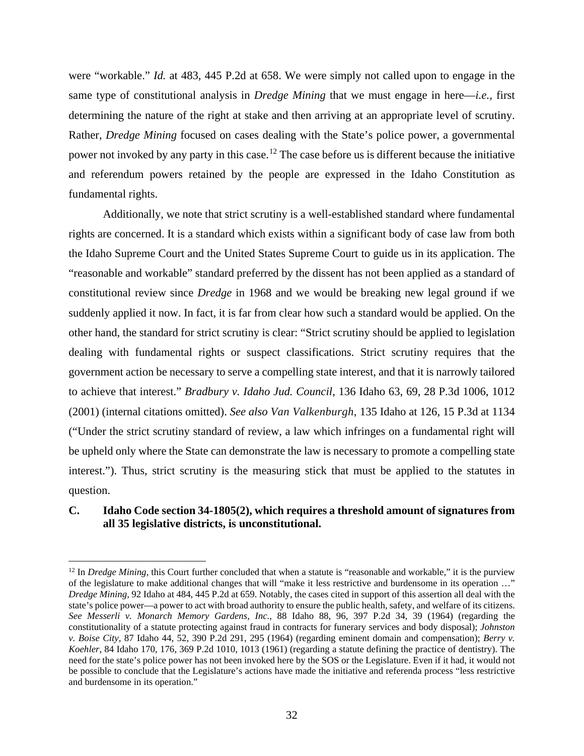were "workable." *Id.* at 483, 445 P.2d at 658. We were simply not called upon to engage in the same type of constitutional analysis in *Dredge Mining* that we must engage in here—*i.e.*, first determining the nature of the right at stake and then arriving at an appropriate level of scrutiny. Rather, *Dredge Mining* focused on cases dealing with the State's police power, a governmental power not invoked by any party in this case.[12] The case before us is different because the initiative and referendum powers retained by the people are expressed in the Idaho Constitution as fundamental rights.

Additionally, we note that strict scrutiny is a well-established standard where fundamental rights are concerned. It is a standard which exists within a significant body of case law from both the Idaho Supreme Court and the United States Supreme Court to guide us in its application. The "reasonable and workable" standard preferred by the dissent has not been applied as a standard of constitutional review since *Dredge* in 1968 and we would be breaking new legal ground if we suddenly applied it now. In fact, it is far from clear how such a standard would be applied. On the other hand, the standard for strict scrutiny is clear: "Strict scrutiny should be applied to legislation dealing with fundamental rights or suspect classifications. Strict scrutiny requires that the government action be necessary to serve a compelling state interest, and that it is narrowly tailored to achieve that interest." *Bradbury v. Idaho Jud. Council*, 136 Idaho 63, 69, 28 P.3d 1006, 1012 (2001) (internal citations omitted). *See also Van Valkenburgh*, 135 Idaho at 126, 15 P.3d at 1134 ("Under the strict scrutiny standard of review, a law which infringes on a fundamental right will be upheld only where the State can demonstrate the law is necessary to promote a compelling state interest."). Thus, strict scrutiny is the measuring stick that must be applied to the statutes in question.

### C. Idaho Code section 34-1805(2), which requires a threshold amount of signatures from all 35 legislative districts, is unconstitutional.

---

[12] In *Dredge Mining*, this Court further concluded that when a statute is "reasonable and workable," it is the purview of the legislature to make additional changes that will "make it less restrictive and burdensome in its operation …" *Dredge Mining,* 92 Idaho at 484, 445 P.2d at 659. Notably, the cases cited in support of this assertion all deal with the state's police power—a power to act with broad authority to ensure the public health, safety, and welfare of its citizens. *See Messerli v. Monarch Memory Gardens, Inc.*, 88 Idaho 88, 96, 397 P.2d 34, 39 (1964) (regarding the constitutionality of a statute protecting against fraud in contracts for funerary services and body disposal); *Johnston v. Boise City*, 87 Idaho 44, 52, 390 P.2d 291, 295 (1964) (regarding eminent domain and compensation); *Berry v. Koehler*, 84 Idaho 170, 176, 369 P.2d 1010, 1013 (1961) (regarding a statute defining the practice of dentistry). The need for the state's police power has not been invoked here by the SOS or the Legislature. Even if it had, it would not be possible to conclude that the Legislature's actions have made the initiative and referenda process "less restrictive and burdensome in its operation."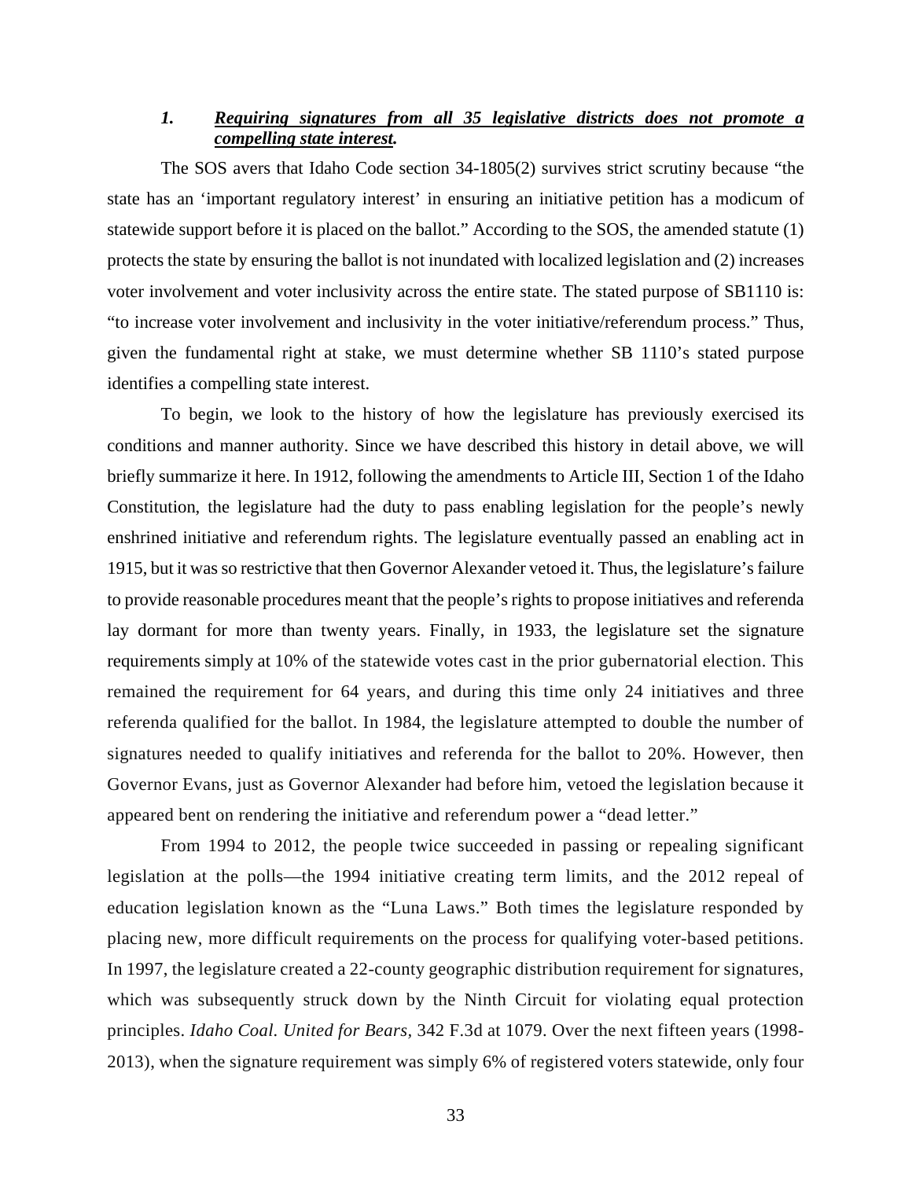### 1. ***Requiring signatures from all 35 legislative districts does not promote a compelling state interest.***

The SOS avers that Idaho Code section 34-1805(2) survives strict scrutiny because "the state has an 'important regulatory interest' in ensuring an initiative petition has a modicum of statewide support before it is placed on the ballot." According to the SOS, the amended statute (1) protects the state by ensuring the ballot is not inundated with localized legislation and (2) increases voter involvement and voter inclusivity across the entire state. The stated purpose of SB1110 is: "to increase voter involvement and inclusivity in the voter initiative/referendum process." Thus, given the fundamental right at stake, we must determine whether SB 1110's stated purpose identifies a compelling state interest.

To begin, we look to the history of how the legislature has previously exercised its conditions and manner authority. Since we have described this history in detail above, we will briefly summarize it here. In 1912, following the amendments to Article III, Section 1 of the Idaho Constitution, the legislature had the duty to pass enabling legislation for the people's newly enshrined initiative and referendum rights. The legislature eventually passed an enabling act in 1915, but it was so restrictive that then Governor Alexander vetoed it. Thus, the legislature's failure to provide reasonable procedures meant that the people's rights to propose initiatives and referenda lay dormant for more than twenty years. Finally, in 1933, the legislature set the signature requirements simply at 10% of the statewide votes cast in the prior gubernatorial election. This remained the requirement for 64 years, and during this time only 24 initiatives and three referenda qualified for the ballot. In 1984, the legislature attempted to double the number of signatures needed to qualify initiatives and referenda for the ballot to 20%. However, then Governor Evans, just as Governor Alexander had before him, vetoed the legislation because it appeared bent on rendering the initiative and referendum power a "dead letter."

From 1994 to 2012, the people twice succeeded in passing or repealing significant legislation at the polls—the 1994 initiative creating term limits, and the 2012 repeal of education legislation known as the "Luna Laws." Both times the legislature responded by placing new, more difficult requirements on the process for qualifying voter-based petitions. In 1997, the legislature created a 22-county geographic distribution requirement for signatures, which was subsequently struck down by the Ninth Circuit for violating equal protection principles. *Idaho Coal. United for Bears*, 342 F.3d at 1079. Over the next fifteen years (1998-2013), when the signature requirement was simply 6% of registered voters statewide, only four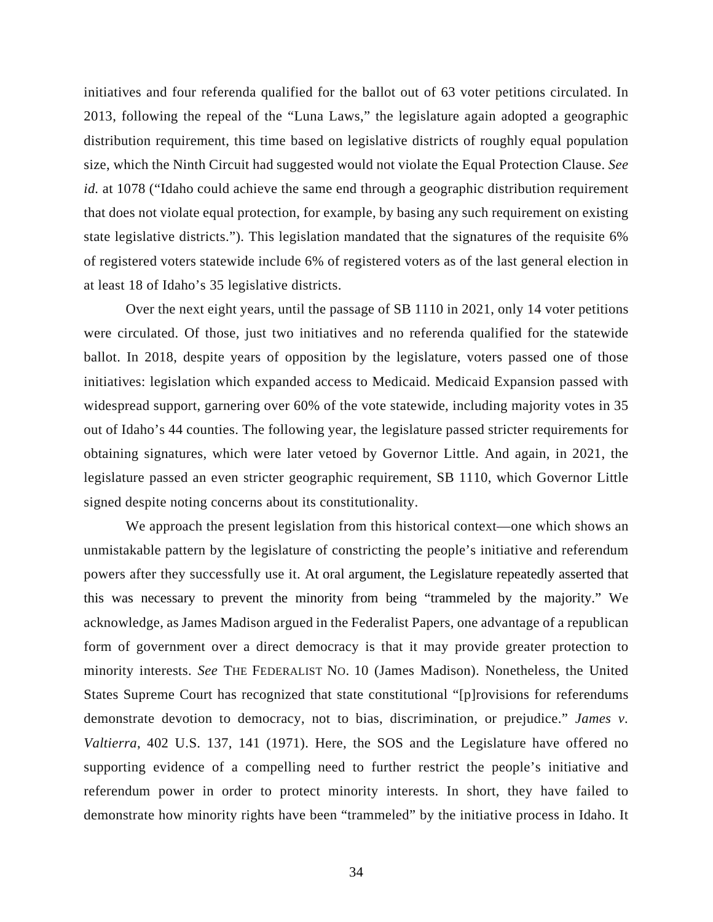initiatives and four referenda qualified for the ballot out of 63 voter petitions circulated. In 2013, following the repeal of the "Luna Laws," the legislature again adopted a geographic distribution requirement, this time based on legislative districts of roughly equal population size, which the Ninth Circuit had suggested would not violate the Equal Protection Clause. *See id.* at 1078 ("Idaho could achieve the same end through a geographic distribution requirement that does not violate equal protection, for example, by basing any such requirement on existing state legislative districts."). This legislation mandated that the signatures of the requisite 6% of registered voters statewide include 6% of registered voters as of the last general election in at least 18 of Idaho's 35 legislative districts.

Over the next eight years, until the passage of SB 1110 in 2021, only 14 voter petitions were circulated. Of those, just two initiatives and no referenda qualified for the statewide ballot. In 2018, despite years of opposition by the legislature, voters passed one of those initiatives: legislation which expanded access to Medicaid. Medicaid Expansion passed with widespread support, garnering over 60% of the vote statewide, including majority votes in 35 out of Idaho's 44 counties. The following year, the legislature passed stricter requirements for obtaining signatures, which were later vetoed by Governor Little. And again, in 2021, the legislature passed an even stricter geographic requirement, SB 1110, which Governor Little signed despite noting concerns about its constitutionality.

We approach the present legislation from this historical context—one which shows an unmistakable pattern by the legislature of constricting the people's initiative and referendum powers after they successfully use it. At oral argument, the Legislature repeatedly asserted that this was necessary to prevent the minority from being "trammeled by the majority." We acknowledge, as James Madison argued in the Federalist Papers, one advantage of a republican form of government over a direct democracy is that it may provide greater protection to minority interests. *See* THE FEDERALIST NO. 10 (James Madison). Nonetheless, the United States Supreme Court has recognized that state constitutional "[p]rovisions for referendums demonstrate devotion to democracy, not to bias, discrimination, or prejudice." *James v. Valtierra*, 402 U.S. 137, 141 (1971). Here, the SOS and the Legislature have offered no supporting evidence of a compelling need to further restrict the people's initiative and referendum power in order to protect minority interests. In short, they have failed to demonstrate how minority rights have been "trammeled" by the initiative process in Idaho. It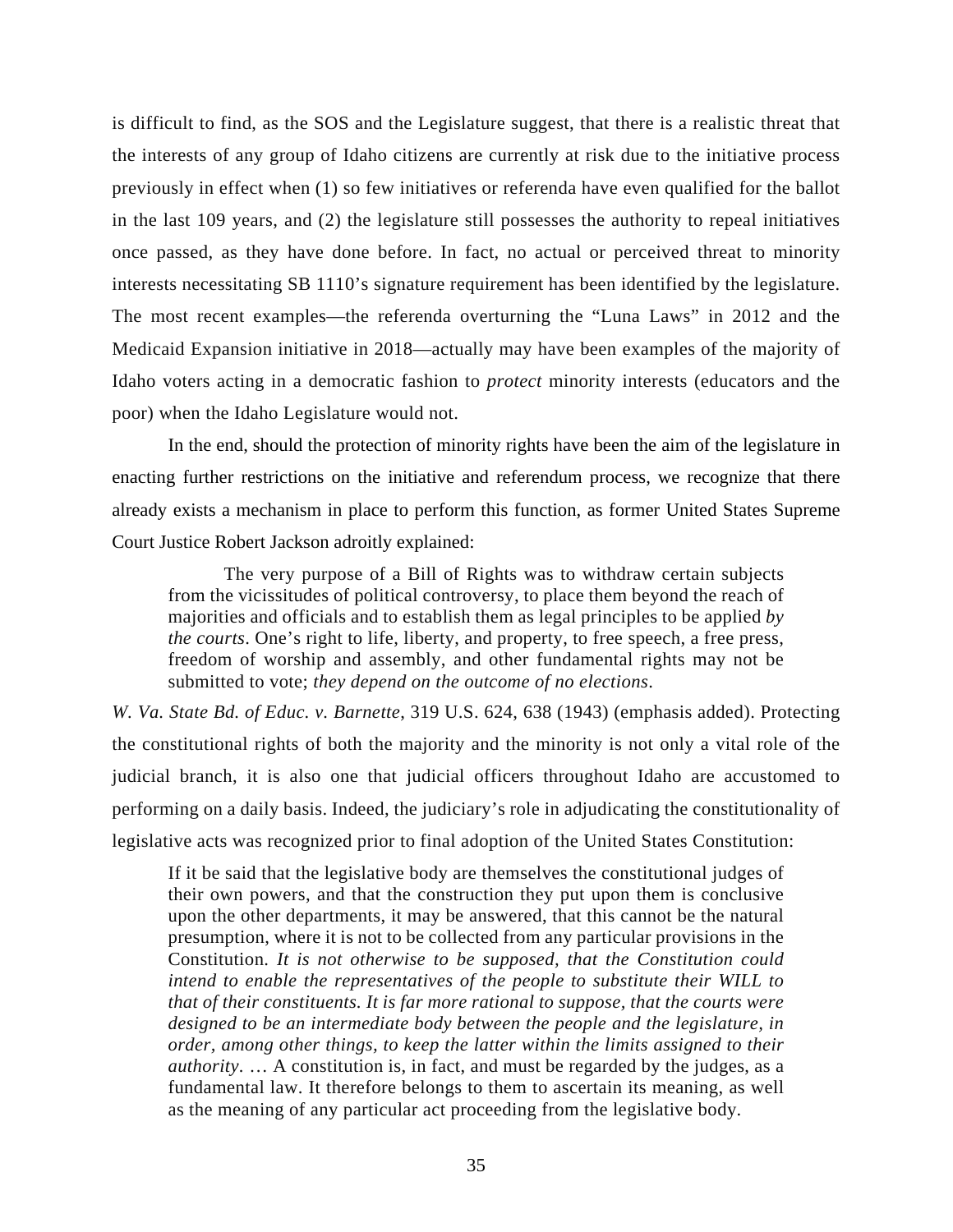is difficult to find, as the SOS and the Legislature suggest, that there is a realistic threat that the interests of any group of Idaho citizens are currently at risk due to the initiative process previously in effect when (1) so few initiatives or referenda have even qualified for the ballot in the last 109 years, and (2) the legislature still possesses the authority to repeal initiatives once passed, as they have done before. In fact, no actual or perceived threat to minority interests necessitating SB 1110's signature requirement has been identified by the legislature. The most recent examples—the referenda overturning the "Luna Laws" in 2012 and the Medicaid Expansion initiative in 2018—actually may have been examples of the majority of Idaho voters acting in a democratic fashion to *protect* minority interests (educators and the poor) when the Idaho Legislature would not.

In the end, should the protection of minority rights have been the aim of the legislature in enacting further restrictions on the initiative and referendum process, we recognize that there already exists a mechanism in place to perform this function, as former United States Supreme Court Justice Robert Jackson adroitly explained:

> The very purpose of a Bill of Rights was to withdraw certain subjects from the vicissitudes of political controversy, to place them beyond the reach of majorities and officials and to establish them as legal principles to be applied *by the courts*. One's right to life, liberty, and property, to free speech, a free press, freedom of worship and assembly, and other fundamental rights may not be submitted to vote; *they depend on the outcome of no elections*.

*W. Va. State Bd. of Educ. v. Barnette*, 319 U.S. 624, 638 (1943) (emphasis added). Protecting the constitutional rights of both the majority and the minority is not only a vital role of the judicial branch, it is also one that judicial officers throughout Idaho are accustomed to performing on a daily basis. Indeed, the judiciary's role in adjudicating the constitutionality of legislative acts was recognized prior to final adoption of the United States Constitution:

> If it be said that the legislative body are themselves the constitutional judges of their own powers, and that the construction they put upon them is conclusive upon the other departments, it may be answered, that this cannot be the natural presumption, where it is not to be collected from any particular provisions in the Constitution. *It is not otherwise to be supposed, that the Constitution could intend to enable the representatives of the people to substitute their WILL to that of their constituents. It is far more rational to suppose, that the courts were designed to be an intermediate body between the people and the legislature, in order, among other things, to keep the latter within the limits assigned to their authority*. … A constitution is, in fact, and must be regarded by the judges, as a fundamental law. It therefore belongs to them to ascertain its meaning, as well as the meaning of any particular act proceeding from the legislative body.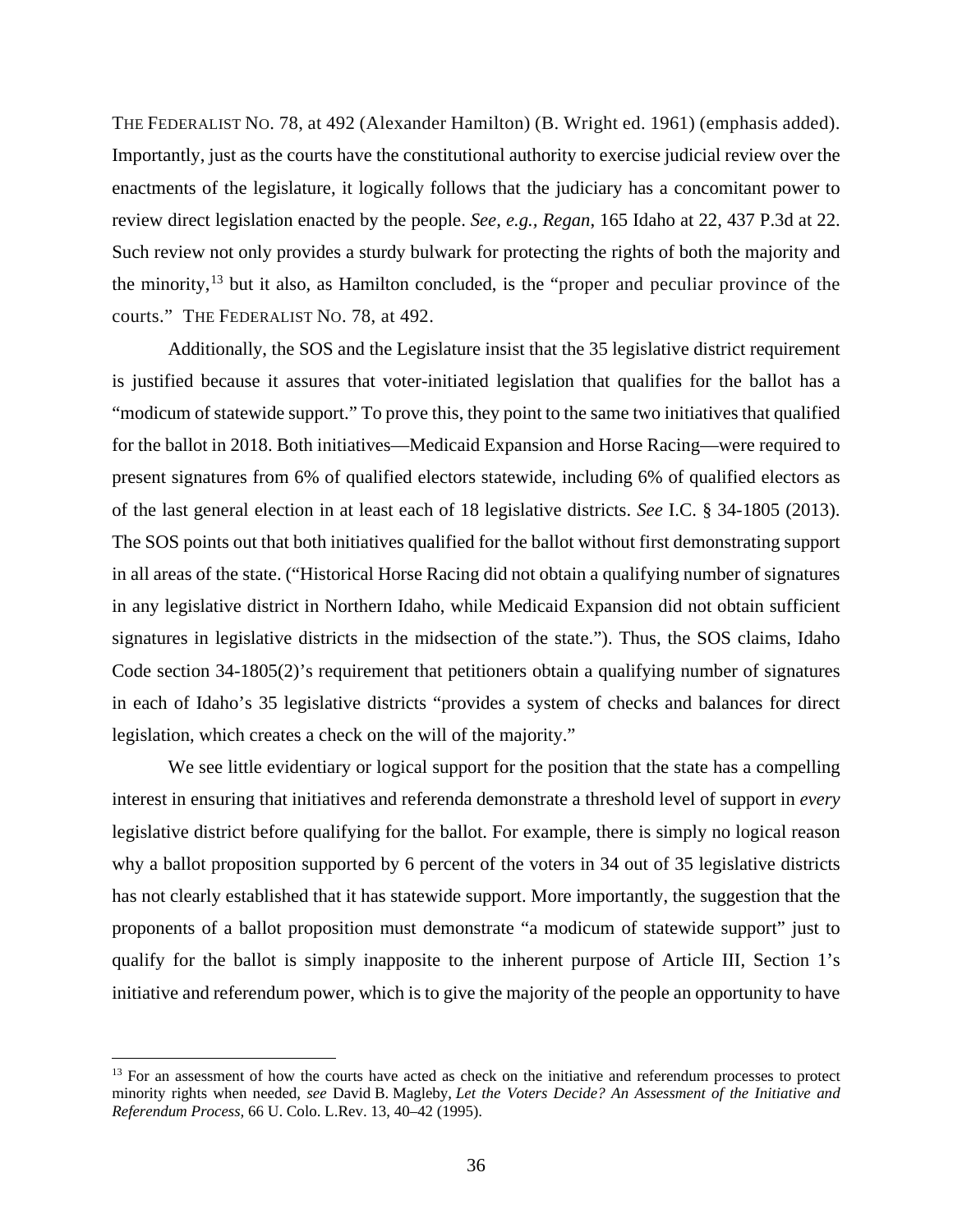THE FEDERALIST NO. 78, at 492 (Alexander Hamilton) (B. Wright ed. 1961) (emphasis added). Importantly, just as the courts have the constitutional authority to exercise judicial review over the enactments of the legislature, it logically follows that the judiciary has a concomitant power to review direct legislation enacted by the people. *See, e.g., Regan*, 165 Idaho at 22, 437 P.3d at 22. Such review not only provides a sturdy bulwark for protecting the rights of both the majority and the minority,[13] but it also, as Hamilton concluded, is the "proper and peculiar province of the courts." THE FEDERALIST NO. 78, at 492.

Additionally, the SOS and the Legislature insist that the 35 legislative district requirement is justified because it assures that voter-initiated legislation that qualifies for the ballot has a "modicum of statewide support." To prove this, they point to the same two initiatives that qualified for the ballot in 2018. Both initiatives—Medicaid Expansion and Horse Racing—were required to present signatures from 6% of qualified electors statewide, including 6% of qualified electors as of the last general election in at least each of 18 legislative districts. *See* I.C. § 34-1805 (2013). The SOS points out that both initiatives qualified for the ballot without first demonstrating support in all areas of the state. ("Historical Horse Racing did not obtain a qualifying number of signatures in any legislative district in Northern Idaho, while Medicaid Expansion did not obtain sufficient signatures in legislative districts in the midsection of the state."). Thus, the SOS claims, Idaho Code section 34-1805(2)'s requirement that petitioners obtain a qualifying number of signatures in each of Idaho's 35 legislative districts "provides a system of checks and balances for direct legislation, which creates a check on the will of the majority."

We see little evidentiary or logical support for the position that the state has a compelling interest in ensuring that initiatives and referenda demonstrate a threshold level of support in *every* legislative district before qualifying for the ballot. For example, there is simply no logical reason why a ballot proposition supported by 6 percent of the voters in 34 out of 35 legislative districts has not clearly established that it has statewide support. More importantly, the suggestion that the proponents of a ballot proposition must demonstrate "a modicum of statewide support" just to qualify for the ballot is simply inapposite to the inherent purpose of Article III, Section 1's initiative and referendum power, which is to give the majority of the people an opportunity to have

---

[13] For an assessment of how the courts have acted as check on the initiative and referendum processes to protect minority rights when needed, *see* David B. Magleby, *Let the Voters Decide? An Assessment of the Initiative and Referendum Process*, 66 U. Colo. L.Rev. 13, 40–42 (1995).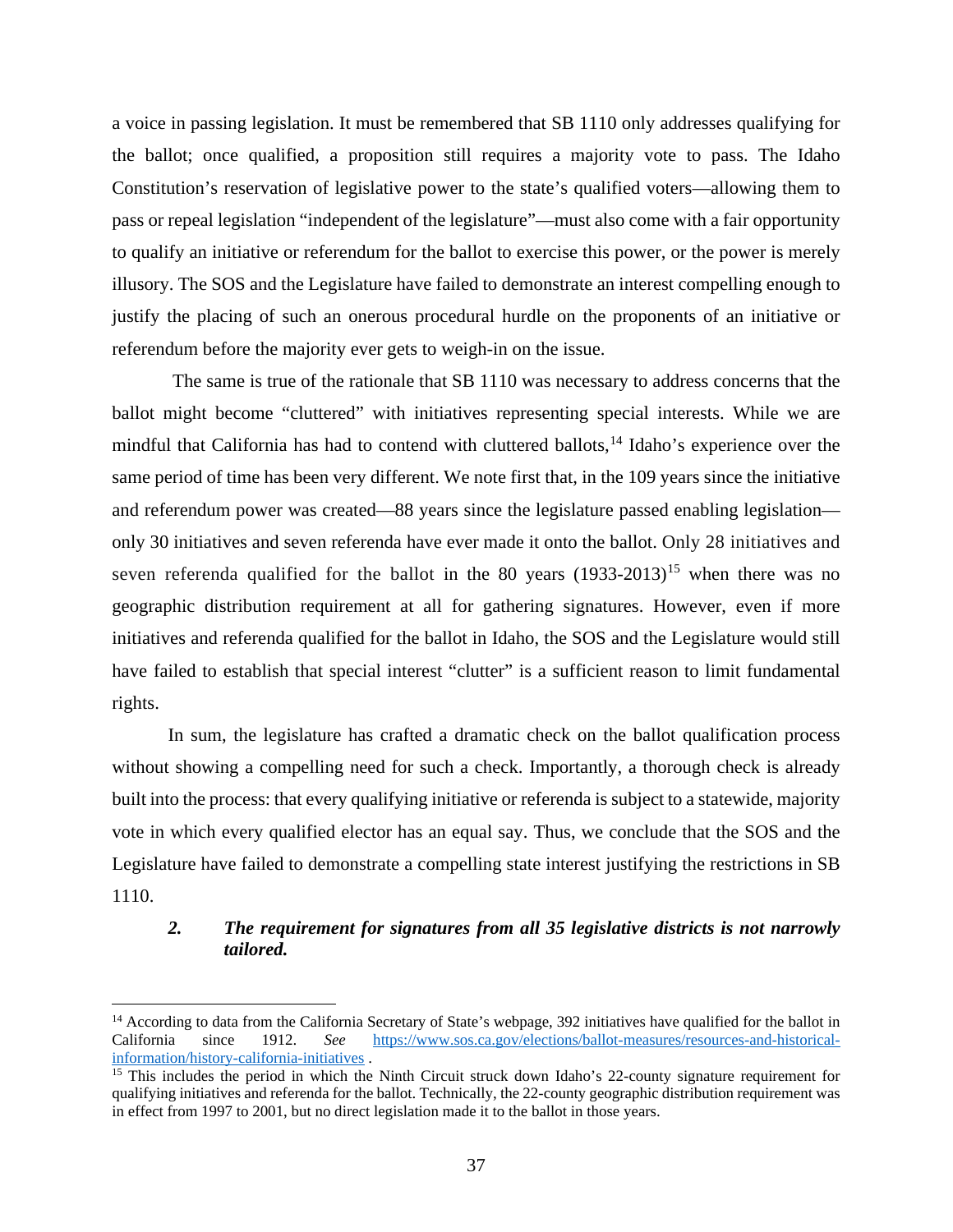a voice in passing legislation. It must be remembered that SB 1110 only addresses qualifying for the ballot; once qualified, a proposition still requires a majority vote to pass. The Idaho Constitution's reservation of legislative power to the state's qualified voters—allowing them to pass or repeal legislation "independent of the legislature"—must also come with a fair opportunity to qualify an initiative or referendum for the ballot to exercise this power, or the power is merely illusory. The SOS and the Legislature have failed to demonstrate an interest compelling enough to justify the placing of such an onerous procedural hurdle on the proponents of an initiative or referendum before the majority ever gets to weigh-in on the issue.

The same is true of the rationale that SB 1110 was necessary to address concerns that the ballot might become "cluttered" with initiatives representing special interests. While we are mindful that California has had to contend with cluttered ballots,[14] Idaho's experience over the same period of time has been very different. We note first that, in the 109 years since the initiative and referendum power was created—88 years since the legislature passed enabling legislation—only 30 initiatives and seven referenda have ever made it onto the ballot. Only 28 initiatives and seven referenda qualified for the ballot in the 80 years (1933-2013)[15] when there was no geographic distribution requirement at all for gathering signatures. However, even if more initiatives and referenda qualified for the ballot in Idaho, the SOS and the Legislature would still have failed to establish that special interest "clutter" is a sufficient reason to limit fundamental rights.

In sum, the legislature has crafted a dramatic check on the ballot qualification process without showing a compelling need for such a check. Importantly, a thorough check is already built into the process: that every qualifying initiative or referenda is subject to a statewide, majority vote in which every qualified elector has an equal say. Thus, we conclude that the SOS and the Legislature have failed to demonstrate a compelling state interest justifying the restrictions in SB 1110.

***2. The requirement for signatures from all 35 legislative districts is not narrowly tailored.***

---

[14] According to data from the California Secretary of State's webpage, 392 initiatives have qualified for the ballot in California since 1912. *See* https://www.sos.ca.gov/elections/ballot-measures/resources-and-historical-information/history-california-initiatives .

[15] This includes the period in which the Ninth Circuit struck down Idaho's 22-county signature requirement for qualifying initiatives and referenda for the ballot. Technically, the 22-county geographic distribution requirement was in effect from 1997 to 2001, but no direct legislation made it to the ballot in those years.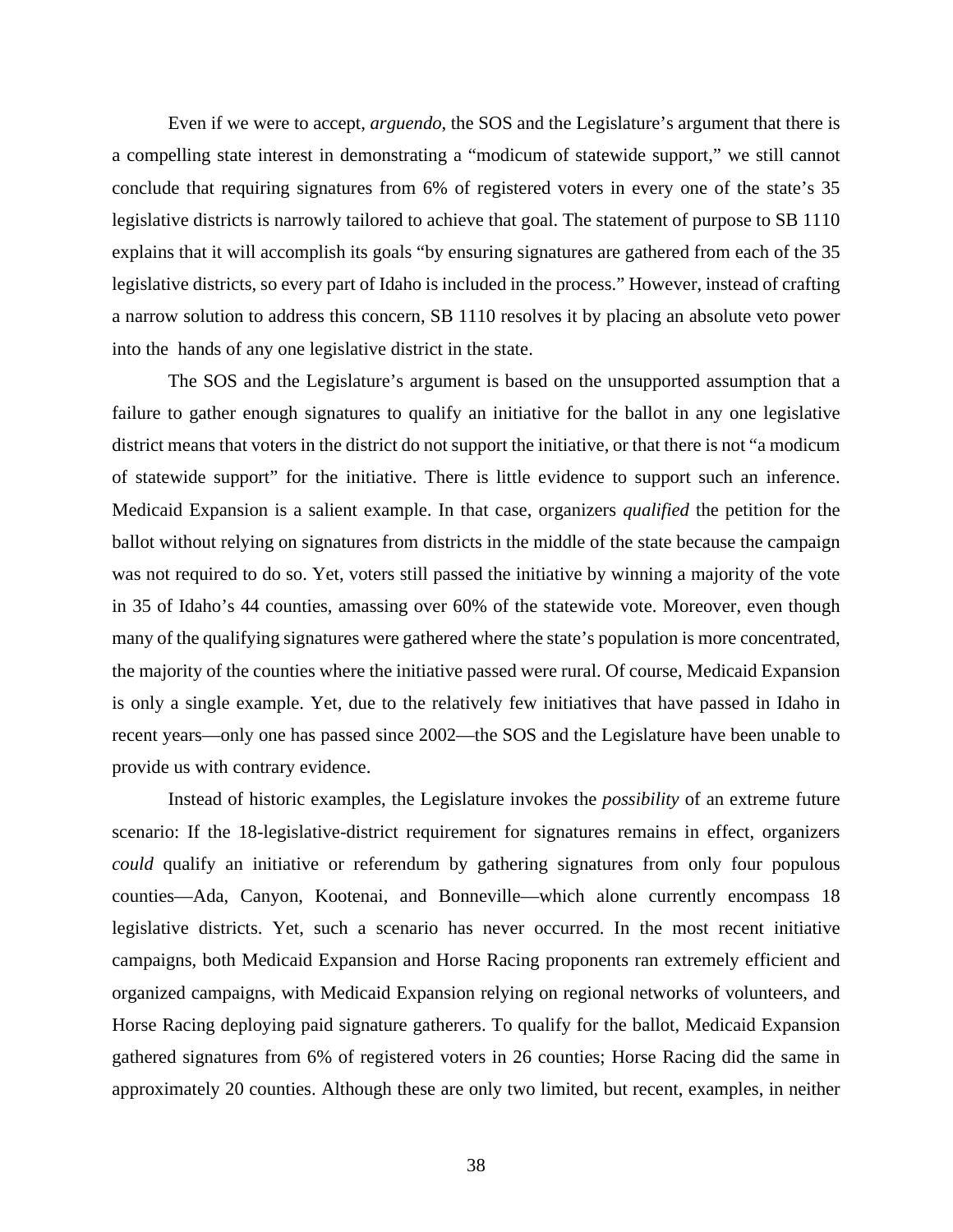Even if we were to accept, *arguendo*, the SOS and the Legislature's argument that there is a compelling state interest in demonstrating a "modicum of statewide support," we still cannot conclude that requiring signatures from 6% of registered voters in every one of the state's 35 legislative districts is narrowly tailored to achieve that goal. The statement of purpose to SB 1110 explains that it will accomplish its goals "by ensuring signatures are gathered from each of the 35 legislative districts, so every part of Idaho is included in the process." However, instead of crafting a narrow solution to address this concern, SB 1110 resolves it by placing an absolute veto power into the hands of any one legislative district in the state.

The SOS and the Legislature's argument is based on the unsupported assumption that a failure to gather enough signatures to qualify an initiative for the ballot in any one legislative district means that voters in the district do not support the initiative, or that there is not "a modicum of statewide support" for the initiative. There is little evidence to support such an inference. Medicaid Expansion is a salient example. In that case, organizers *qualified* the petition for the ballot without relying on signatures from districts in the middle of the state because the campaign was not required to do so. Yet, voters still passed the initiative by winning a majority of the vote in 35 of Idaho's 44 counties, amassing over 60% of the statewide vote. Moreover, even though many of the qualifying signatures were gathered where the state's population is more concentrated, the majority of the counties where the initiative passed were rural. Of course, Medicaid Expansion is only a single example. Yet, due to the relatively few initiatives that have passed in Idaho in recent years—only one has passed since 2002—the SOS and the Legislature have been unable to provide us with contrary evidence.

Instead of historic examples, the Legislature invokes the *possibility* of an extreme future scenario: If the 18-legislative-district requirement for signatures remains in effect, organizers *could* qualify an initiative or referendum by gathering signatures from only four populous counties—Ada, Canyon, Kootenai, and Bonneville—which alone currently encompass 18 legislative districts. Yet, such a scenario has never occurred. In the most recent initiative campaigns, both Medicaid Expansion and Horse Racing proponents ran extremely efficient and organized campaigns, with Medicaid Expansion relying on regional networks of volunteers, and Horse Racing deploying paid signature gatherers. To qualify for the ballot, Medicaid Expansion gathered signatures from 6% of registered voters in 26 counties; Horse Racing did the same in approximately 20 counties. Although these are only two limited, but recent, examples, in neither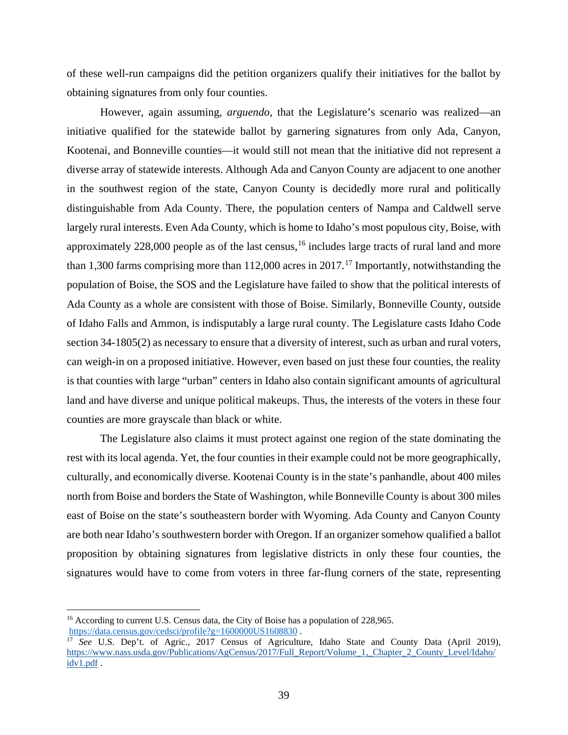of these well-run campaigns did the petition organizers qualify their initiatives for the ballot by obtaining signatures from only four counties.

However, again assuming, *arguendo*, that the Legislature's scenario was realized—an initiative qualified for the statewide ballot by garnering signatures from only Ada, Canyon, Kootenai, and Bonneville counties—it would still not mean that the initiative did not represent a diverse array of statewide interests. Although Ada and Canyon County are adjacent to one another in the southwest region of the state, Canyon County is decidedly more rural and politically distinguishable from Ada County. There, the population centers of Nampa and Caldwell serve largely rural interests. Even Ada County, which is home to Idaho's most populous city, Boise, with approximately 228,000 people as of the last census,[16] includes large tracts of rural land and more than 1,300 farms comprising more than 112,000 acres in 2017.[17] Importantly, notwithstanding the population of Boise, the SOS and the Legislature have failed to show that the political interests of Ada County as a whole are consistent with those of Boise. Similarly, Bonneville County, outside of Idaho Falls and Ammon, is indisputably a large rural county. The Legislature casts Idaho Code section 34-1805(2) as necessary to ensure that a diversity of interest, such as urban and rural voters, can weigh-in on a proposed initiative. However, even based on just these four counties, the reality is that counties with large "urban" centers in Idaho also contain significant amounts of agricultural land and have diverse and unique political makeups. Thus, the interests of the voters in these four counties are more grayscale than black or white.

The Legislature also claims it must protect against one region of the state dominating the rest with its local agenda. Yet, the four counties in their example could not be more geographically, culturally, and economically diverse. Kootenai County is in the state's panhandle, about 400 miles north from Boise and borders the State of Washington, while Bonneville County is about 300 miles east of Boise on the state's southeastern border with Wyoming. Ada County and Canyon County are both near Idaho's southwestern border with Oregon. If an organizer somehow qualified a ballot proposition by obtaining signatures from legislative districts in only these four counties, the signatures would have to come from voters in three far-flung corners of the state, representing

---

[16] According to current U.S. Census data, the City of Boise has a population of 228,965. https://data.census.gov/cedsci/profile?g=1600000US1608830 .

[17] *See* U.S. Dep't. of Agric., 2017 Census of Agriculture, Idaho State and County Data (April 2019), https://www.nass.usda.gov/Publications/AgCensus/2017/Full_Report/Volume_1,_Chapter_2_County_Level/Idaho/idv1.pdf .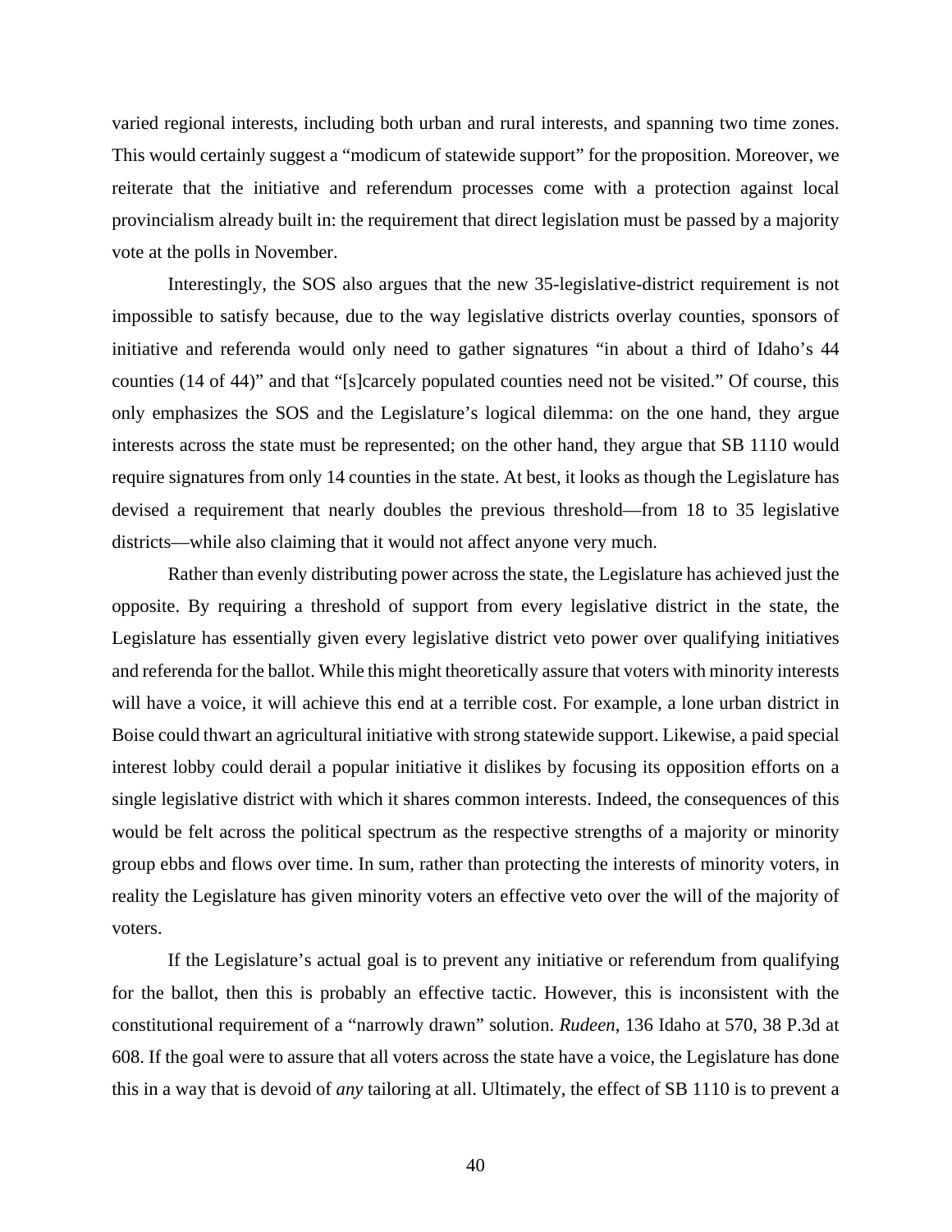varied regional interests, including both urban and rural interests, and spanning two time zones. This would certainly suggest a "modicum of statewide support" for the proposition. Moreover, we reiterate that the initiative and referendum processes come with a protection against local provincialism already built in: the requirement that direct legislation must be passed by a majority vote at the polls in November.

Interestingly, the SOS also argues that the new 35-legislative-district requirement is not impossible to satisfy because, due to the way legislative districts overlay counties, sponsors of initiative and referenda would only need to gather signatures "in about a third of Idaho's 44 counties (14 of 44)" and that "[s]carcely populated counties need not be visited." Of course, this only emphasizes the SOS and the Legislature's logical dilemma: on the one hand, they argue interests across the state must be represented; on the other hand, they argue that SB 1110 would require signatures from only 14 counties in the state. At best, it looks as though the Legislature has devised a requirement that nearly doubles the previous threshold—from 18 to 35 legislative districts—while also claiming that it would not affect anyone very much.

Rather than evenly distributing power across the state, the Legislature has achieved just the opposite. By requiring a threshold of support from every legislative district in the state, the Legislature has essentially given every legislative district veto power over qualifying initiatives and referenda for the ballot. While this might theoretically assure that voters with minority interests will have a voice, it will achieve this end at a terrible cost. For example, a lone urban district in Boise could thwart an agricultural initiative with strong statewide support. Likewise, a paid special interest lobby could derail a popular initiative it dislikes by focusing its opposition efforts on a single legislative district with which it shares common interests. Indeed, the consequences of this would be felt across the political spectrum as the respective strengths of a majority or minority group ebbs and flows over time. In sum, rather than protecting the interests of minority voters, in reality the Legislature has given minority voters an effective veto over the will of the majority of voters.

If the Legislature's actual goal is to prevent any initiative or referendum from qualifying for the ballot, then this is probably an effective tactic. However, this is inconsistent with the constitutional requirement of a "narrowly drawn" solution. *Rudeen*, 136 Idaho at 570, 38 P.3d at 608. If the goal were to assure that all voters across the state have a voice, the Legislature has done this in a way that is devoid of *any* tailoring at all. Ultimately, the effect of SB 1110 is to prevent a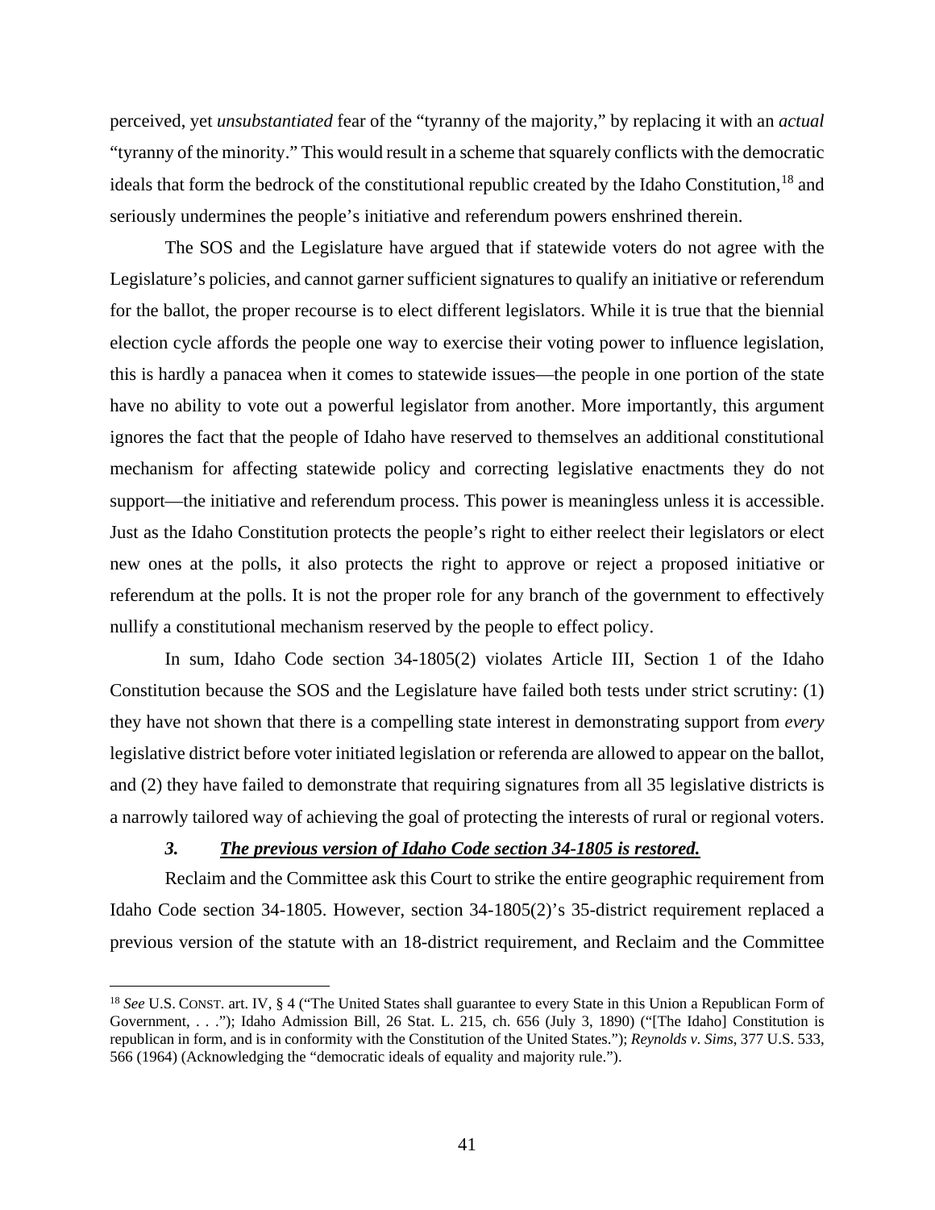perceived, yet *unsubstantiated* fear of the "tyranny of the majority," by replacing it with an *actual* "tyranny of the minority." This would result in a scheme that squarely conflicts with the democratic ideals that form the bedrock of the constitutional republic created by the Idaho Constitution,[18] and seriously undermines the people's initiative and referendum powers enshrined therein.

The SOS and the Legislature have argued that if statewide voters do not agree with the Legislature's policies, and cannot garner sufficient signatures to qualify an initiative or referendum for the ballot, the proper recourse is to elect different legislators. While it is true that the biennial election cycle affords the people one way to exercise their voting power to influence legislation, this is hardly a panacea when it comes to statewide issues—the people in one portion of the state have no ability to vote out a powerful legislator from another. More importantly, this argument ignores the fact that the people of Idaho have reserved to themselves an additional constitutional mechanism for affecting statewide policy and correcting legislative enactments they do not support—the initiative and referendum process. This power is meaningless unless it is accessible. Just as the Idaho Constitution protects the people's right to either reelect their legislators or elect new ones at the polls, it also protects the right to approve or reject a proposed initiative or referendum at the polls. It is not the proper role for any branch of the government to effectively nullify a constitutional mechanism reserved by the people to effect policy.

In sum, Idaho Code section 34-1805(2) violates Article III, Section 1 of the Idaho Constitution because the SOS and the Legislature have failed both tests under strict scrutiny: (1) they have not shown that there is a compelling state interest in demonstrating support from *every* legislative district before voter initiated legislation or referenda are allowed to appear on the ballot, and (2) they have failed to demonstrate that requiring signatures from all 35 legislative districts is a narrowly tailored way of achieving the goal of protecting the interests of rural or regional voters.

### *3. The previous version of Idaho Code section 34-1805 is restored.*

Reclaim and the Committee ask this Court to strike the entire geographic requirement from Idaho Code section 34-1805. However, section 34-1805(2)'s 35-district requirement replaced a previous version of the statute with an 18-district requirement, and Reclaim and the Committee

---

[18] *See* U.S. CONST. art. IV, § 4 ("The United States shall guarantee to every State in this Union a Republican Form of Government, . . ."); Idaho Admission Bill, 26 Stat. L. 215, ch. 656 (July 3, 1890) ("[The Idaho] Constitution is republican in form, and is in conformity with the Constitution of the United States."); *Reynolds v. Sims*, 377 U.S. 533, 566 (1964) (Acknowledging the "democratic ideals of equality and majority rule.").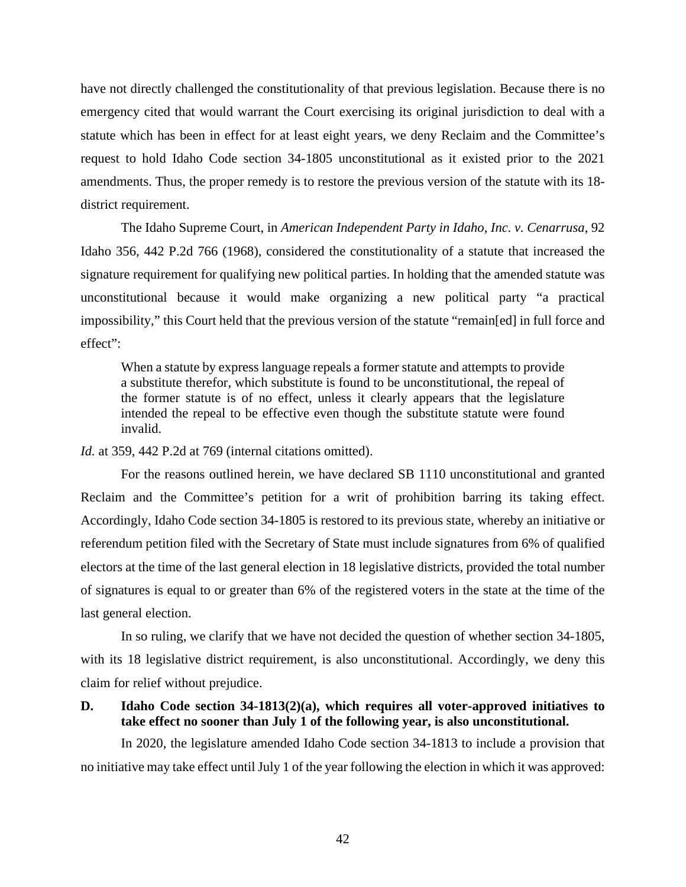have not directly challenged the constitutionality of that previous legislation. Because there is no emergency cited that would warrant the Court exercising its original jurisdiction to deal with a statute which has been in effect for at least eight years, we deny Reclaim and the Committee's request to hold Idaho Code section 34-1805 unconstitutional as it existed prior to the 2021 amendments. Thus, the proper remedy is to restore the previous version of the statute with its 18-district requirement.

The Idaho Supreme Court, in *American Independent Party in Idaho, Inc. v. Cenarrusa*, 92 Idaho 356, 442 P.2d 766 (1968), considered the constitutionality of a statute that increased the signature requirement for qualifying new political parties. In holding that the amended statute was unconstitutional because it would make organizing a new political party "a practical impossibility," this Court held that the previous version of the statute "remain[ed] in full force and effect":

> When a statute by express language repeals a former statute and attempts to provide a substitute therefor, which substitute is found to be unconstitutional, the repeal of the former statute is of no effect, unless it clearly appears that the legislature intended the repeal to be effective even though the substitute statute were found invalid.

*Id.* at 359, 442 P.2d at 769 (internal citations omitted).

For the reasons outlined herein, we have declared SB 1110 unconstitutional and granted Reclaim and the Committee's petition for a writ of prohibition barring its taking effect. Accordingly, Idaho Code section 34-1805 is restored to its previous state, whereby an initiative or referendum petition filed with the Secretary of State must include signatures from 6% of qualified electors at the time of the last general election in 18 legislative districts, provided the total number of signatures is equal to or greater than 6% of the registered voters in the state at the time of the last general election.

In so ruling, we clarify that we have not decided the question of whether section 34-1805, with its 18 legislative district requirement, is also unconstitutional. Accordingly, we deny this claim for relief without prejudice.

**D. Idaho Code section 34-1813(2)(a), which requires all voter-approved initiatives to take effect no sooner than July 1 of the following year, is also unconstitutional.**

In 2020, the legislature amended Idaho Code section 34-1813 to include a provision that no initiative may take effect until July 1 of the year following the election in which it was approved: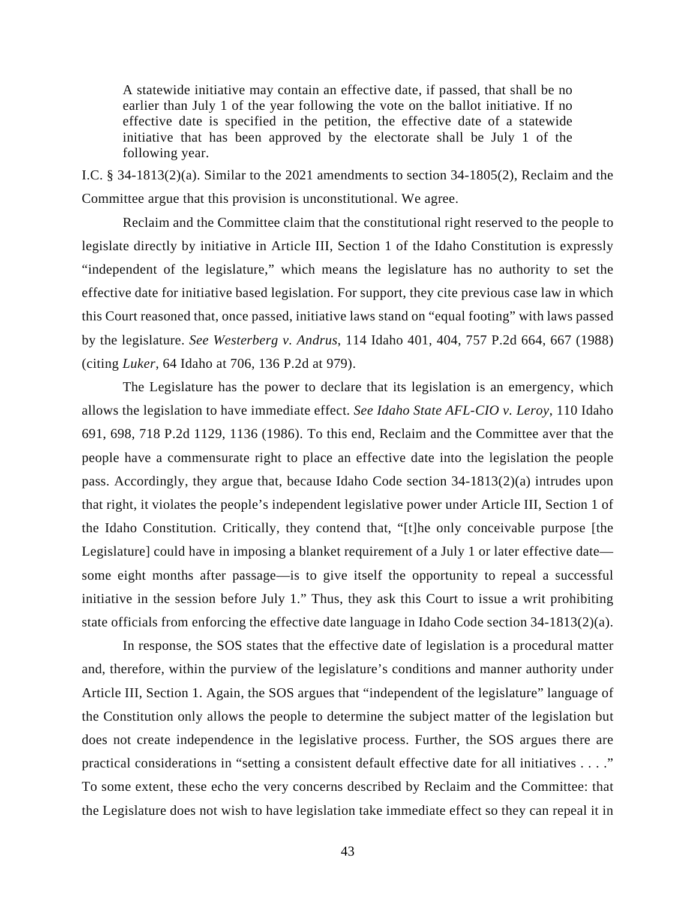> A statewide initiative may contain an effective date, if passed, that shall be no earlier than July 1 of the year following the vote on the ballot initiative. If no effective date is specified in the petition, the effective date of a statewide initiative that has been approved by the electorate shall be July 1 of the following year.

I.C. § 34-1813(2)(a). Similar to the 2021 amendments to section 34-1805(2), Reclaim and the Committee argue that this provision is unconstitutional. We agree.

Reclaim and the Committee claim that the constitutional right reserved to the people to legislate directly by initiative in Article III, Section 1 of the Idaho Constitution is expressly "independent of the legislature," which means the legislature has no authority to set the effective date for initiative based legislation. For support, they cite previous case law in which this Court reasoned that, once passed, initiative laws stand on "equal footing" with laws passed by the legislature. *See Westerberg v. Andrus*, 114 Idaho 401, 404, 757 P.2d 664, 667 (1988) (citing *Luker*, 64 Idaho at 706, 136 P.2d at 979).

The Legislature has the power to declare that its legislation is an emergency, which allows the legislation to have immediate effect. *See Idaho State AFL-CIO v. Leroy*, 110 Idaho 691, 698, 718 P.2d 1129, 1136 (1986). To this end, Reclaim and the Committee aver that the people have a commensurate right to place an effective date into the legislation the people pass. Accordingly, they argue that, because Idaho Code section 34-1813(2)(a) intrudes upon that right, it violates the people's independent legislative power under Article III, Section 1 of the Idaho Constitution. Critically, they contend that, "[t]he only conceivable purpose [the Legislature] could have in imposing a blanket requirement of a July 1 or later effective date—some eight months after passage—is to give itself the opportunity to repeal a successful initiative in the session before July 1." Thus, they ask this Court to issue a writ prohibiting state officials from enforcing the effective date language in Idaho Code section 34-1813(2)(a).

In response, the SOS states that the effective date of legislation is a procedural matter and, therefore, within the purview of the legislature's conditions and manner authority under Article III, Section 1. Again, the SOS argues that "independent of the legislature" language of the Constitution only allows the people to determine the subject matter of the legislation but does not create independence in the legislative process. Further, the SOS argues there are practical considerations in "setting a consistent default effective date for all initiatives . . . ." To some extent, these echo the very concerns described by Reclaim and the Committee: that the Legislature does not wish to have legislation take immediate effect so they can repeal it in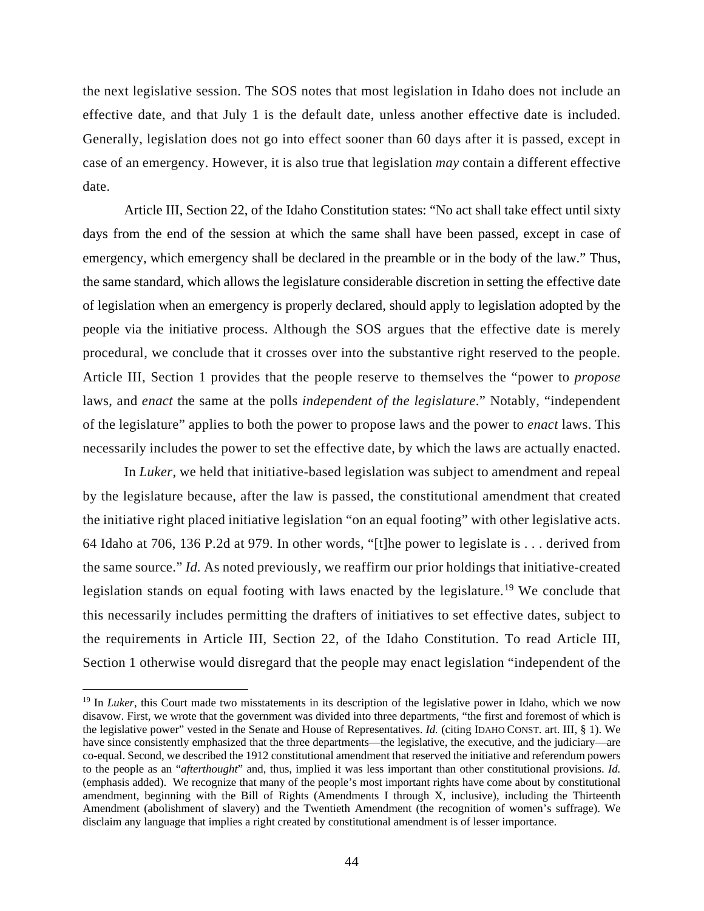the next legislative session. The SOS notes that most legislation in Idaho does not include an effective date, and that July 1 is the default date, unless another effective date is included. Generally, legislation does not go into effect sooner than 60 days after it is passed, except in case of an emergency. However, it is also true that legislation *may* contain a different effective date.

Article III, Section 22, of the Idaho Constitution states: "No act shall take effect until sixty days from the end of the session at which the same shall have been passed, except in case of emergency, which emergency shall be declared in the preamble or in the body of the law." Thus, the same standard, which allows the legislature considerable discretion in setting the effective date of legislation when an emergency is properly declared, should apply to legislation adopted by the people via the initiative process. Although the SOS argues that the effective date is merely procedural, we conclude that it crosses over into the substantive right reserved to the people. Article III, Section 1 provides that the people reserve to themselves the "power to *propose* laws, and *enact* the same at the polls *independent of the legislature*." Notably, "independent of the legislature" applies to both the power to propose laws and the power to *enact* laws. This necessarily includes the power to set the effective date, by which the laws are actually enacted.

In *Luker*, we held that initiative-based legislation was subject to amendment and repeal by the legislature because, after the law is passed, the constitutional amendment that created the initiative right placed initiative legislation "on an equal footing" with other legislative acts. 64 Idaho at 706, 136 P.2d at 979. In other words, "[t]he power to legislate is . . . derived from the same source." *Id.* As noted previously, we reaffirm our prior holdings that initiative-created legislation stands on equal footing with laws enacted by the legislature.[19] We conclude that this necessarily includes permitting the drafters of initiatives to set effective dates, subject to the requirements in Article III, Section 22, of the Idaho Constitution. To read Article III, Section 1 otherwise would disregard that the people may enact legislation "independent of the

---

[19] In *Luker*, this Court made two misstatements in its description of the legislative power in Idaho, which we now disavow. First, we wrote that the government was divided into three departments, "the first and foremost of which is the legislative power" vested in the Senate and House of Representatives. *Id.* (citing IDAHO CONST. art. III, § 1). We have since consistently emphasized that the three departments—the legislative, the executive, and the judiciary—are co-equal. Second, we described the 1912 constitutional amendment that reserved the initiative and referendum powers to the people as an "*afterthought*" and, thus, implied it was less important than other constitutional provisions. *Id.* (emphasis added). We recognize that many of the people's most important rights have come about by constitutional amendment, beginning with the Bill of Rights (Amendments I through X, inclusive), including the Thirteenth Amendment (abolishment of slavery) and the Twentieth Amendment (the recognition of women's suffrage). We disclaim any language that implies a right created by constitutional amendment is of lesser importance.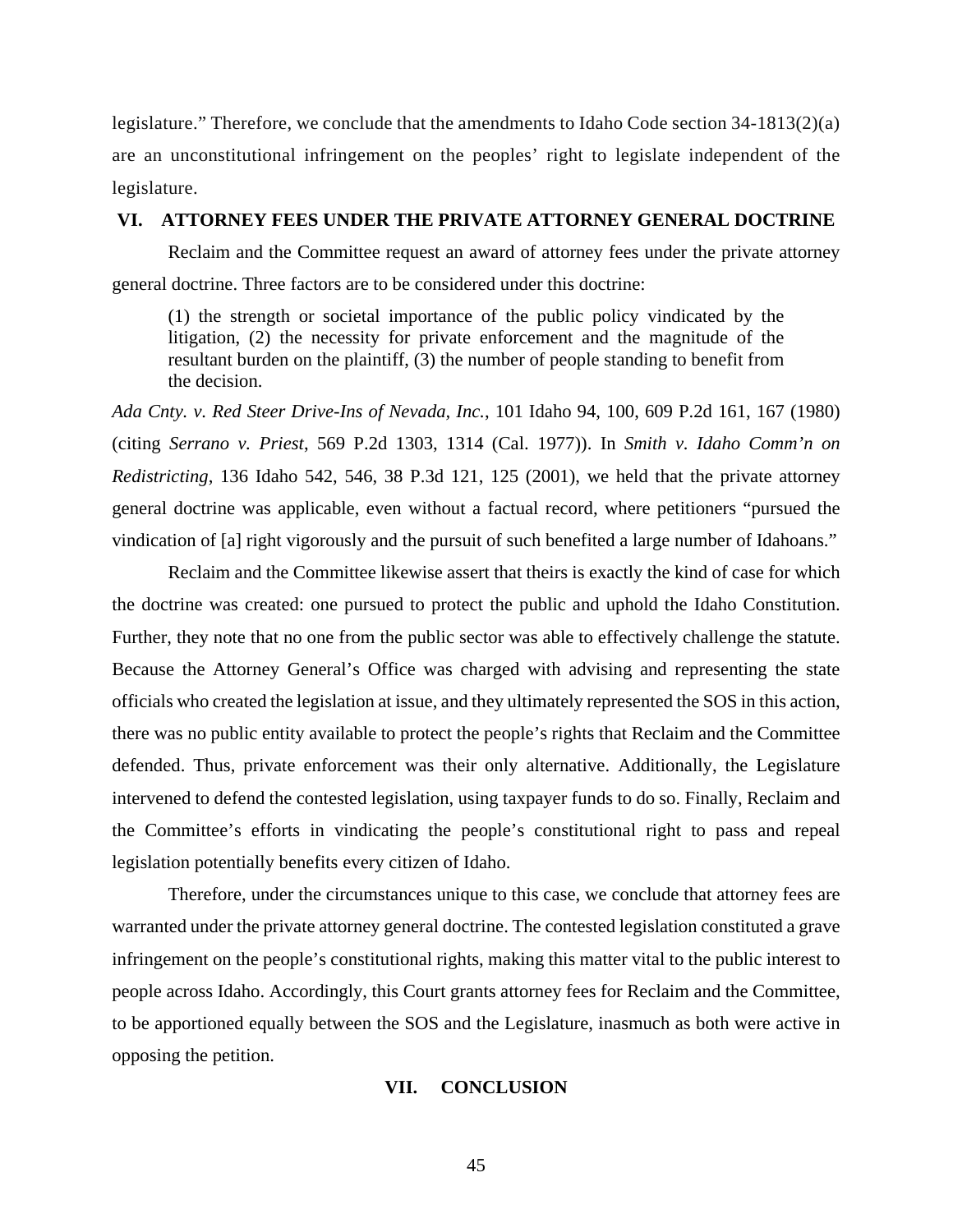legislature." Therefore, we conclude that the amendments to Idaho Code section 34-1813(2)(a) are an unconstitutional infringement on the peoples' right to legislate independent of the legislature.

## VI. ATTORNEY FEES UNDER THE PRIVATE ATTORNEY GENERAL DOCTRINE

Reclaim and the Committee request an award of attorney fees under the private attorney general doctrine. Three factors are to be considered under this doctrine:

> (1) the strength or societal importance of the public policy vindicated by the litigation, (2) the necessity for private enforcement and the magnitude of the resultant burden on the plaintiff, (3) the number of people standing to benefit from the decision.

*Ada Cnty. v. Red Steer Drive-Ins of Nevada, Inc.*, 101 Idaho 94, 100, 609 P.2d 161, 167 (1980) (citing *Serrano v. Priest*, 569 P.2d 1303, 1314 (Cal. 1977)). In *Smith v. Idaho Comm'n on Redistricting*, 136 Idaho 542, 546, 38 P.3d 121, 125 (2001), we held that the private attorney general doctrine was applicable, even without a factual record, where petitioners "pursued the vindication of [a] right vigorously and the pursuit of such benefited a large number of Idahoans."

Reclaim and the Committee likewise assert that theirs is exactly the kind of case for which the doctrine was created: one pursued to protect the public and uphold the Idaho Constitution. Further, they note that no one from the public sector was able to effectively challenge the statute. Because the Attorney General's Office was charged with advising and representing the state officials who created the legislation at issue, and they ultimately represented the SOS in this action, there was no public entity available to protect the people's rights that Reclaim and the Committee defended. Thus, private enforcement was their only alternative. Additionally, the Legislature intervened to defend the contested legislation, using taxpayer funds to do so. Finally, Reclaim and the Committee's efforts in vindicating the people's constitutional right to pass and repeal legislation potentially benefits every citizen of Idaho.

Therefore, under the circumstances unique to this case, we conclude that attorney fees are warranted under the private attorney general doctrine. The contested legislation constituted a grave infringement on the people's constitutional rights, making this matter vital to the public interest to people across Idaho. Accordingly, this Court grants attorney fees for Reclaim and the Committee, to be apportioned equally between the SOS and the Legislature, inasmuch as both were active in opposing the petition.

## VII. CONCLUSION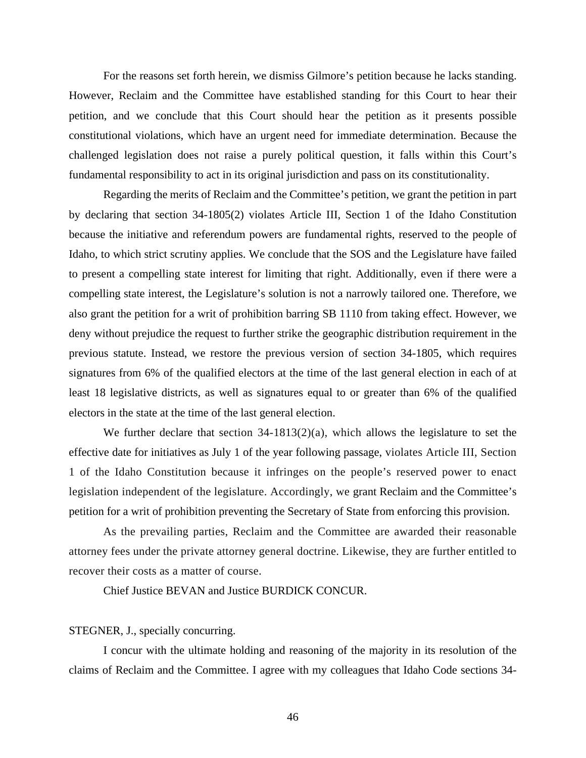For the reasons set forth herein, we dismiss Gilmore's petition because he lacks standing. However, Reclaim and the Committee have established standing for this Court to hear their petition, and we conclude that this Court should hear the petition as it presents possible constitutional violations, which have an urgent need for immediate determination. Because the challenged legislation does not raise a purely political question, it falls within this Court's fundamental responsibility to act in its original jurisdiction and pass on its constitutionality.

Regarding the merits of Reclaim and the Committee's petition, we grant the petition in part by declaring that section 34-1805(2) violates Article III, Section 1 of the Idaho Constitution because the initiative and referendum powers are fundamental rights, reserved to the people of Idaho, to which strict scrutiny applies. We conclude that the SOS and the Legislature have failed to present a compelling state interest for limiting that right. Additionally, even if there were a compelling state interest, the Legislature's solution is not a narrowly tailored one. Therefore, we also grant the petition for a writ of prohibition barring SB 1110 from taking effect. However, we deny without prejudice the request to further strike the geographic distribution requirement in the previous statute. Instead, we restore the previous version of section 34-1805, which requires signatures from 6% of the qualified electors at the time of the last general election in each of at least 18 legislative districts, as well as signatures equal to or greater than 6% of the qualified electors in the state at the time of the last general election.

We further declare that section 34-1813(2)(a), which allows the legislature to set the effective date for initiatives as July 1 of the year following passage, violates Article III, Section 1 of the Idaho Constitution because it infringes on the people's reserved power to enact legislation independent of the legislature. Accordingly, we grant Reclaim and the Committee's petition for a writ of prohibition preventing the Secretary of State from enforcing this provision.

As the prevailing parties, Reclaim and the Committee are awarded their reasonable attorney fees under the private attorney general doctrine. Likewise, they are further entitled to recover their costs as a matter of course.

Chief Justice BEVAN and Justice BURDICK CONCUR.

STEGNER, J., specially concurring.

I concur with the ultimate holding and reasoning of the majority in its resolution of the claims of Reclaim and the Committee. I agree with my colleagues that Idaho Code sections 34-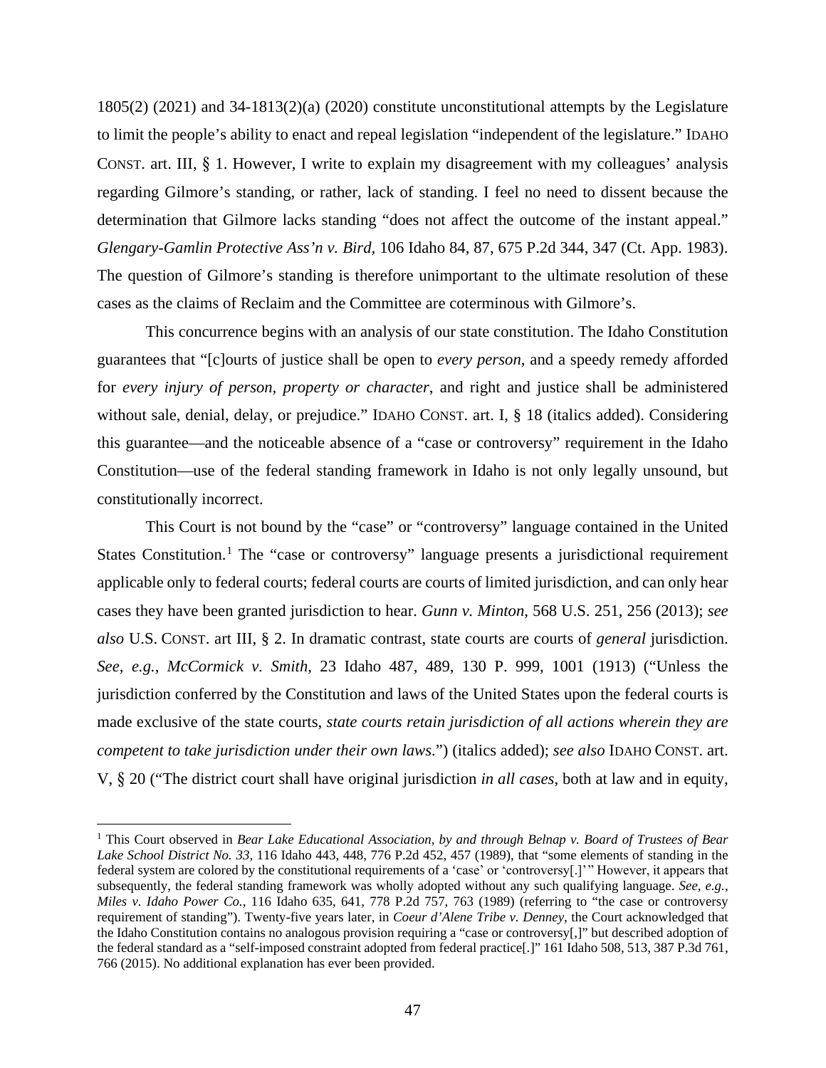1805(2) (2021) and 34-1813(2)(a) (2020) constitute unconstitutional attempts by the Legislature to limit the people's ability to enact and repeal legislation "independent of the legislature." IDAHO CONST. art. III, § 1. However, I write to explain my disagreement with my colleagues' analysis regarding Gilmore's standing, or rather, lack of standing. I feel no need to dissent because the determination that Gilmore lacks standing "does not affect the outcome of the instant appeal." *Glengary-Gamlin Protective Ass'n v. Bird*, 106 Idaho 84, 87, 675 P.2d 344, 347 (Ct. App. 1983). The question of Gilmore's standing is therefore unimportant to the ultimate resolution of these cases as the claims of Reclaim and the Committee are coterminous with Gilmore's.

This concurrence begins with an analysis of our state constitution. The Idaho Constitution guarantees that "[c]ourts of justice shall be open to *every person*, and a speedy remedy afforded for *every injury of person, property or character*, and right and justice shall be administered without sale, denial, delay, or prejudice." IDAHO CONST. art. I, § 18 (italics added). Considering this guarantee—and the noticeable absence of a "case or controversy" requirement in the Idaho Constitution—use of the federal standing framework in Idaho is not only legally unsound, but constitutionally incorrect.

This Court is not bound by the "case" or "controversy" language contained in the United States Constitution.[1] The "case or controversy" language presents a jurisdictional requirement applicable only to federal courts; federal courts are courts of limited jurisdiction, and can only hear cases they have been granted jurisdiction to hear. *Gunn v. Minton*, 568 U.S. 251, 256 (2013); *see also* U.S. CONST. art III, § 2. In dramatic contrast, state courts are courts of *general* jurisdiction. *See, e.g.*, *McCormick v. Smith*, 23 Idaho 487, 489, 130 P. 999, 1001 (1913) ("Unless the jurisdiction conferred by the Constitution and laws of the United States upon the federal courts is made exclusive of the state courts, *state courts retain jurisdiction of all actions wherein they are competent to take jurisdiction under their own laws*.") (italics added); *see also* IDAHO CONST. art. V, § 20 ("The district court shall have original jurisdiction *in all cases*, both at law and in equity,

---

[1] This Court observed in *Bear Lake Educational Association, by and through Belnap v. Board of Trustees of Bear Lake School District No. 33*, 116 Idaho 443, 448, 776 P.2d 452, 457 (1989), that "some elements of standing in the federal system are colored by the constitutional requirements of a 'case' or 'controversy[.]'" However, it appears that subsequently, the federal standing framework was wholly adopted without any such qualifying language. *See, e.g.*, *Miles v. Idaho Power Co.*, 116 Idaho 635, 641, 778 P.2d 757, 763 (1989) (referring to "the case or controversy requirement of standing"). Twenty-five years later, in *Coeur d'Alene Tribe v. Denney*, the Court acknowledged that the Idaho Constitution contains no analogous provision requiring a "case or controversy[,]" but described adoption of the federal standard as a "self-imposed constraint adopted from federal practice[.]" 161 Idaho 508, 513, 387 P.3d 761, 766 (2015). No additional explanation has ever been provided.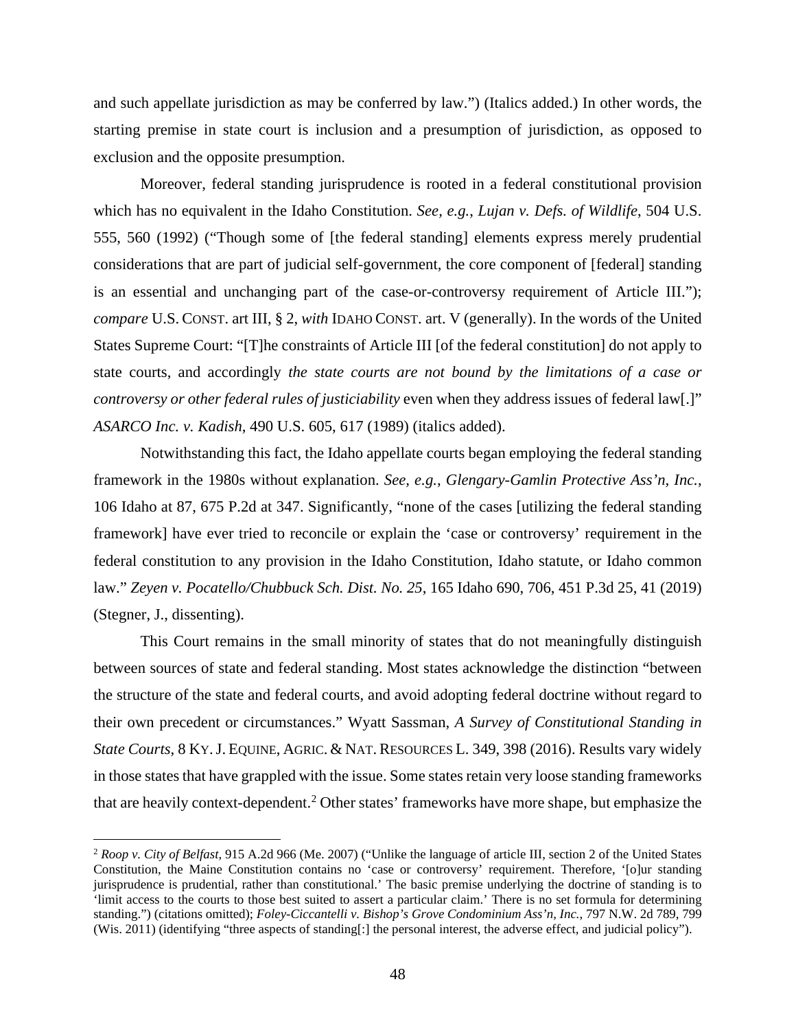and such appellate jurisdiction as may be conferred by law.") (Italics added.) In other words, the starting premise in state court is inclusion and a presumption of jurisdiction, as opposed to exclusion and the opposite presumption.

Moreover, federal standing jurisprudence is rooted in a federal constitutional provision which has no equivalent in the Idaho Constitution. *See, e.g.*, *Lujan v. Defs. of Wildlife*, 504 U.S. 555, 560 (1992) ("Though some of [the federal standing] elements express merely prudential considerations that are part of judicial self-government, the core component of [federal] standing is an essential and unchanging part of the case-or-controversy requirement of Article III."); *compare* U.S. CONST. art III, § 2, *with* IDAHO CONST. art. V (generally). In the words of the United States Supreme Court: "[T]he constraints of Article III [of the federal constitution] do not apply to state courts, and accordingly *the state courts are not bound by the limitations of a case or controversy or other federal rules of justiciability* even when they address issues of federal law[.]" *ASARCO Inc. v. Kadish*, 490 U.S. 605, 617 (1989) (italics added).

Notwithstanding this fact, the Idaho appellate courts began employing the federal standing framework in the 1980s without explanation. *See, e.g.*, *Glengary-Gamlin Protective Ass'n, Inc.*, 106 Idaho at 87, 675 P.2d at 347. Significantly, "none of the cases [utilizing the federal standing framework] have ever tried to reconcile or explain the 'case or controversy' requirement in the federal constitution to any provision in the Idaho Constitution, Idaho statute, or Idaho common law." *Zeyen v. Pocatello/Chubbuck Sch. Dist. No. 25*, 165 Idaho 690, 706, 451 P.3d 25, 41 (2019) (Stegner, J., dissenting).

This Court remains in the small minority of states that do not meaningfully distinguish between sources of state and federal standing. Most states acknowledge the distinction "between the structure of the state and federal courts, and avoid adopting federal doctrine without regard to their own precedent or circumstances." Wyatt Sassman, *A Survey of Constitutional Standing in State Courts*, 8 KY. J. EQUINE, AGRIC. & NAT. RESOURCES L. 349, 398 (2016). Results vary widely in those states that have grappled with the issue. Some states retain very loose standing frameworks that are heavily context-dependent.[2] Other states' frameworks have more shape, but emphasize the

---

[2] *Roop v. City of Belfast*, 915 A.2d 966 (Me. 2007) ("Unlike the language of article III, section 2 of the United States Constitution, the Maine Constitution contains no 'case or controversy' requirement. Therefore, '[o]ur standing jurisprudence is prudential, rather than constitutional.' The basic premise underlying the doctrine of standing is to 'limit access to the courts to those best suited to assert a particular claim.' There is no set formula for determining standing.") (citations omitted); *Foley-Ciccantelli v. Bishop's Grove Condominium Ass'n, Inc.*, 797 N.W. 2d 789, 799 (Wis. 2011) (identifying "three aspects of standing[:] the personal interest, the adverse effect, and judicial policy").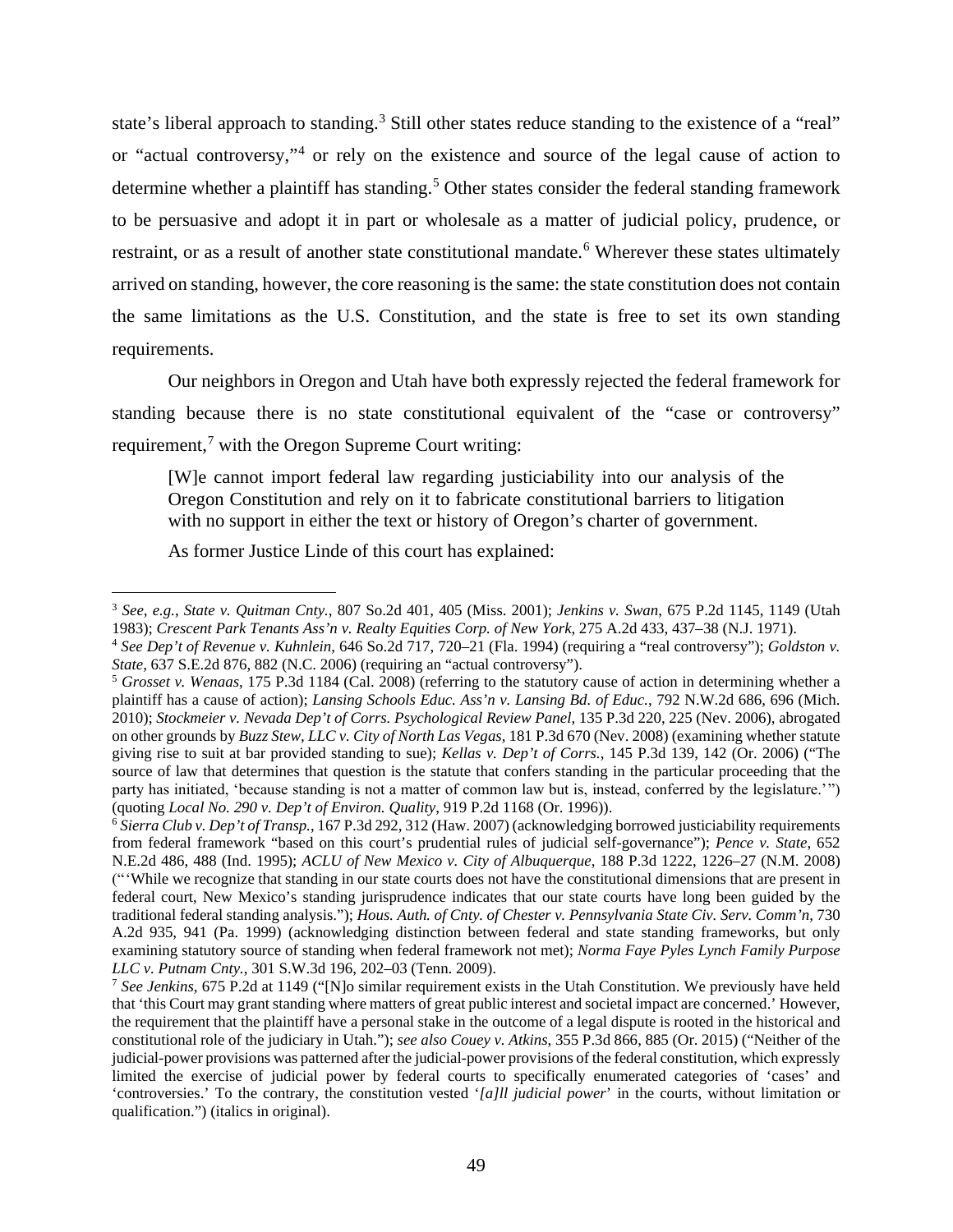state's liberal approach to standing.[3] Still other states reduce standing to the existence of a "real" or "actual controversy,"[4] or rely on the existence and source of the legal cause of action to determine whether a plaintiff has standing.[5] Other states consider the federal standing framework to be persuasive and adopt it in part or wholesale as a matter of judicial policy, prudence, or restraint, or as a result of another state constitutional mandate.[6] Wherever these states ultimately arrived on standing, however, the core reasoning is the same: the state constitution does not contain the same limitations as the U.S. Constitution, and the state is free to set its own standing requirements.

Our neighbors in Oregon and Utah have both expressly rejected the federal framework for standing because there is no state constitutional equivalent of the "case or controversy" requirement,[7] with the Oregon Supreme Court writing:

> [W]e cannot import federal law regarding justiciability into our analysis of the Oregon Constitution and rely on it to fabricate constitutional barriers to litigation with no support in either the text or history of Oregon's charter of government.
>
> As former Justice Linde of this court has explained:

---

[3] *See, e.g.*, *State v. Quitman Cnty.*, 807 So.2d 401, 405 (Miss. 2001); *Jenkins v. Swan*, 675 P.2d 1145, 1149 (Utah 1983); *Crescent Park Tenants Ass'n v. Realty Equities Corp. of New York*, 275 A.2d 433, 437–38 (N.J. 1971).

[4] *See Dep't of Revenue v. Kuhnlein*, 646 So.2d 717, 720–21 (Fla. 1994) (requiring a "real controversy"); *Goldston v. State*, 637 S.E.2d 876, 882 (N.C. 2006) (requiring an "actual controversy").

[5] *Grosset v. Wenaas*, 175 P.3d 1184 (Cal. 2008) (referring to the statutory cause of action in determining whether a plaintiff has a cause of action); *Lansing Schools Educ. Ass'n v. Lansing Bd. of Educ.*, 792 N.W.2d 686, 696 (Mich. 2010); *Stockmeier v. Nevada Dep't of Corrs. Psychological Review Panel*, 135 P.3d 220, 225 (Nev. 2006), abrogated on other grounds by *Buzz Stew, LLC v. City of North Las Vegas*, 181 P.3d 670 (Nev. 2008) (examining whether statute giving rise to suit at bar provided standing to sue); *Kellas v. Dep't of Corrs.*, 145 P.3d 139, 142 (Or. 2006) ("The source of law that determines that question is the statute that confers standing in the particular proceeding that the party has initiated, 'because standing is not a matter of common law but is, instead, conferred by the legislature.'") (quoting *Local No. 290 v. Dep't of Environ. Quality*, 919 P.2d 1168 (Or. 1996)).

[6] *Sierra Club v. Dep't of Transp.*, 167 P.3d 292, 312 (Haw. 2007) (acknowledging borrowed justiciability requirements from federal framework "based on this court's prudential rules of judicial self-governance"); *Pence v. State*, 652 N.E.2d 486, 488 (Ind. 1995); *ACLU of New Mexico v. City of Albuquerque*, 188 P.3d 1222, 1226–27 (N.M. 2008) ("'While we recognize that standing in our state courts does not have the constitutional dimensions that are present in federal court, New Mexico's standing jurisprudence indicates that our state courts have long been guided by the traditional federal standing analysis."); *Hous. Auth. of Cnty. of Chester v. Pennsylvania State Civ. Serv. Comm'n*, 730 A.2d 935, 941 (Pa. 1999) (acknowledging distinction between federal and state standing frameworks, but only examining statutory source of standing when federal framework not met); *Norma Faye Pyles Lynch Family Purpose LLC v. Putnam Cnty.*, 301 S.W.3d 196, 202–03 (Tenn. 2009).

[7] *See Jenkins*, 675 P.2d at 1149 ("[N]o similar requirement exists in the Utah Constitution. We previously have held that 'this Court may grant standing where matters of great public interest and societal impact are concerned.' However, the requirement that the plaintiff have a personal stake in the outcome of a legal dispute is rooted in the historical and constitutional role of the judiciary in Utah."); *see also Couey v. Atkins*, 355 P.3d 866, 885 (Or. 2015) ("Neither of the judicial-power provisions was patterned after the judicial-power provisions of the federal constitution, which expressly limited the exercise of judicial power by federal courts to specifically enumerated categories of 'cases' and 'controversies.' To the contrary, the constitution vested '*[a]ll judicial power*' in the courts, without limitation or qualification.") (italics in original).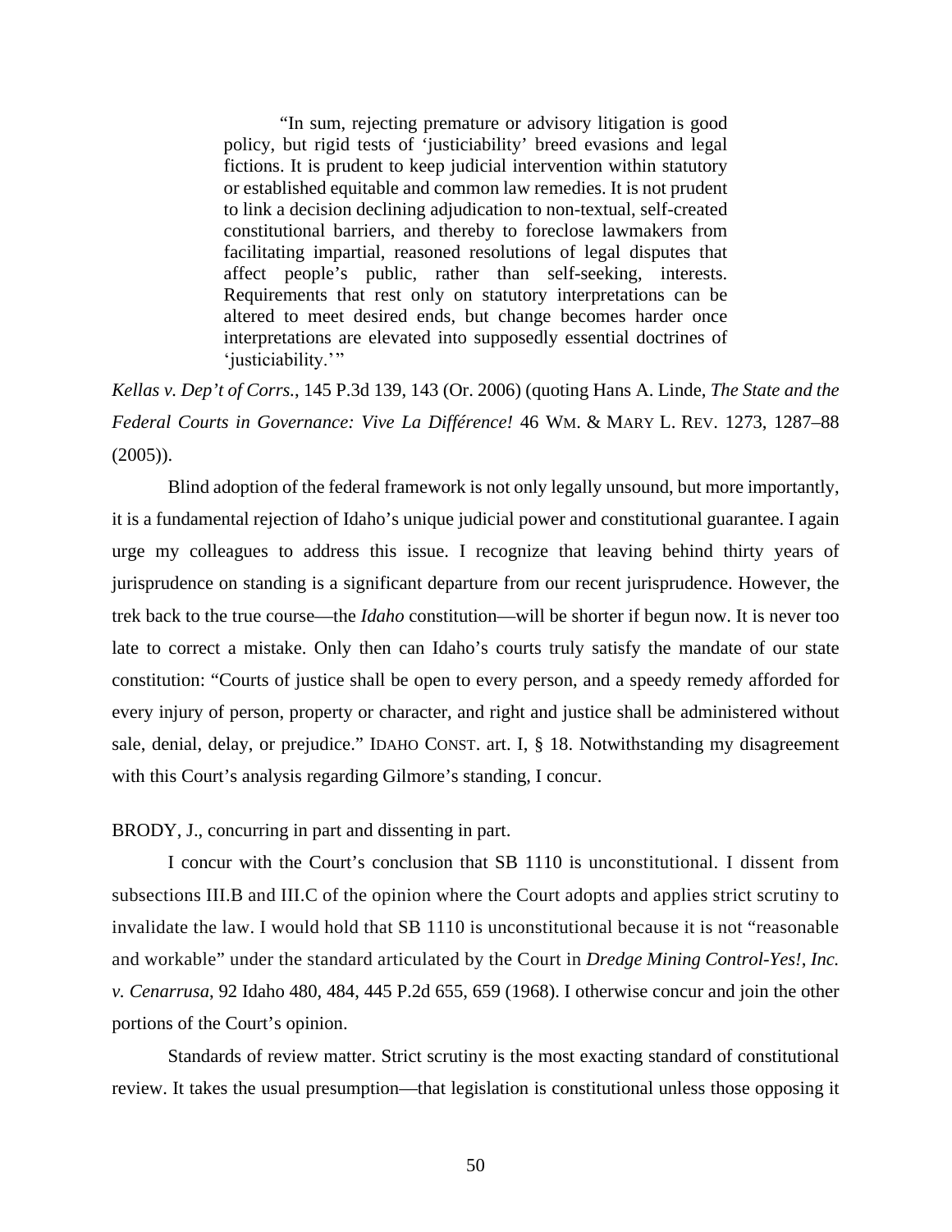> "In sum, rejecting premature or advisory litigation is good policy, but rigid tests of 'justiciability' breed evasions and legal fictions. It is prudent to keep judicial intervention within statutory or established equitable and common law remedies. It is not prudent to link a decision declining adjudication to non-textual, self-created constitutional barriers, and thereby to foreclose lawmakers from facilitating impartial, reasoned resolutions of legal disputes that affect people's public, rather than self-seeking, interests. Requirements that rest only on statutory interpretations can be altered to meet desired ends, but change becomes harder once interpretations are elevated into supposedly essential doctrines of 'justiciability.'"

*Kellas v. Dep't of Corrs.*, 145 P.3d 139, 143 (Or. 2006) (quoting Hans A. Linde, *The State and the Federal Courts in Governance: Vive La Différence!* 46 WM. & MARY L. REV. 1273, 1287–88 (2005)).

Blind adoption of the federal framework is not only legally unsound, but more importantly, it is a fundamental rejection of Idaho's unique judicial power and constitutional guarantee. I again urge my colleagues to address this issue. I recognize that leaving behind thirty years of jurisprudence on standing is a significant departure from our recent jurisprudence. However, the trek back to the true course—the *Idaho* constitution—will be shorter if begun now. It is never too late to correct a mistake. Only then can Idaho's courts truly satisfy the mandate of our state constitution: "Courts of justice shall be open to every person, and a speedy remedy afforded for every injury of person, property or character, and right and justice shall be administered without sale, denial, delay, or prejudice." IDAHO CONST. art. I, § 18. Notwithstanding my disagreement with this Court's analysis regarding Gilmore's standing, I concur.

BRODY, J., concurring in part and dissenting in part.

I concur with the Court's conclusion that SB 1110 is unconstitutional. I dissent from subsections III.B and III.C of the opinion where the Court adopts and applies strict scrutiny to invalidate the law. I would hold that SB 1110 is unconstitutional because it is not "reasonable and workable" under the standard articulated by the Court in *Dredge Mining Control-Yes!, Inc. v. Cenarrusa*, 92 Idaho 480, 484, 445 P.2d 655, 659 (1968). I otherwise concur and join the other portions of the Court's opinion.

Standards of review matter. Strict scrutiny is the most exacting standard of constitutional review. It takes the usual presumption—that legislation is constitutional unless those opposing it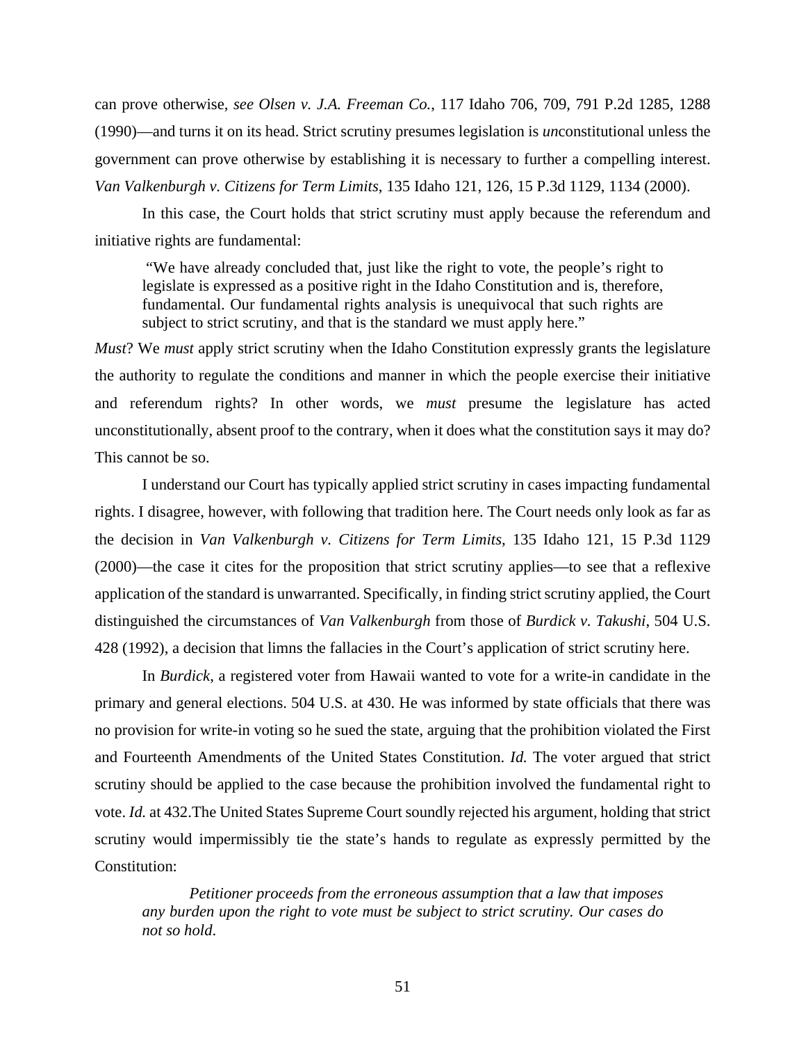can prove otherwise, *see Olsen v. J.A. Freeman Co.*, 117 Idaho 706, 709, 791 P.2d 1285, 1288 (1990)—and turns it on its head. Strict scrutiny presumes legislation is *un*constitutional unless the government can prove otherwise by establishing it is necessary to further a compelling interest. *Van Valkenburgh v. Citizens for Term Limits*, 135 Idaho 121, 126, 15 P.3d 1129, 1134 (2000).

In this case, the Court holds that strict scrutiny must apply because the referendum and initiative rights are fundamental:

> "We have already concluded that, just like the right to vote, the people's right to legislate is expressed as a positive right in the Idaho Constitution and is, therefore, fundamental. Our fundamental rights analysis is unequivocal that such rights are subject to strict scrutiny, and that is the standard we must apply here."

*Must*? We *must* apply strict scrutiny when the Idaho Constitution expressly grants the legislature the authority to regulate the conditions and manner in which the people exercise their initiative and referendum rights? In other words, we *must* presume the legislature has acted unconstitutionally, absent proof to the contrary, when it does what the constitution says it may do? This cannot be so.

I understand our Court has typically applied strict scrutiny in cases impacting fundamental rights. I disagree, however, with following that tradition here. The Court needs only look as far as the decision in *Van Valkenburgh v. Citizens for Term Limits*, 135 Idaho 121, 15 P.3d 1129 (2000)—the case it cites for the proposition that strict scrutiny applies—to see that a reflexive application of the standard is unwarranted. Specifically, in finding strict scrutiny applied, the Court distinguished the circumstances of *Van Valkenburgh* from those of *Burdick v. Takushi*, 504 U.S. 428 (1992), a decision that limns the fallacies in the Court's application of strict scrutiny here.

In *Burdick*, a registered voter from Hawaii wanted to vote for a write-in candidate in the primary and general elections. 504 U.S. at 430. He was informed by state officials that there was no provision for write-in voting so he sued the state, arguing that the prohibition violated the First and Fourteenth Amendments of the United States Constitution. *Id.* The voter argued that strict scrutiny should be applied to the case because the prohibition involved the fundamental right to vote. *Id.* at 432.The United States Supreme Court soundly rejected his argument, holding that strict scrutiny would impermissibly tie the state's hands to regulate as expressly permitted by the Constitution:

> *Petitioner proceeds from the erroneous assumption that a law that imposes any burden upon the right to vote must be subject to strict scrutiny. Our cases do not so hold.*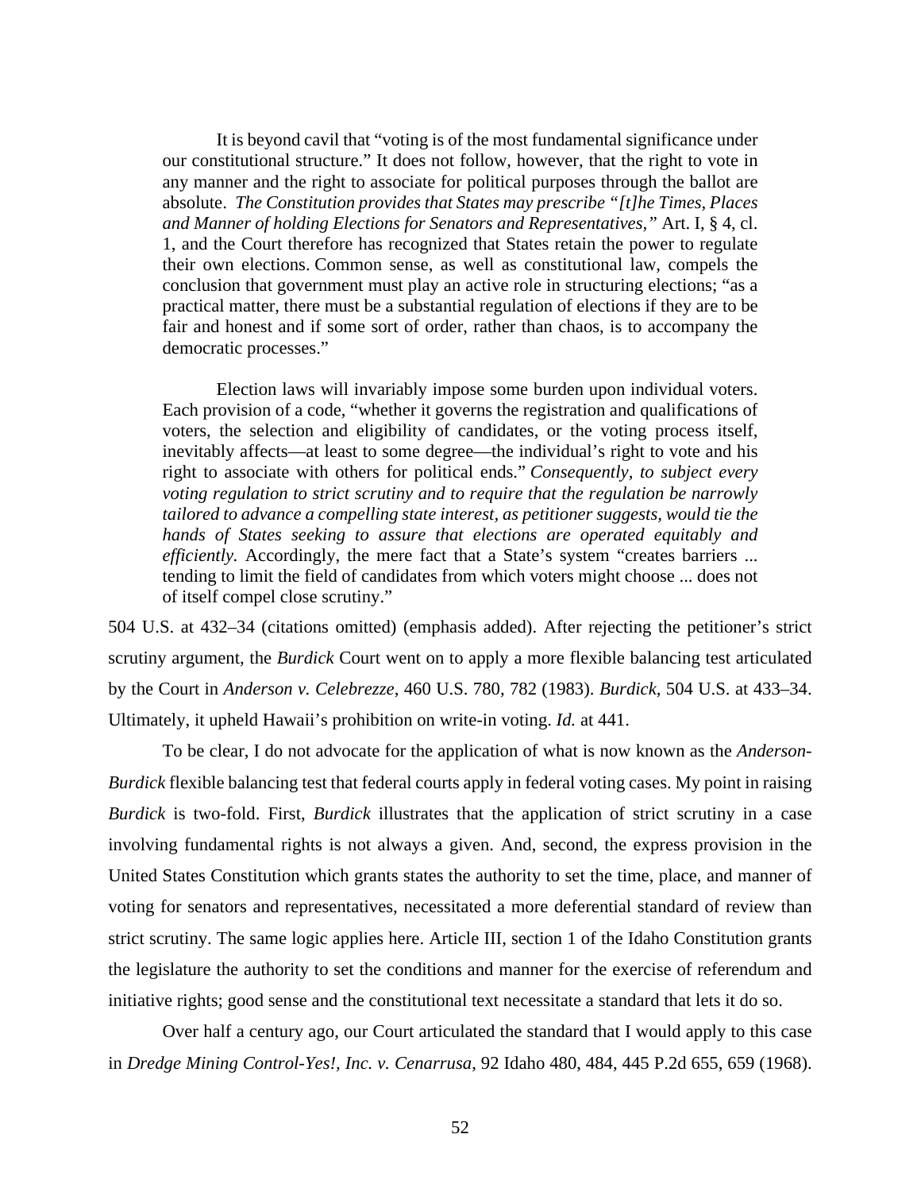> It is beyond cavil that "voting is of the most fundamental significance under our constitutional structure." It does not follow, however, that the right to vote in any manner and the right to associate for political purposes through the ballot are absolute. *The Constitution provides that States may prescribe "[t]he Times, Places and Manner of holding Elections for Senators and Representatives,"* Art. I, § 4, cl. 1, and the Court therefore has recognized that States retain the power to regulate their own elections. Common sense, as well as constitutional law, compels the conclusion that government must play an active role in structuring elections; "as a practical matter, there must be a substantial regulation of elections if they are to be fair and honest and if some sort of order, rather than chaos, is to accompany the democratic processes."
>
> Election laws will invariably impose some burden upon individual voters. Each provision of a code, "whether it governs the registration and qualifications of voters, the selection and eligibility of candidates, or the voting process itself, inevitably affects—at least to some degree—the individual's right to vote and his right to associate with others for political ends." *Consequently, to subject every voting regulation to strict scrutiny and to require that the regulation be narrowly tailored to advance a compelling state interest, as petitioner suggests, would tie the hands of States seeking to assure that elections are operated equitably and efficiently.* Accordingly, the mere fact that a State's system "creates barriers ... tending to limit the field of candidates from which voters might choose ... does not of itself compel close scrutiny."

504 U.S. at 432–34 (citations omitted) (emphasis added). After rejecting the petitioner's strict scrutiny argument, the *Burdick* Court went on to apply a more flexible balancing test articulated by the Court in *Anderson v. Celebrezze*, 460 U.S. 780, 782 (1983). *Burdick*, 504 U.S. at 433–34. Ultimately, it upheld Hawaii's prohibition on write-in voting. *Id.* at 441.

To be clear, I do not advocate for the application of what is now known as the *Anderson-Burdick* flexible balancing test that federal courts apply in federal voting cases. My point in raising *Burdick* is two-fold. First, *Burdick* illustrates that the application of strict scrutiny in a case involving fundamental rights is not always a given. And, second, the express provision in the United States Constitution which grants states the authority to set the time, place, and manner of voting for senators and representatives, necessitated a more deferential standard of review than strict scrutiny. The same logic applies here. Article III, section 1 of the Idaho Constitution grants the legislature the authority to set the conditions and manner for the exercise of referendum and initiative rights; good sense and the constitutional text necessitate a standard that lets it do so.

Over half a century ago, our Court articulated the standard that I would apply to this case in *Dredge Mining Control-Yes!, Inc. v. Cenarrusa*, 92 Idaho 480, 484, 445 P.2d 655, 659 (1968).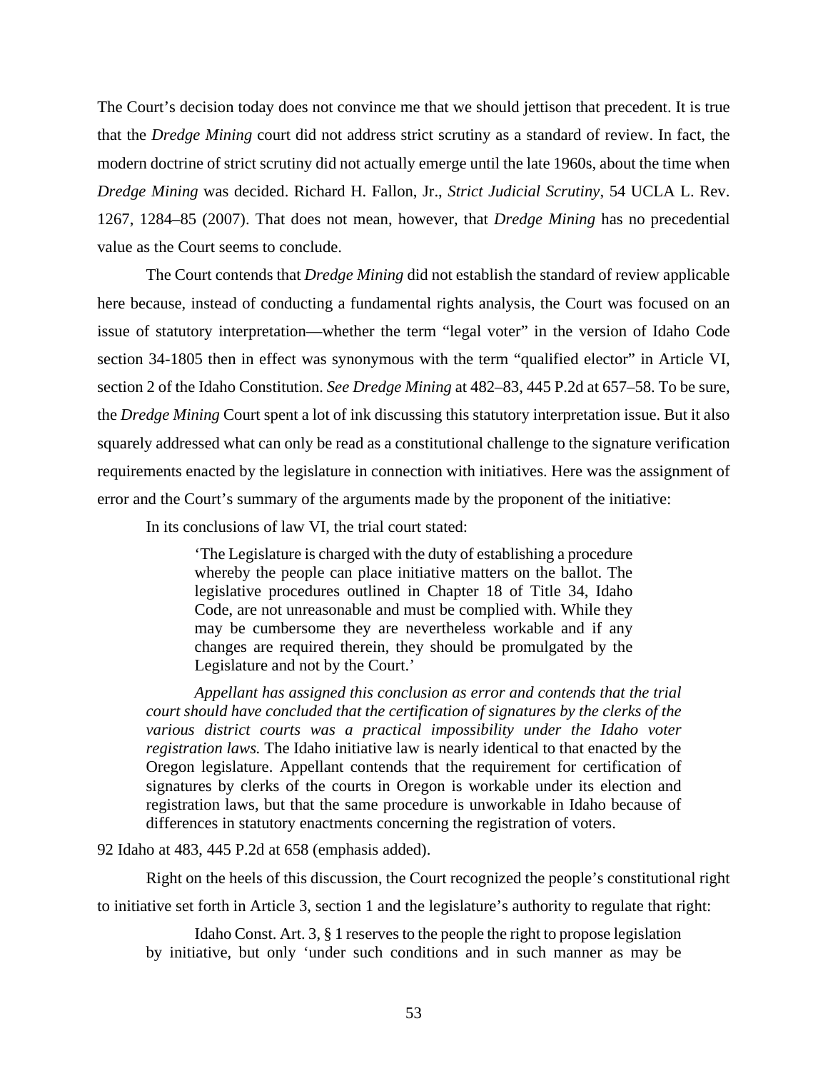The Court's decision today does not convince me that we should jettison that precedent. It is true that the *Dredge Mining* court did not address strict scrutiny as a standard of review. In fact, the modern doctrine of strict scrutiny did not actually emerge until the late 1960s, about the time when *Dredge Mining* was decided. Richard H. Fallon, Jr., *Strict Judicial Scrutiny*, 54 UCLA L. Rev. 1267, 1284–85 (2007). That does not mean, however, that *Dredge Mining* has no precedential value as the Court seems to conclude.

The Court contends that *Dredge Mining* did not establish the standard of review applicable here because, instead of conducting a fundamental rights analysis, the Court was focused on an issue of statutory interpretation—whether the term "legal voter" in the version of Idaho Code section 34-1805 then in effect was synonymous with the term "qualified elector" in Article VI, section 2 of the Idaho Constitution. *See Dredge Mining* at 482–83, 445 P.2d at 657–58. To be sure, the *Dredge Mining* Court spent a lot of ink discussing this statutory interpretation issue. But it also squarely addressed what can only be read as a constitutional challenge to the signature verification requirements enacted by the legislature in connection with initiatives. Here was the assignment of error and the Court's summary of the arguments made by the proponent of the initiative:

> In its conclusions of law VI, the trial court stated:
>
> > 'The Legislature is charged with the duty of establishing a procedure whereby the people can place initiative matters on the ballot. The legislative procedures outlined in Chapter 18 of Title 34, Idaho Code, are not unreasonable and must be complied with. While they may be cumbersome they are nevertheless workable and if any changes are required therein, they should be promulgated by the Legislature and not by the Court.'
>
> *Appellant has assigned this conclusion as error and contends that the trial court should have concluded that the certification of signatures by the clerks of the various district courts was a practical impossibility under the Idaho voter registration laws.* The Idaho initiative law is nearly identical to that enacted by the Oregon legislature. Appellant contends that the requirement for certification of signatures by clerks of the courts in Oregon is workable under its election and registration laws, but that the same procedure is unworkable in Idaho because of differences in statutory enactments concerning the registration of voters.

92 Idaho at 483, 445 P.2d at 658 (emphasis added).

Right on the heels of this discussion, the Court recognized the people's constitutional right to initiative set forth in Article 3, section 1 and the legislature's authority to regulate that right:

> Idaho Const. Art. 3, § 1 reserves to the people the right to propose legislation by initiative, but only 'under such conditions and in such manner as may be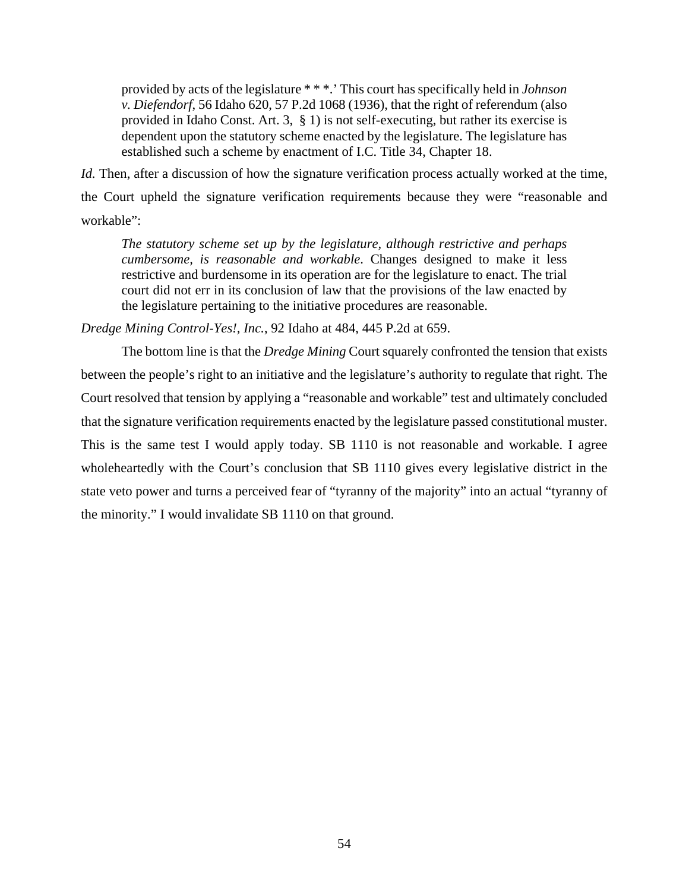> provided by acts of the legislature * * *.' This court has specifically held in *Johnson v. Diefendorf*, 56 Idaho 620, 57 P.2d 1068 (1936), that the right of referendum (also provided in Idaho Const. Art. 3, § 1) is not self-executing, but rather its exercise is dependent upon the statutory scheme enacted by the legislature. The legislature has established such a scheme by enactment of I.C. Title 34, Chapter 18.

*Id.* Then, after a discussion of how the signature verification process actually worked at the time, the Court upheld the signature verification requirements because they were "reasonable and workable":

> *The statutory scheme set up by the legislature, although restrictive and perhaps cumbersome, is reasonable and workable*. Changes designed to make it less restrictive and burdensome in its operation are for the legislature to enact. The trial court did not err in its conclusion of law that the provisions of the law enacted by the legislature pertaining to the initiative procedures are reasonable.

*Dredge Mining Control-Yes!, Inc.*, 92 Idaho at 484, 445 P.2d at 659.

The bottom line is that the *Dredge Mining* Court squarely confronted the tension that exists between the people's right to an initiative and the legislature's authority to regulate that right. The Court resolved that tension by applying a "reasonable and workable" test and ultimately concluded that the signature verification requirements enacted by the legislature passed constitutional muster. This is the same test I would apply today. SB 1110 is not reasonable and workable. I agree wholeheartedly with the Court's conclusion that SB 1110 gives every legislative district in the state veto power and turns a perceived fear of "tyranny of the majority" into an actual "tyranny of the minority." I would invalidate SB 1110 on that ground.